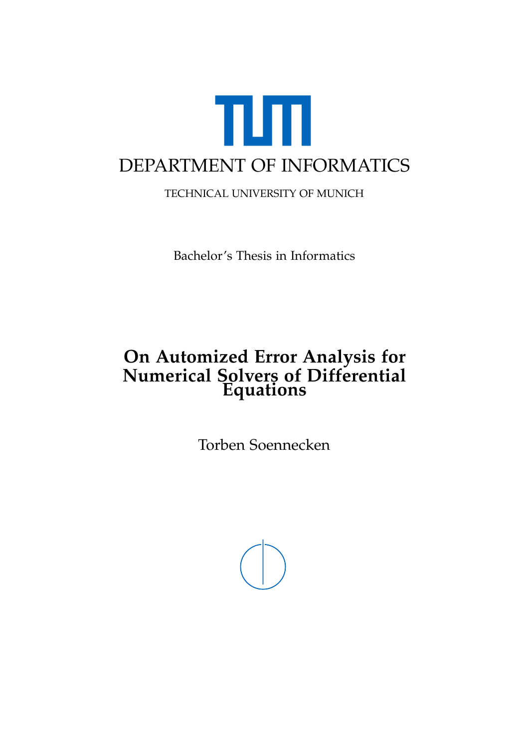DEPARTMENT OF INFORMATICS

TECHNICAL UNIVERSITY OF MUNICH

Bachelor's Thesis in Informatics

# On Automized Error Analysis for Numerical Solvers of Differential Equations

Torben Soennecken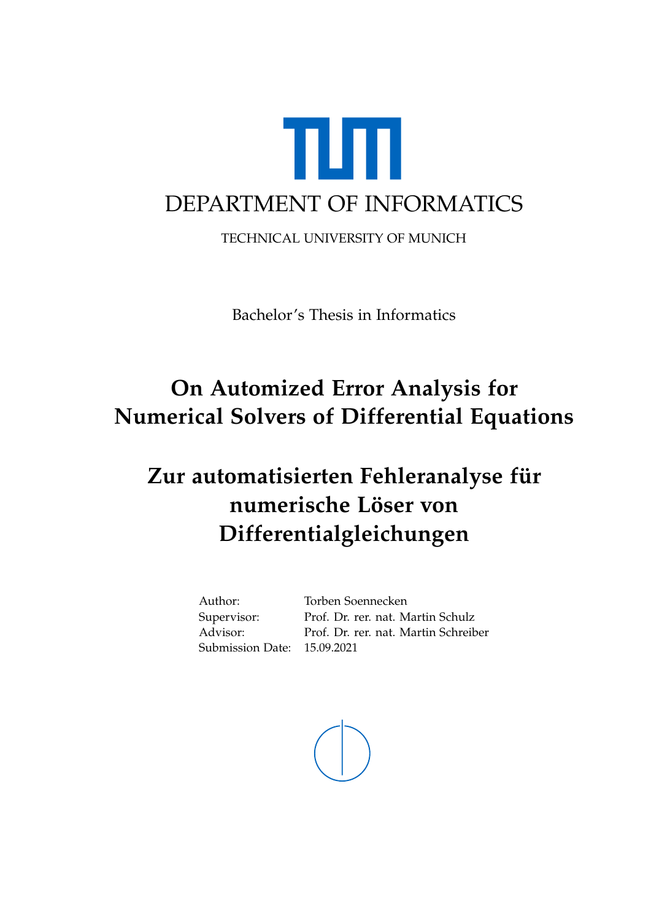# DEPARTMENT OF INFORMATICS

TECHNICAL UNIVERSITY OF MUNICH

Bachelor's Thesis in Informatics

## On Automized Error Analysis for Numerical Solvers of Differential Equations

## Zur automatisierten Fehleranalyse für numerische Löser von Differentialgleichungen

| | |
|---|---|
| Author: | Torben Soennecken |
| Supervisor: | Prof. Dr. rer. nat. Martin Schulz |
| Advisor: | Prof. Dr. rer. nat. Martin Schreiber |
| Submission Date: | 15.09.2021 |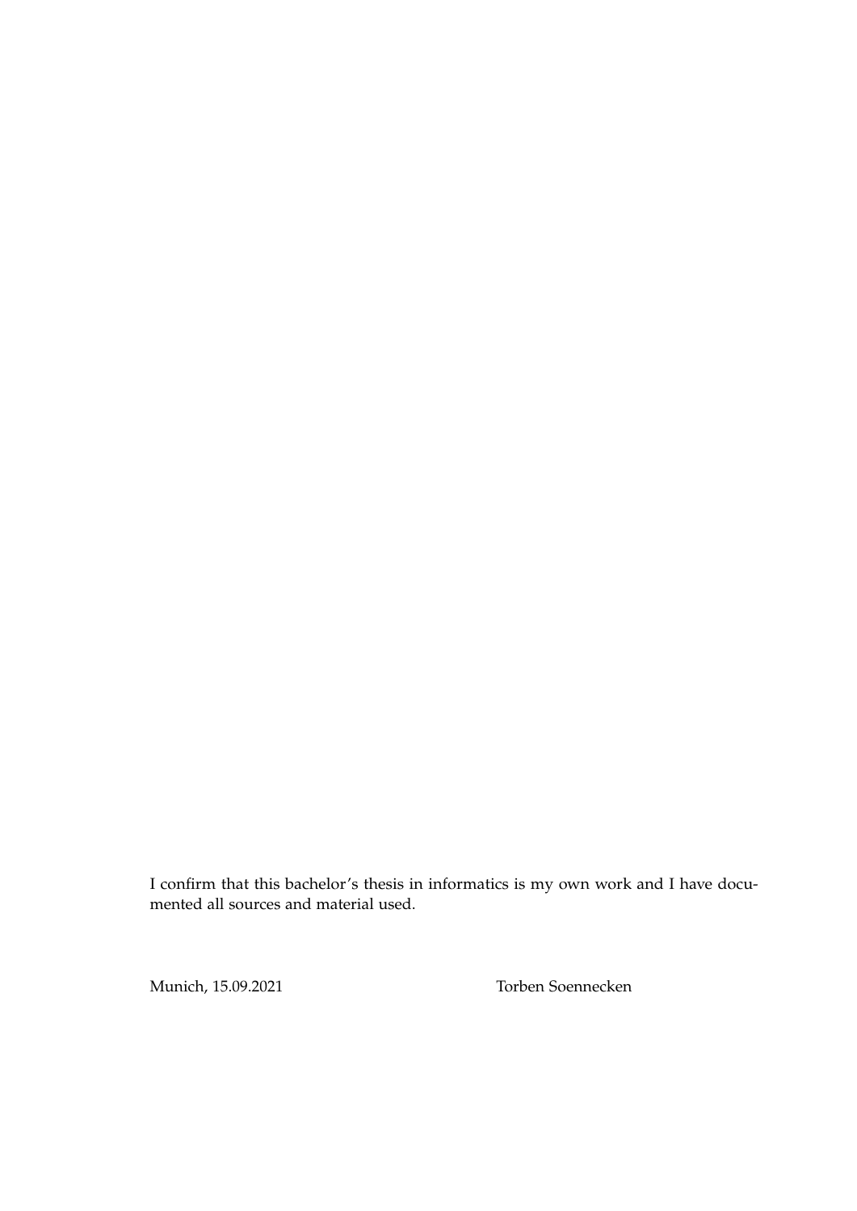I confirm that this bachelor's thesis in informatics is my own work and I have documented all sources and material used.

Munich, 15.09.2021 Torben Soennecken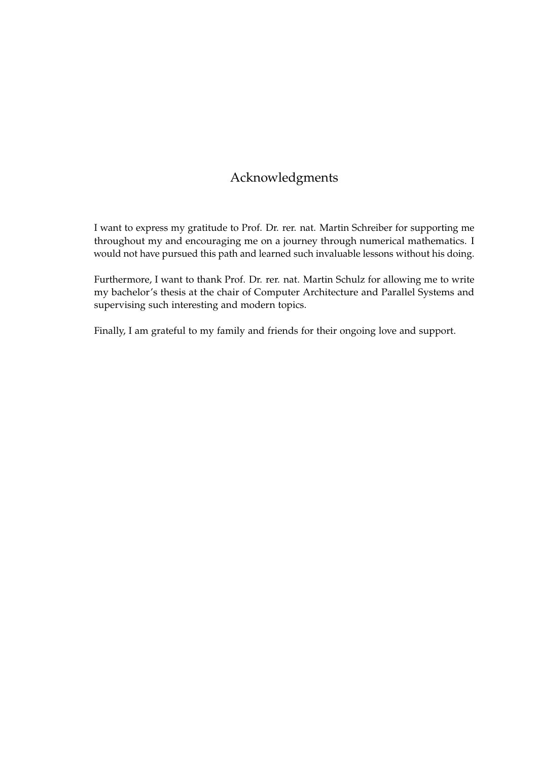# Acknowledgments

I want to express my gratitude to Prof. Dr. rer. nat. Martin Schreiber for supporting me throughout my and encouraging me on a journey through numerical mathematics. I would not have pursued this path and learned such invaluable lessons without his doing.

Furthermore, I want to thank Prof. Dr. rer. nat. Martin Schulz for allowing me to write my bachelor's thesis at the chair of Computer Architecture and Parallel Systems and supervising such interesting and modern topics.

Finally, I am grateful to my family and friends for their ongoing love and support.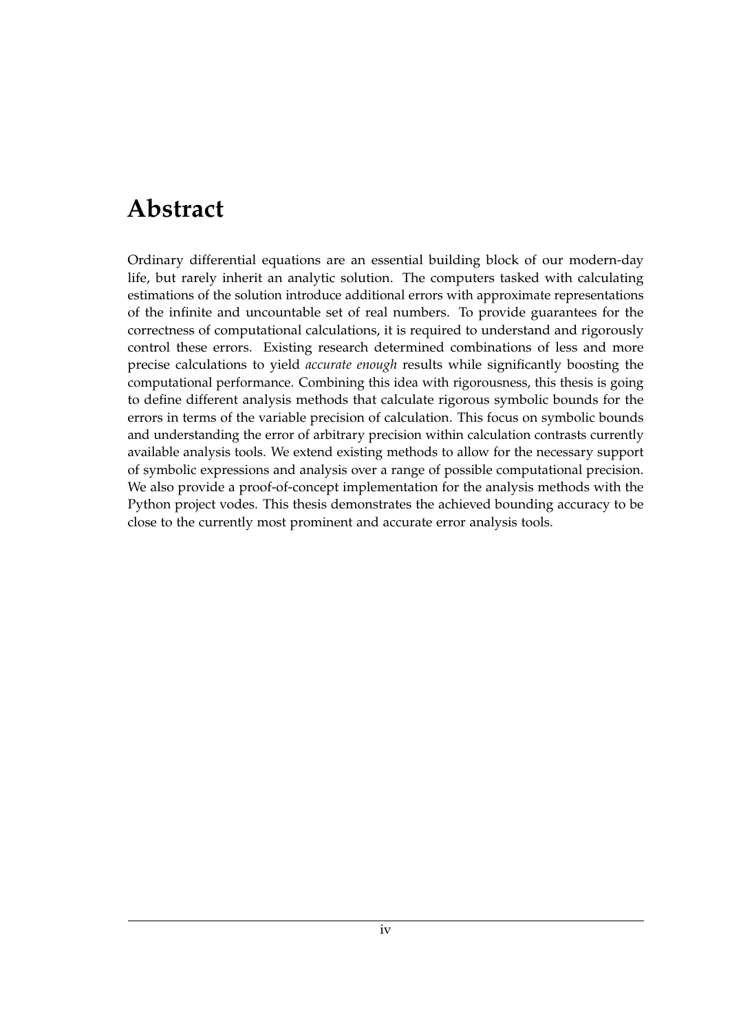# Abstract

Ordinary differential equations are an essential building block of our modern-day life, but rarely inherit an analytic solution. The computers tasked with calculating estimations of the solution introduce additional errors with approximate representations of the infinite and uncountable set of real numbers. To provide guarantees for the correctness of computational calculations, it is required to understand and rigorously control these errors. Existing research determined combinations of less and more precise calculations to yield *accurate enough* results while significantly boosting the computational performance. Combining this idea with rigorousness, this thesis is going to define different analysis methods that calculate rigorous symbolic bounds for the errors in terms of the variable precision of calculation. This focus on symbolic bounds and understanding the error of arbitrary precision within calculation contrasts currently available analysis tools. We extend existing methods to allow for the necessary support of symbolic expressions and analysis over a range of possible computational precision. We also provide a proof-of-concept implementation for the analysis methods with the Python project vodes. This thesis demonstrates the achieved bounding accuracy to be close to the currently most prominent and accurate error analysis tools.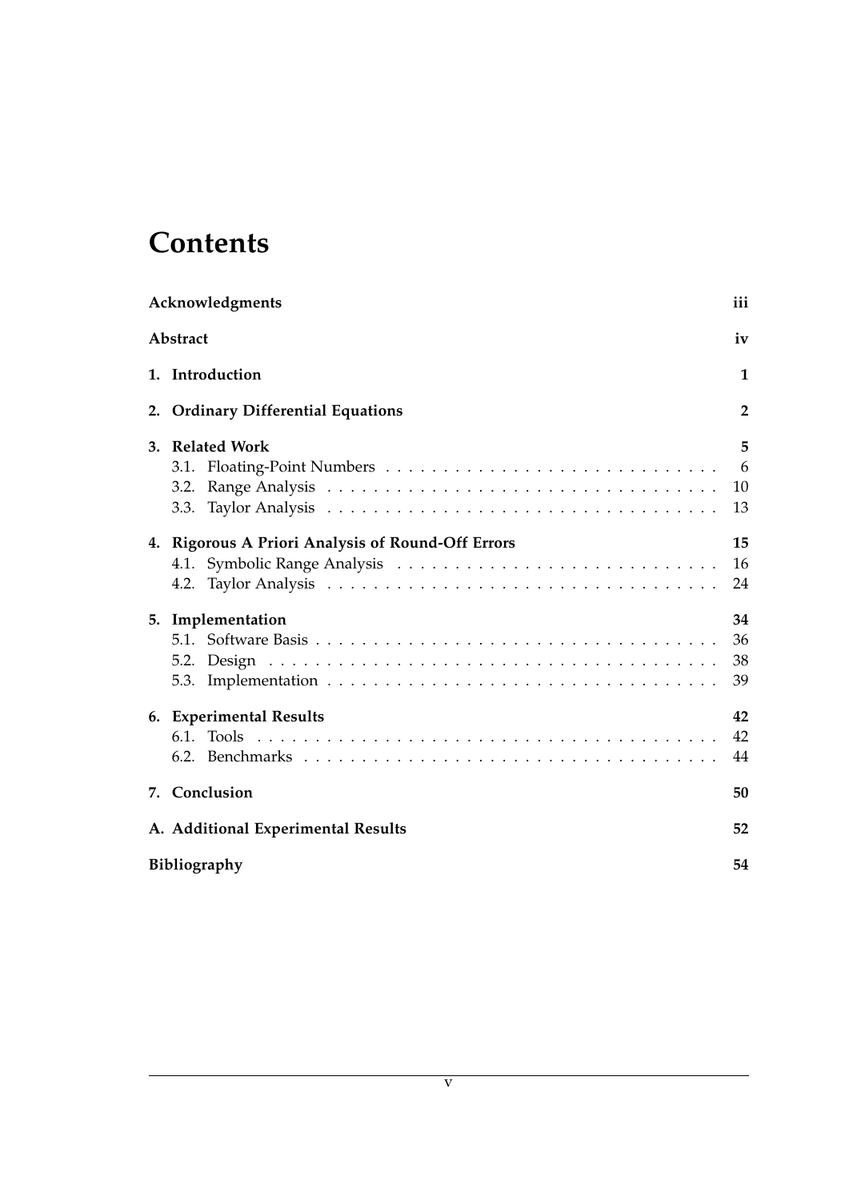# Contents

**Acknowledgments** **iii**

**Abstract** **iv**

**1. Introduction** **1**

**2. Ordinary Differential Equations** **2**

**3. Related Work** **5**
- 3.1. Floating-Point Numbers . . . . . . . . . . . . . . . . . . . . . . . . . . . . . 6
- 3.2. Range Analysis . . . . . . . . . . . . . . . . . . . . . . . . . . . . . . . . . . 10
- 3.3. Taylor Analysis . . . . . . . . . . . . . . . . . . . . . . . . . . . . . . . . . . 13

**4. Rigorous A Priori Analysis of Round-Off Errors** **15**
- 4.1. Symbolic Range Analysis . . . . . . . . . . . . . . . . . . . . . . . . . . . . 16
- 4.2. Taylor Analysis . . . . . . . . . . . . . . . . . . . . . . . . . . . . . . . . . . 24

**5. Implementation** **34**
- 5.1. Software Basis . . . . . . . . . . . . . . . . . . . . . . . . . . . . . . . . . . 36
- 5.2. Design . . . . . . . . . . . . . . . . . . . . . . . . . . . . . . . . . . . . . . 38
- 5.3. Implementation . . . . . . . . . . . . . . . . . . . . . . . . . . . . . . . . . 39

**6. Experimental Results** **42**
- 6.1. Tools . . . . . . . . . . . . . . . . . . . . . . . . . . . . . . . . . . . . . . . 42
- 6.2. Benchmarks . . . . . . . . . . . . . . . . . . . . . . . . . . . . . . . . . . . 44

**7. Conclusion** **50**

**A. Additional Experimental Results** **52**

**Bibliography** **54**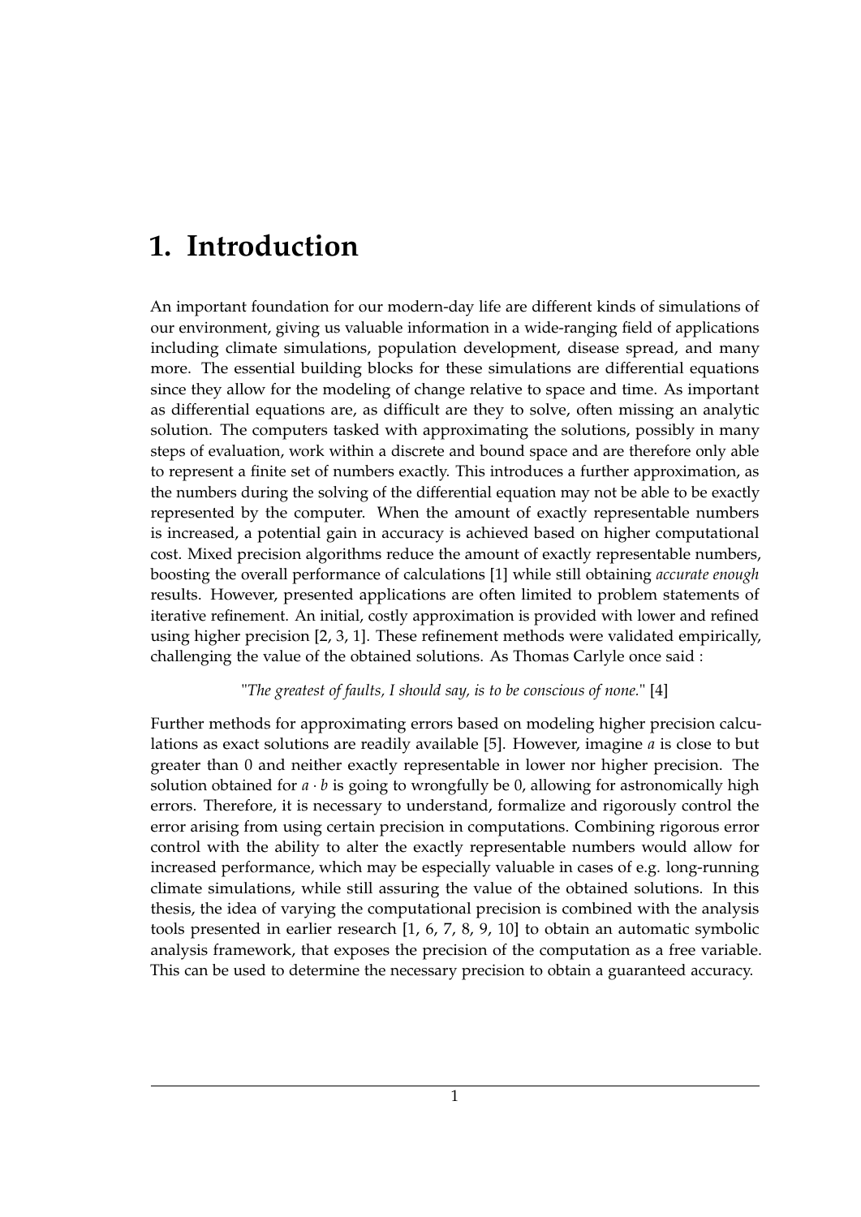# 1. Introduction

An important foundation for our modern-day life are different kinds of simulations of our environment, giving us valuable information in a wide-ranging field of applications including climate simulations, population development, disease spread, and many more. The essential building blocks for these simulations are differential equations since they allow for the modeling of change relative to space and time. As important as differential equations are, as difficult are they to solve, often missing an analytic solution. The computers tasked with approximating the solutions, possibly in many steps of evaluation, work within a discrete and bound space and are therefore only able to represent a finite set of numbers exactly. This introduces a further approximation, as the numbers during the solving of the differential equation may not be able to be exactly represented by the computer. When the amount of exactly representable numbers is increased, a potential gain in accuracy is achieved based on higher computational cost. Mixed precision algorithms reduce the amount of exactly representable numbers, boosting the overall performance of calculations [1] while still obtaining *accurate enough* results. However, presented applications are often limited to problem statements of iterative refinement. An initial, costly approximation is provided with lower and refined using higher precision [2, 3, 1]. These refinement methods were validated empirically, challenging the value of the obtained solutions. As Thomas Carlyle once said :

"*The greatest of faults, I should say, is to be conscious of none.*" [4]

Further methods for approximating errors based on modeling higher precision calculations as exact solutions are readily available [5]. However, imagine $a$ is close to but greater than 0 and neither exactly representable in lower nor higher precision. The solution obtained for $a \cdot b$ is going to wrongfully be 0, allowing for astronomically high errors. Therefore, it is necessary to understand, formalize and rigorously control the error arising from using certain precision in computations. Combining rigorous error control with the ability to alter the exactly representable numbers would allow for increased performance, which may be especially valuable in cases of e.g. long-running climate simulations, while still assuring the value of the obtained solutions. In this thesis, the idea of varying the computational precision is combined with the analysis tools presented in earlier research [1, 6, 7, 8, 9, 10] to obtain an automatic symbolic analysis framework, that exposes the precision of the computation as a free variable. This can be used to determine the necessary precision to obtain a guaranteed accuracy.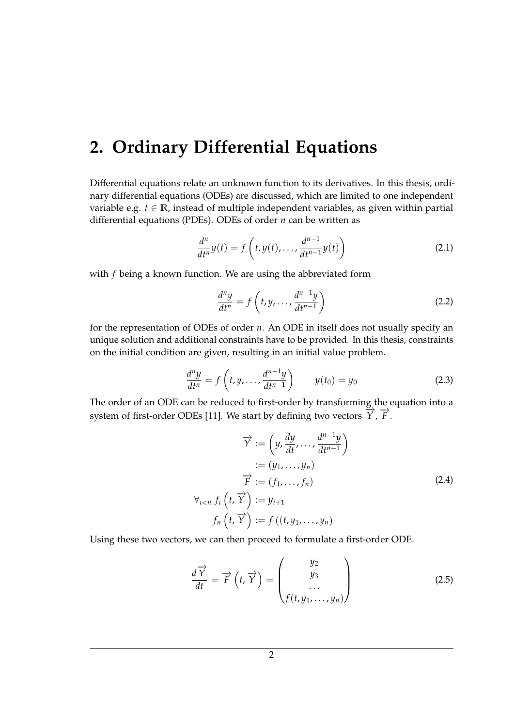# 2. Ordinary Differential Equations

Differential equations relate an unknown function to its derivatives. In this thesis, ordinary differential equations (ODEs) are discussed, which are limited to one independent variable e.g. $t \in \mathbb{R}$, instead of multiple independent variables, as given within partial differential equations (PDEs). ODEs of order $n$ can be written as

$$\frac{d^n}{dt^n}y(t) = f\left(t, y(t), \ldots, \frac{d^{n-1}}{dt^{n-1}}y(t)\right) \tag{2.1}$$

with $f$ being a known function. We are using the abbreviated form

$$\frac{d^n y}{dt^n} = f\left(t, y, \ldots, \frac{d^{n-1}y}{dt^{n-1}}\right) \tag{2.2}$$

for the representation of ODEs of order $n$. An ODE in itself does not usually specify an unique solution and additional constraints have to be provided. In this thesis, constraints on the initial condition are given, resulting in an initial value problem.

$$\frac{d^n y}{dt^n} = f\left(t, y, \ldots, \frac{d^{n-1}y}{dt^{n-1}}\right) \qquad y(t_0) = y_0 \tag{2.3}$$

The order of an ODE can be reduced to first-order by transforming the equation into a system of first-order ODEs [11]. We start by defining two vectors $\overrightarrow{Y}$, $\overrightarrow{F}$.

$$\begin{aligned}
\overrightarrow{Y} &:= \left(y, \frac{dy}{dt}, \ldots, \frac{d^{n-1}y}{dt^{n-1}}\right) \\
&:= (y_1, \ldots, y_n) \\
\overrightarrow{F} &:= (f_1, \ldots, f_n) \\
\forall_{i<n}\ f_i\left(t, \overrightarrow{Y}\right) &:= y_{i+1} \\
f_n\left(t, \overrightarrow{Y}\right) &:= f\left((t, y_1, \ldots, y_n)\right)
\end{aligned} \tag{2.4}$$

Using these two vectors, we can then proceed to formulate a first-order ODE.

$$\frac{d\overrightarrow{Y}}{dt} = \overrightarrow{F}\left(t, \overrightarrow{Y}\right) = \begin{pmatrix} y_2 \\ y_3 \\ \ldots \\ f(t, y_1, \ldots, y_n) \end{pmatrix} \tag{2.5}$$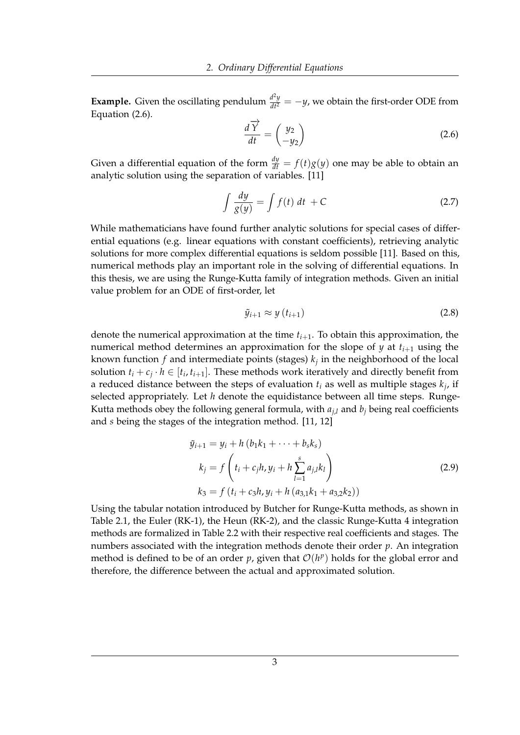**Example.** Given the oscillating pendulum $\frac{d^2y}{dt^2} = -y$, we obtain the first-order ODE from Equation (2.6).

$$\frac{d\overrightarrow{Y}}{dt} = \begin{pmatrix} y_2 \\ -y_2 \end{pmatrix} \tag{2.6}$$

Given a differential equation of the form $\frac{dy}{dt} = f(t)g(y)$ one may be able to obtain an analytic solution using the separation of variables. [11]

$$\int \frac{dy}{g(y)} = \int f(t)\ dt\ + C \tag{2.7}$$

While mathematicians have found further analytic solutions for special cases of differential equations (e.g. linear equations with constant coefficients), retrieving analytic solutions for more complex differential equations is seldom possible [11]. Based on this, numerical methods play an important role in the solving of differential equations. In this thesis, we are using the Runge-Kutta family of integration methods. Given an initial value problem for an ODE of first-order, let

$$\tilde{y}_{i+1} \approx y\left(t_{i+1}\right) \tag{2.8}$$

denote the numerical approximation at the time $t_{i+1}$. To obtain this approximation, the numerical method determines an approximation for the slope of $y$ at $t_{i+1}$ using the known function $f$ and intermediate points (stages) $k_j$ in the neighborhood of the local solution $t_i + c_j \cdot h \in [t_i, t_{i+1}]$. These methods work iteratively and directly benefit from a reduced distance between the steps of evaluation $t_i$ as well as multiple stages $k_j$, if selected appropriately. Let $h$ denote the equidistance between all time steps. Runge-Kutta methods obey the following general formula, with $a_{j,l}$ and $b_j$ being real coefficients and $s$ being the stages of the integration method. [11, 12]

$$\begin{aligned}
\tilde{y}_{i+1} &= y_i + h\left(b_1 k_1 + \cdots + b_s k_s\right) \\
k_j &= f\left(t_i + c_j h, y_i + h \sum_{l=1}^{s} a_{j,l} k_l\right) \\
k_3 &= f\left(t_i + c_3 h, y_i + h\left(a_{3,1} k_1 + a_{3,2} k_2\right)\right)
\end{aligned} \tag{2.9}$$

Using the tabular notation introduced by Butcher for Runge-Kutta methods, as shown in Table 2.1, the Euler (RK-1), the Heun (RK-2), and the classic Runge-Kutta 4 integration methods are formalized in Table 2.2 with their respective real coefficients and stages. The numbers associated with the integration methods denote their order $p$. An integration method is defined to be of an order $p$, given that $\mathcal{O}(h^p)$ holds for the global error and therefore, the difference between the actual and approximated solution.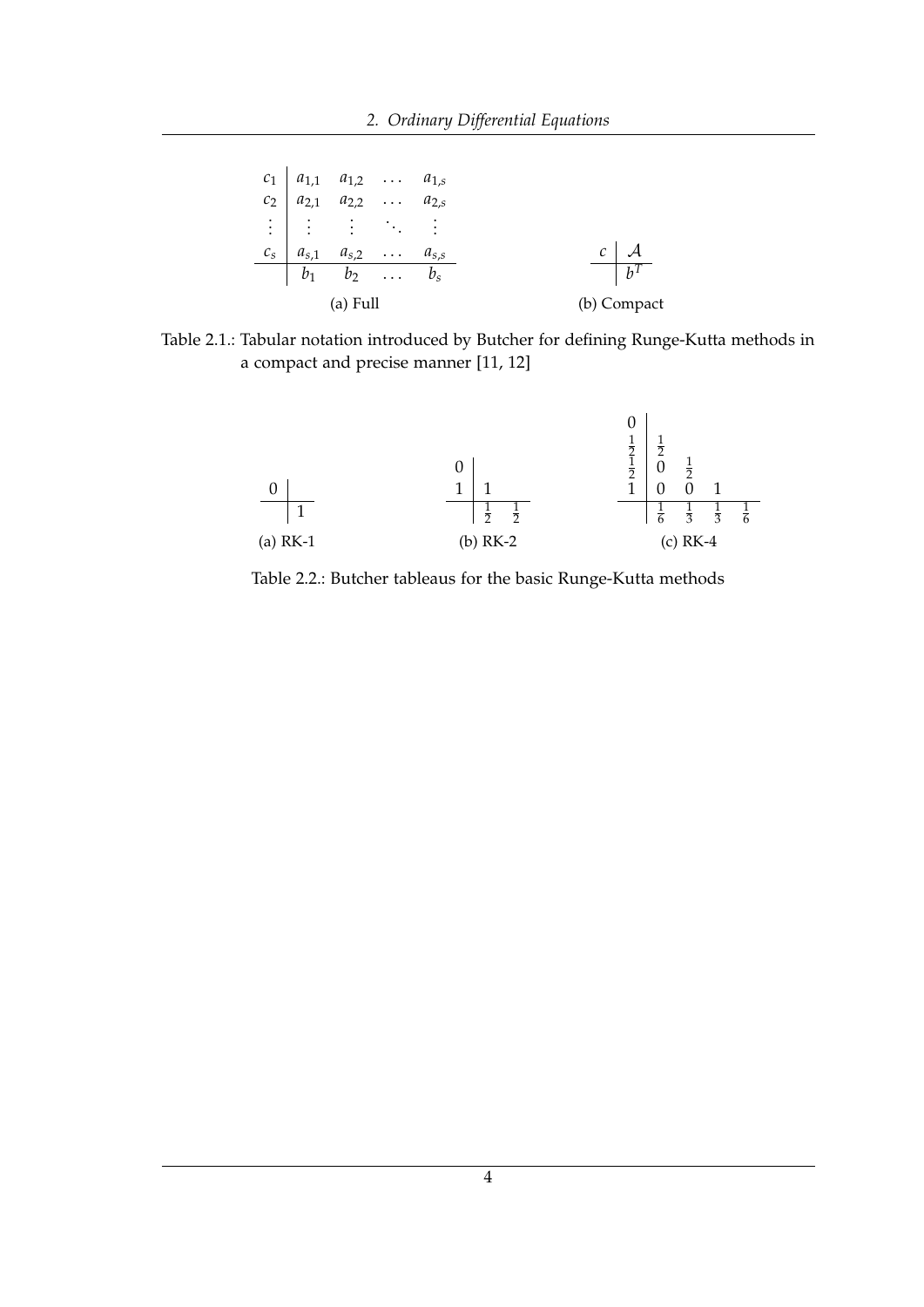$$
\begin{array}{c|cccc}
c_1 & a_{1,1} & a_{1,2} & \dots & a_{1,s} \\
c_2 & a_{2,1} & a_{2,2} & \dots & a_{2,s} \\
\vdots & \vdots & \vdots & \ddots & \vdots \\
c_s & a_{s,1} & a_{s,2} & \dots & a_{s,s} \\
\hline
 & b_1 & b_2 & \dots & b_s
\end{array}
$$

(a) Full

$$
\begin{array}{c|c}
c & \mathcal{A} \\
\hline
 & b^T
\end{array}
$$

(b) Compact

Table 2.1.: Tabular notation introduced by Butcher for defining Runge-Kutta methods in a compact and precise manner [11, 12]

$$
\begin{array}{c|c}
0 & \\
\hline
 & 1
\end{array}
$$

(a) RK-1

$$
\begin{array}{c|cc}
0 & & \\
1 & 1 & \\
\hline
 & \frac{1}{2} & \frac{1}{2}
\end{array}
$$

(b) RK-2

$$
\begin{array}{c|cccc}
0 & & & & \\
\frac{1}{2} & \frac{1}{2} & & & \\
\frac{1}{2} & 0 & \frac{1}{2} & & \\
1 & 0 & 0 & 1 & \\
\hline
 & \frac{1}{6} & \frac{1}{3} & \frac{1}{3} & \frac{1}{6}
\end{array}
$$

(c) RK-4

Table 2.2.: Butcher tableaus for the basic Runge-Kutta methods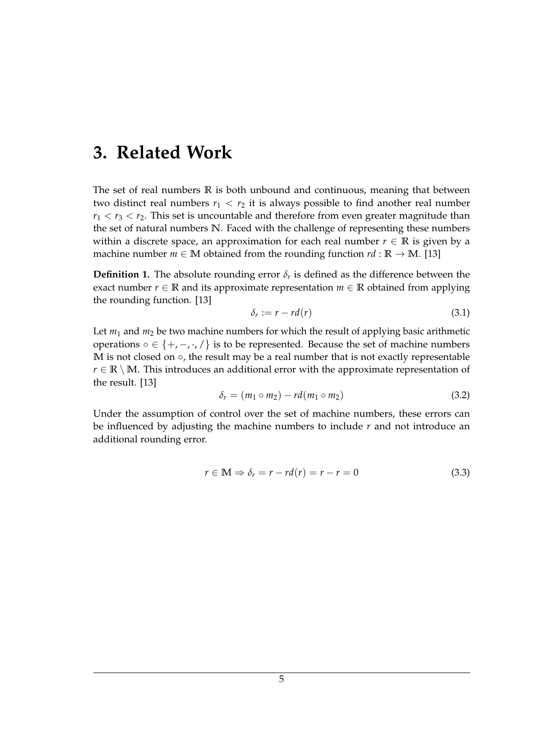# 3. Related Work

The set of real numbers $\mathbb{R}$ is both unbound and continuous, meaning that between two distinct real numbers $r_1 < r_2$ it is always possible to find another real number $r_1 < r_3 < r_2$. This set is uncountable and therefore from even greater magnitude than the set of natural numbers $\mathbb{N}$. Faced with the challenge of representing these numbers within a discrete space, an approximation for each real number $r \in \mathbb{R}$ is given by a machine number $m \in \mathbb{M}$ obtained from the rounding function $rd : \mathbb{R} \rightarrow \mathbb{M}$. [13]

**Definition 1.** The absolute rounding error $\delta_r$ is defined as the difference between the exact number $r \in \mathbb{R}$ and its approximate representation $m \in \mathbb{R}$ obtained from applying the rounding function. [13]

$$\delta_r := r - rd(r) \tag{3.1}$$

Let $m_1$ and $m_2$ be two machine numbers for which the result of applying basic arithmetic operations $\circ \in \{+, -, \cdot, /\}$ is to be represented. Because the set of machine numbers $\mathbb{M}$ is not closed on $\circ$, the result may be a real number that is not exactly representable $r \in \mathbb{R} \setminus \mathbb{M}$. This introduces an additional error with the approximate representation of the result. [13]

$$\delta_r = (m_1 \circ m_2) - rd(m_1 \circ m_2) \tag{3.2}$$

Under the assumption of control over the set of machine numbers, these errors can be influenced by adjusting the machine numbers to include $r$ and not introduce an additional rounding error.

$$r \in \mathbb{M} \Rightarrow \delta_r = r - rd(r) = r - r = 0 \tag{3.3}$$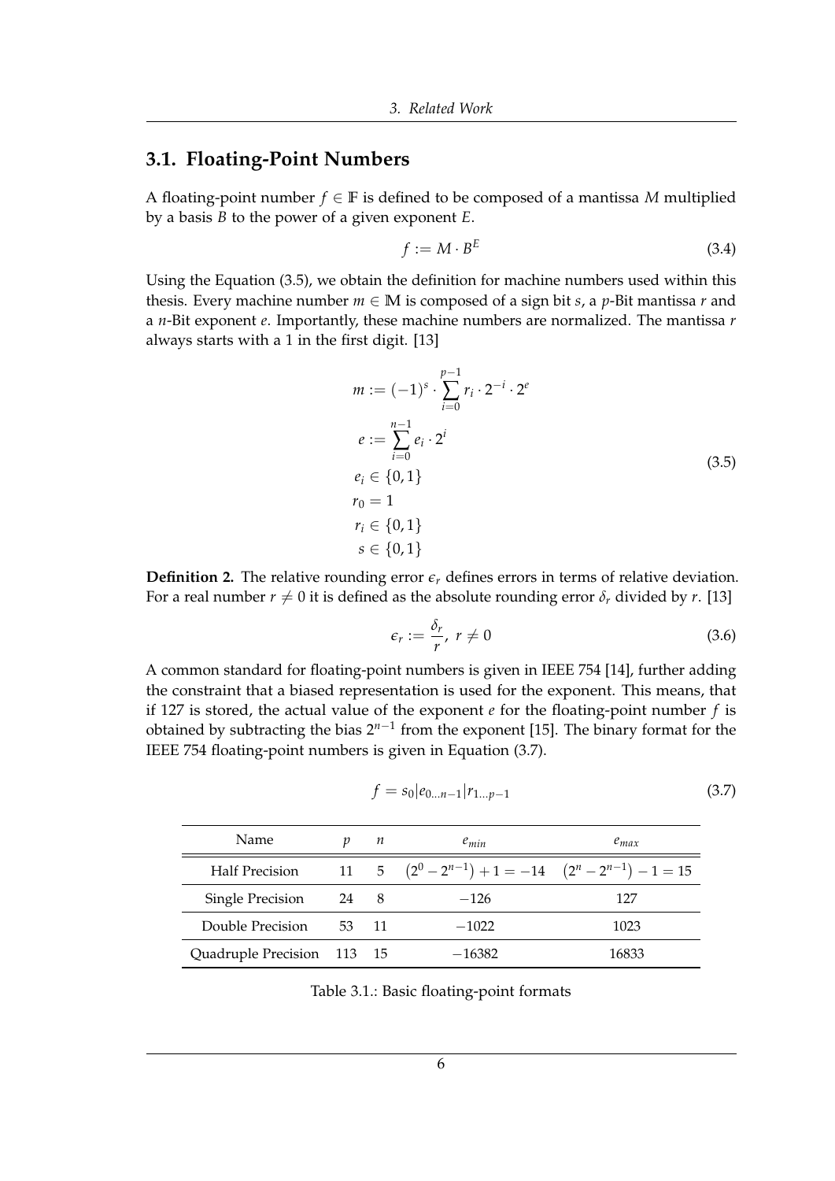## 3.1. Floating-Point Numbers

A floating-point number $f \in \mathbb{F}$ is defined to be composed of a mantissa $M$ multiplied by a basis $B$ to the power of a given exponent $E$.

$$f := M \cdot B^E \tag{3.4}$$

Using the Equation (3.5), we obtain the definition for machine numbers used within this thesis. Every machine number $m \in \mathbb{M}$ is composed of a sign bit $s$, a $p$-Bit mantissa $r$ and a $n$-Bit exponent $e$. Importantly, these machine numbers are normalized. The mantissa $r$ always starts with a 1 in the first digit. [13]

$$\begin{aligned}
m &:= (-1)^s \cdot \sum_{i=0}^{p-1} r_i \cdot 2^{-i} \cdot 2^e \\
e &:= \sum_{i=0}^{n-1} e_i \cdot 2^i \\
e_i &\in \{0, 1\} \\
r_0 &= 1 \\
r_i &\in \{0, 1\} \\
s &\in \{0, 1\}
\end{aligned} \tag{3.5}$$

**Definition 2.** The relative rounding error $\epsilon_r$ defines errors in terms of relative deviation. For a real number $r \neq 0$ it is defined as the absolute rounding error $\delta_r$ divided by $r$. [13]

$$\epsilon_r := \frac{\delta_r}{r},\ r \neq 0 \tag{3.6}$$

A common standard for floating-point numbers is given in IEEE 754 [14], further adding the constraint that a biased representation is used for the exponent. This means, that if 127 is stored, the actual value of the exponent $e$ for the floating-point number $f$ is obtained by subtracting the bias $2^{n-1}$ from the exponent [15]. The binary format for the IEEE 754 floating-point numbers is given in Equation (3.7).

$$f = s_0 | e_{0 \ldots n-1} | r_{1 \ldots p-1} \tag{3.7}$$

| Name | $p$ | $n$ | $e_{min}$ | $e_{max}$ |
|---|---|---|---|---|
| Half Precision | 11 | 5 | $(2^0 - 2^{n-1}) + 1 = -14$ | $(2^n - 2^{n-1}) - 1 = 15$ |
| Single Precision | 24 | 8 | $-126$ | 127 |
| Double Precision | 53 | 11 | $-1022$ | 1023 |
| Quadruple Precision | 113 | 15 | $-16382$ | 16833 |

Table 3.1.: Basic floating-point formats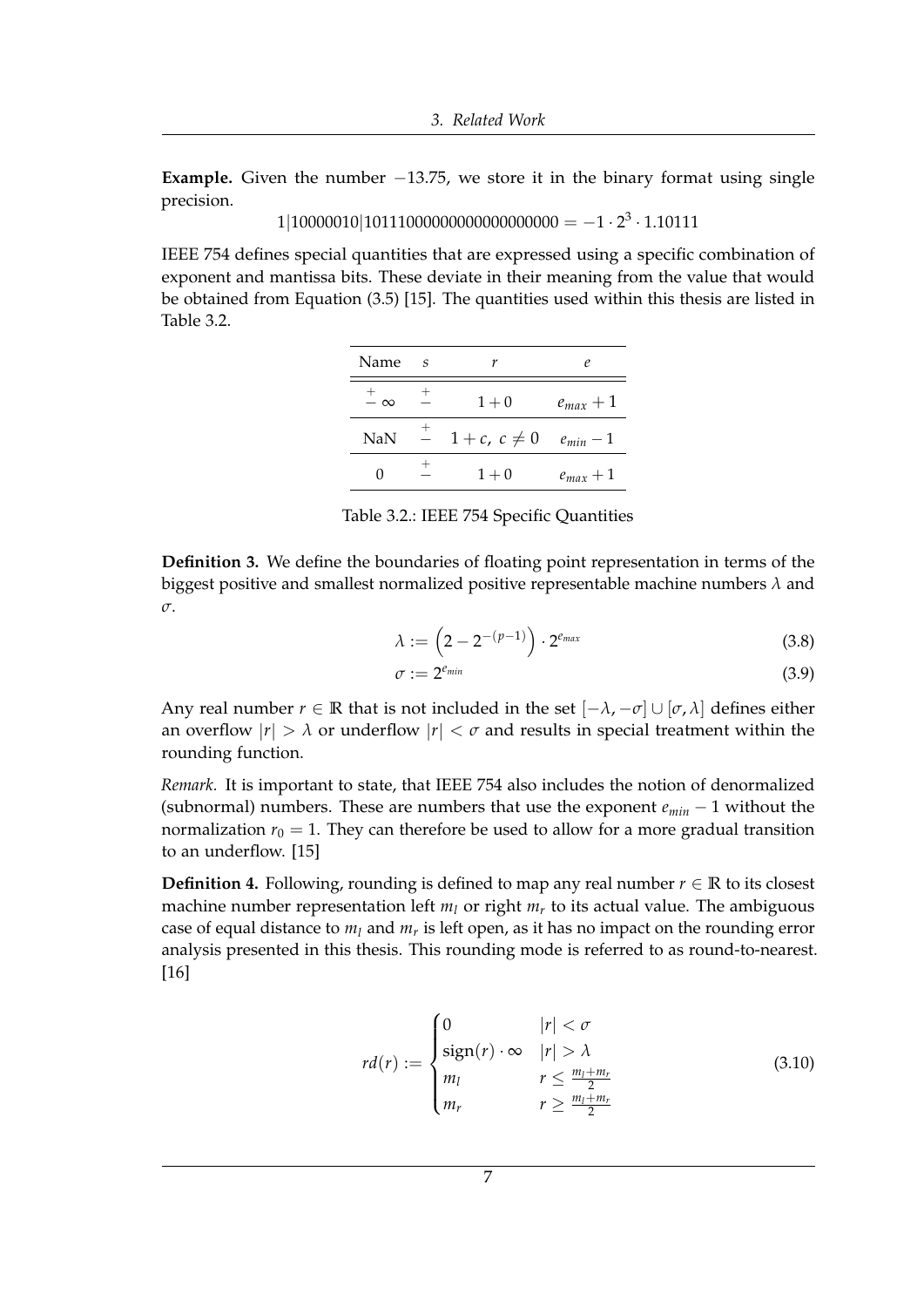**Example.** Given the number $-13.75$, we store it in the binary format using single precision.

$$1|10000010|10111000000000000000000 = -1 \cdot 2^3 \cdot 1.10111$$

IEEE 754 defines special quantities that are expressed using a specific combination of exponent and mantissa bits. These deviate in their meaning from the value that would be obtained from Equation (3.5) [15]. The quantities used within this thesis are listed in Table 3.2.

| Name | $s$ | $r$ | $e$ |
|---|---|---|---|
| $^+_-\infty$ | $^+_-$ | $1 + 0$ | $e_{max} + 1$ |
| NaN | $^+_-$ | $1 + c,\ c \neq 0$ | $e_{min} - 1$ |
| 0 | $^+_-$ | $1 + 0$ | $e_{max} + 1$ |

Table 3.2.: IEEE 754 Specific Quantities

**Definition 3.** We define the boundaries of floating point representation in terms of the biggest positive and smallest normalized positive representable machine numbers $\lambda$ and $\sigma$.

$$\lambda := \left(2 - 2^{-(p-1)}\right) \cdot 2^{e_{max}} \tag{3.8}$$

$$\sigma := 2^{e_{min}} \tag{3.9}$$

Any real number $r \in \mathbb{R}$ that is not included in the set $[-\lambda, -\sigma] \cup [\sigma, \lambda]$ defines either an overflow $|r| > \lambda$ or underflow $|r| < \sigma$ and results in special treatment within the rounding function.

*Remark.* It is important to state, that IEEE 754 also includes the notion of denormalized (subnormal) numbers. These are numbers that use the exponent $e_{min} - 1$ without the normalization $r_0 = 1$. They can therefore be used to allow for a more gradual transition to an underflow. [15]

**Definition 4.** Following, rounding is defined to map any real number $r \in \mathbb{R}$ to its closest machine number representation left $m_l$ or right $m_r$ to its actual value. The ambiguous case of equal distance to $m_l$ and $m_r$ is left open, as it has no impact on the rounding error analysis presented in this thesis. This rounding mode is referred to as round-to-nearest. [16]

$$rd(r) := \begin{cases} 0 & |r| < \sigma \\ \text{sign}(r) \cdot \infty & |r| > \lambda \\ m_l & r \leq \frac{m_l + m_r}{2} \\ m_r & r \geq \frac{m_l + m_r}{2} \end{cases} \tag{3.10}$$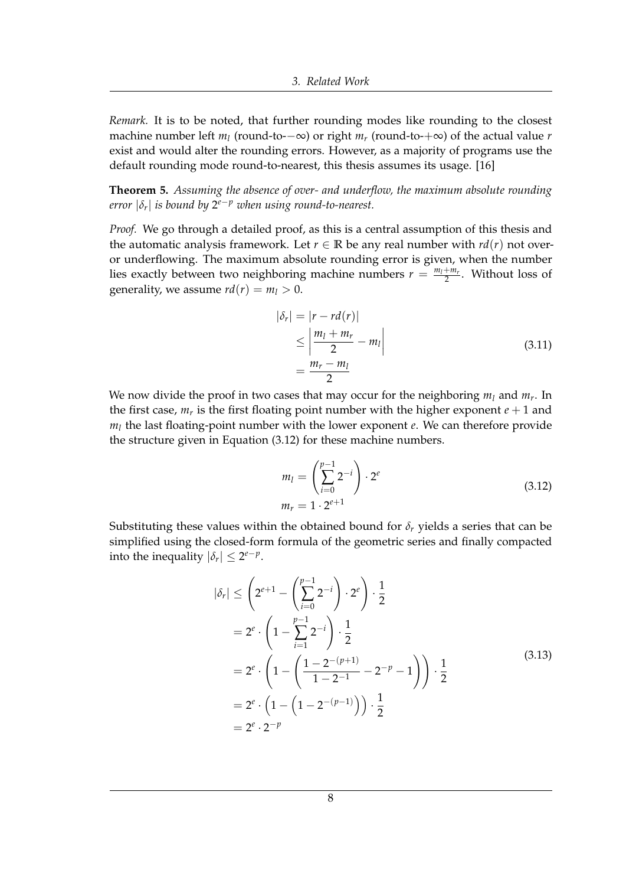*Remark.* It is to be noted, that further rounding modes like rounding to the closest machine number left $m_l$ (round-to-$-\infty$) or right $m_r$ (round-to-$+\infty$) of the actual value $r$ exist and would alter the rounding errors. However, as a majority of programs use the default rounding mode round-to-nearest, this thesis assumes its usage. [16]

**Theorem 5.** *Assuming the absence of over- and underflow, the maximum absolute rounding error $|\delta_r|$ is bound by $2^{e-p}$ when using round-to-nearest.*

*Proof.* We go through a detailed proof, as this is a central assumption of this thesis and the automatic analysis framework. Let $r \in \mathbb{R}$ be any real number with $rd(r)$ not over- or underflowing. The maximum absolute rounding error is given, when the number lies exactly between two neighboring machine numbers $r = \frac{m_l + m_r}{2}$. Without loss of generality, we assume $rd(r) = m_l > 0$.

$$
\begin{aligned}
|\delta_r| &= |r - rd(r)| \\
&\leq \left| \frac{m_l + m_r}{2} - m_l \right| \\
&= \frac{m_r - m_l}{2}
\end{aligned}
\tag{3.11}
$$

We now divide the proof in two cases that may occur for the neighboring $m_l$ and $m_r$. In the first case, $m_r$ is the first floating point number with the higher exponent $e+1$ and $m_l$ the last floating-point number with the lower exponent $e$. We can therefore provide the structure given in Equation (3.12) for these machine numbers.

$$
\begin{aligned}
m_l &= \left( \sum_{i=0}^{p-1} 2^{-i} \right) \cdot 2^e \\
m_r &= 1 \cdot 2^{e+1}
\end{aligned}
\tag{3.12}
$$

Substituting these values within the obtained bound for $\delta_r$ yields a series that can be simplified using the closed-form formula of the geometric series and finally compacted into the inequality $|\delta_r| \leq 2^{e-p}$.

$$
\begin{aligned}
|\delta_r| &\leq \left( 2^{e+1} - \left( \sum_{i=0}^{p-1} 2^{-i} \right) \cdot 2^e \right) \cdot \frac{1}{2} \\
&= 2^e \cdot \left( 1 - \sum_{i=1}^{p-1} 2^{-i} \right) \cdot \frac{1}{2} \\
&= 2^e \cdot \left( 1 - \left( \frac{1 - 2^{-(p+1)}}{1 - 2^{-1}} - 2^{-p} - 1 \right) \right) \cdot \frac{1}{2} \\
&= 2^e \cdot \left( 1 - \left( 1 - 2^{-(p-1)} \right) \right) \cdot \frac{1}{2} \\
&= 2^e \cdot 2^{-p}
\end{aligned}
\tag{3.13}
$$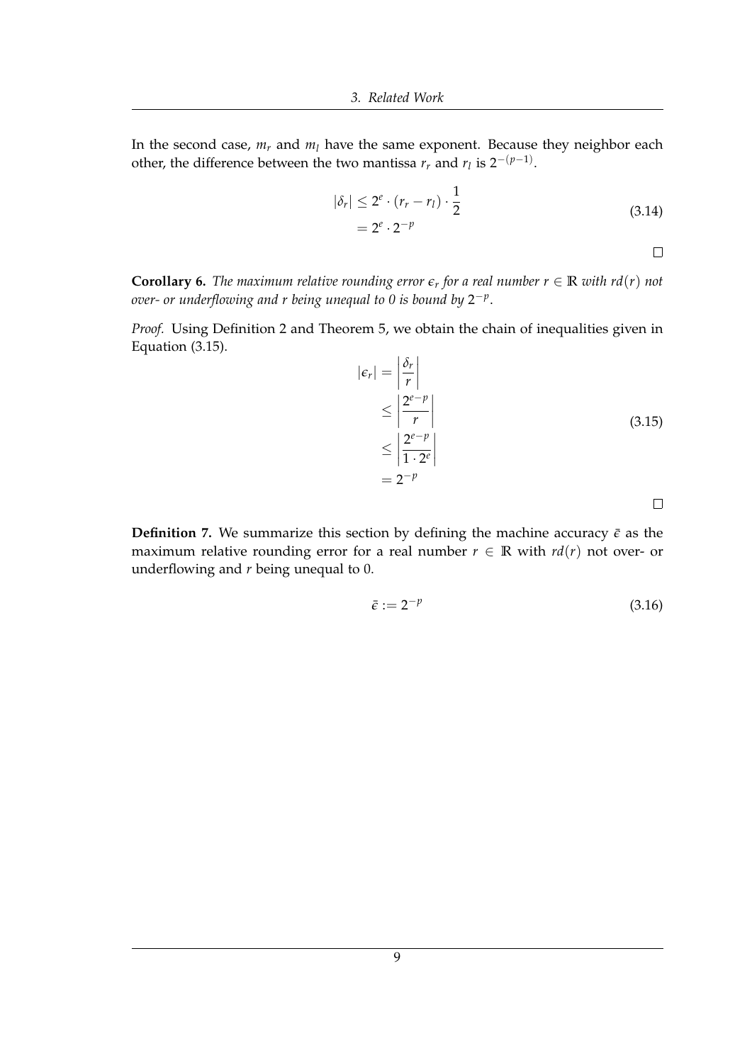In the second case, $m_r$ and $m_l$ have the same exponent. Because they neighbor each other, the difference between the two mantissa $r_r$ and $r_l$ is $2^{-(p-1)}$.

$$
\begin{aligned}
|\delta_r| &\leq 2^e \cdot (r_r - r_l) \cdot \frac{1}{2} \\
&= 2^e \cdot 2^{-p}
\end{aligned}
\tag{3.14}
$$

□

**Corollary 6.** *The maximum relative rounding error $\epsilon_r$ for a real number $r \in \mathbb{R}$ with $rd(r)$ not over- or underflowing and $r$ being unequal to 0 is bound by $2^{-p}$.*

*Proof.* Using Definition 2 and Theorem 5, we obtain the chain of inequalities given in Equation (3.15).

$$
\begin{aligned}
|\epsilon_r| &= \left| \frac{\delta_r}{r} \right| \\
&\leq \left| \frac{2^{e-p}}{r} \right| \\
&\leq \left| \frac{2^{e-p}}{1 \cdot 2^e} \right| \\
&= 2^{-p}
\end{aligned}
\tag{3.15}
$$

□

**Definition 7.** We summarize this section by defining the machine accuracy $\bar{\epsilon}$ as the maximum relative rounding error for a real number $r \in \mathbb{R}$ with $rd(r)$ not over- or underflowing and $r$ being unequal to 0.

$$
\bar{\epsilon} := 2^{-p} \tag{3.16}
$$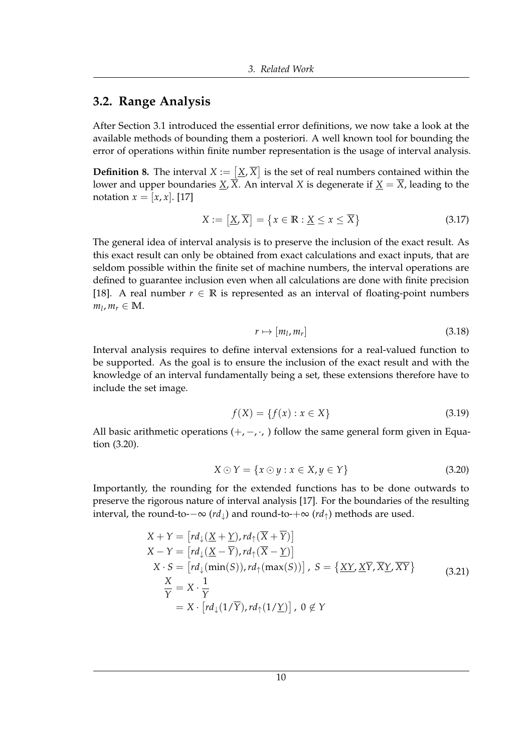## 3.2. Range Analysis

After Section 3.1 introduced the essential error definitions, we now take a look at the available methods of bounding them a posteriori. A well known tool for bounding the error of operations within finite number representation is the usage of interval analysis.

**Definition 8.** The interval $X := [\underline{X}, \overline{X}]$ is the set of real numbers contained within the lower and upper boundaries $\underline{X}, \overline{X}$. An interval $X$ is degenerate if $\underline{X} = \overline{X}$, leading to the notation $x = [x, x]$. [17]

$$X := [\underline{X}, \overline{X}] = \{x \in \mathbb{R} : \underline{X} \leq x \leq \overline{X}\} \tag{3.17}$$

The general idea of interval analysis is to preserve the inclusion of the exact result. As this exact result can only be obtained from exact calculations and exact inputs, that are seldom possible within the finite set of machine numbers, the interval operations are defined to guarantee inclusion even when all calculations are done with finite precision [18]. A real number $r \in \mathbb{R}$ is represented as an interval of floating-point numbers $m_l, m_r \in \mathbb{M}$.

$$r \mapsto [m_l, m_r] \tag{3.18}$$

Interval analysis requires to define interval extensions for a real-valued function to be supported. As the goal is to ensure the inclusion of the exact result and with the knowledge of an interval fundamentally being a set, these extensions therefore have to include the set image.

$$f(X) = \{f(x) : x \in X\} \tag{3.19}$$

All basic arithmetic operations $(+, -, \cdot, )$ follow the same general form given in Equation (3.20).

$$X \odot Y = \{x \odot y : x \in X, y \in Y\} \tag{3.20}$$

Importantly, the rounding for the extended functions has to be done outwards to preserve the rigorous nature of interval analysis [17]. For the boundaries of the resulting interval, the round-to-$-\infty$ ($rd_\downarrow$) and round-to-$+\infty$ ($rd_\uparrow$) methods are used.

$$\begin{aligned}
X + Y &= [rd_\downarrow(\underline{X} + \underline{Y}), rd_\uparrow(\overline{X} + \overline{Y})] \\
X - Y &= [rd_\downarrow(\underline{X} - \overline{Y}), rd_\uparrow(\overline{X} - \underline{Y})] \\
X \cdot S &= [rd_\downarrow(\min(S)), rd_\uparrow(\max(S))], \ S = \{\underline{XY}, \underline{X}\overline{Y}, \overline{X}\underline{Y}, \overline{XY}\} \\
\frac{X}{Y} &= X \cdot \frac{1}{Y} \\
&= X \cdot [rd_\downarrow(1/\overline{Y}), rd_\uparrow(1/\underline{Y})], \ 0 \notin Y
\end{aligned} \tag{3.21}$$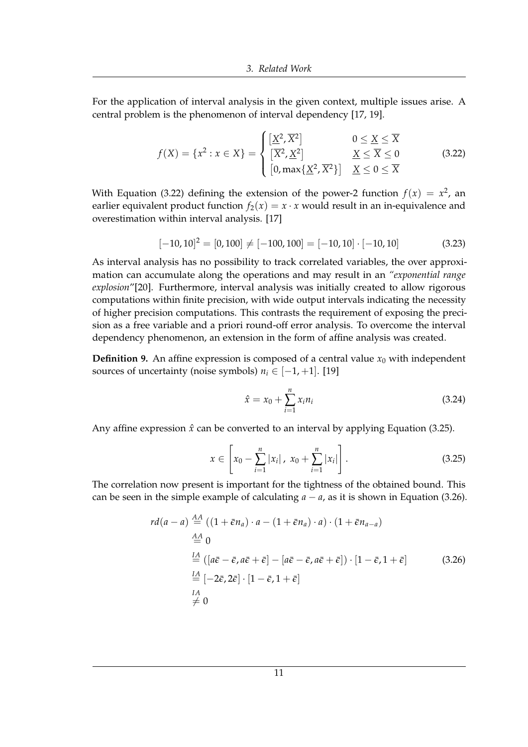For the application of interval analysis in the given context, multiple issues arise. A central problem is the phenomenon of interval dependency [17, 19].

$$f(X) = \{x^2 : x \in X\} = \begin{cases} [\underline{X}^2, \overline{X}^2] & 0 \leq \underline{X} \leq \overline{X} \\ [\overline{X}^2, \underline{X}^2] & \underline{X} \leq \overline{X} \leq 0 \\ [0, \max\{\underline{X}^2, \overline{X}^2\}] & \underline{X} \leq 0 \leq \overline{X} \end{cases} \tag{3.22}$$

With Equation (3.22) defining the extension of the power-2 function $f(x) = x^2$, an earlier equivalent product function $f_2(x) = x \cdot x$ would result in an in-equivalence and overestimation within interval analysis. [17]

$$[-10, 10]^2 = [0, 100] \neq [-100, 100] = [-10, 10] \cdot [-10, 10] \tag{3.23}$$

As interval analysis has no possibility to track correlated variables, the over approximation can accumulate along the operations and may result in an *"exponential range explosion"*[20]. Furthermore, interval analysis was initially created to allow rigorous computations within finite precision, with wide output intervals indicating the necessity of higher precision computations. This contrasts the requirement of exposing the precision as a free variable and a priori round-off error analysis. To overcome the interval dependency phenomenon, an extension in the form of affine analysis was created.

**Definition 9.** An affine expression is composed of a central value $x_0$ with independent sources of uncertainty (noise symbols) $n_i \in [-1, +1]$. [19]

$$\hat{x} = x_0 + \sum_{i=1}^{n} x_i n_i \tag{3.24}$$

Any affine expression $\hat{x}$ can be converted to an interval by applying Equation (3.25).

$$x \in \left[ x_0 - \sum_{i=1}^{n} |x_i|, \ x_0 + \sum_{i=1}^{n} |x_i| \right]. \tag{3.25}$$

The correlation now present is important for the tightness of the obtained bound. This can be seen in the simple example of calculating $a - a$, as it is shown in Equation (3.26).

$$\begin{aligned} rd(a-a) &\overset{AA}{=} ((1 + \bar{\epsilon} n_a) \cdot a - (1 + \bar{\epsilon} n_a) \cdot a) \cdot (1 + \bar{\epsilon} n_{a-a}) \\ &\overset{AA}{=} 0 \\ &\overset{IA}{=} ([a\bar{\epsilon} - \bar{\epsilon}, a\bar{\epsilon} + \bar{\epsilon}] - [a\bar{\epsilon} - \bar{\epsilon}, a\bar{\epsilon} + \bar{\epsilon}]) \cdot [1 - \bar{\epsilon}, 1 + \bar{\epsilon}] \\ &\overset{IA}{=} [-2\bar{\epsilon}, 2\bar{\epsilon}] \cdot [1 - \bar{\epsilon}, 1 + \bar{\epsilon}] \\ &\overset{IA}{\neq} 0 \end{aligned} \tag{3.26}$$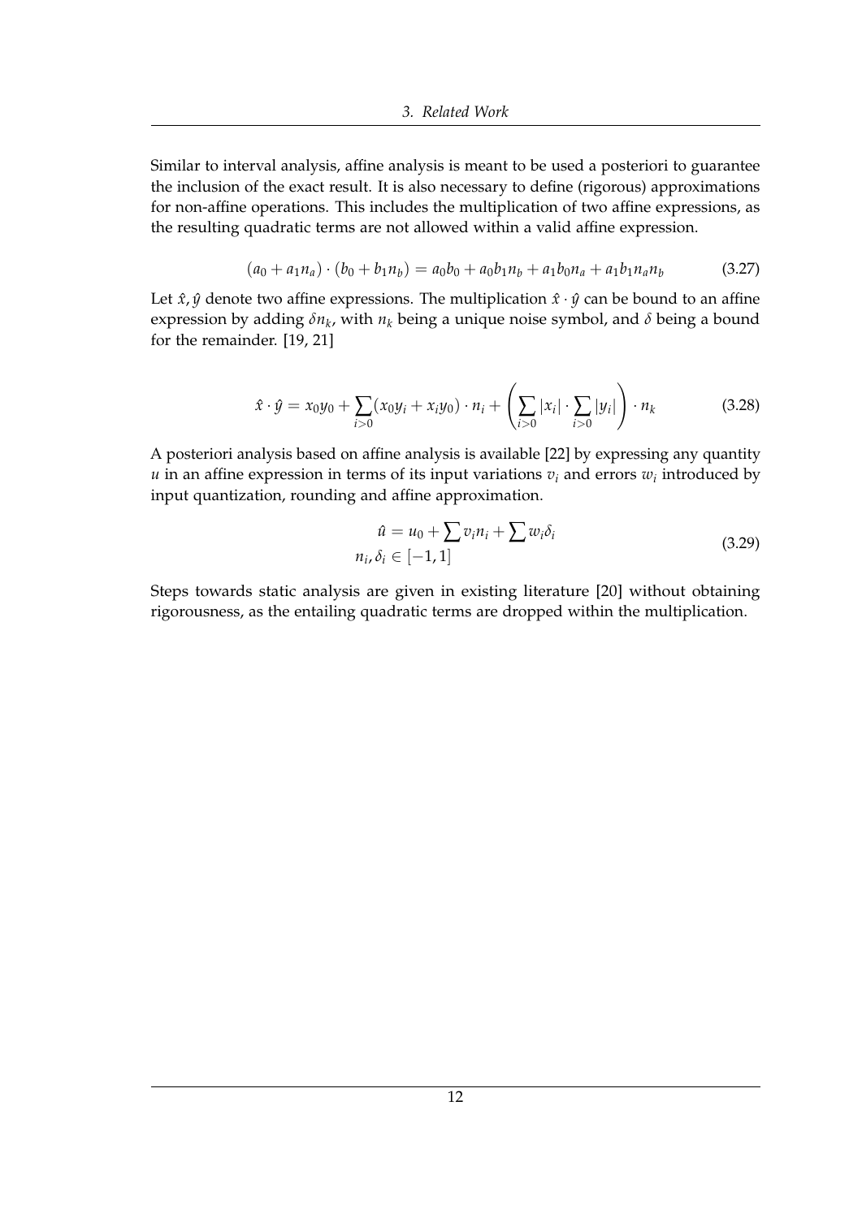Similar to interval analysis, affine analysis is meant to be used a posteriori to guarantee the inclusion of the exact result. It is also necessary to define (rigorous) approximations for non-affine operations. This includes the multiplication of two affine expressions, as the resulting quadratic terms are not allowed within a valid affine expression.

$$(a_0 + a_1 n_a) \cdot (b_0 + b_1 n_b) = a_0 b_0 + a_0 b_1 n_b + a_1 b_0 n_a + a_1 b_1 n_a n_b \tag{3.27}$$

Let $\hat{x}, \hat{y}$ denote two affine expressions. The multiplication $\hat{x} \cdot \hat{y}$ can be bound to an affine expression by adding $\delta n_k$, with $n_k$ being a unique noise symbol, and $\delta$ being a bound for the remainder. [19, 21]

$$\hat{x} \cdot \hat{y} = x_0 y_0 + \sum_{i>0} (x_0 y_i + x_i y_0) \cdot n_i + \left( \sum_{i>0} |x_i| \cdot \sum_{i>0} |y_i| \right) \cdot n_k \tag{3.28}$$

A posteriori analysis based on affine analysis is available [22] by expressing any quantity $u$ in an affine expression in terms of its input variations $v_i$ and errors $w_i$ introduced by input quantization, rounding and affine approximation.

$$\begin{aligned} \hat{u} &= u_0 + \sum v_i n_i + \sum w_i \delta_i \\ n_i, \delta_i &\in [-1, 1] \end{aligned} \tag{3.29}$$

Steps towards static analysis are given in existing literature [20] without obtaining rigorousness, as the entailing quadratic terms are dropped within the multiplication.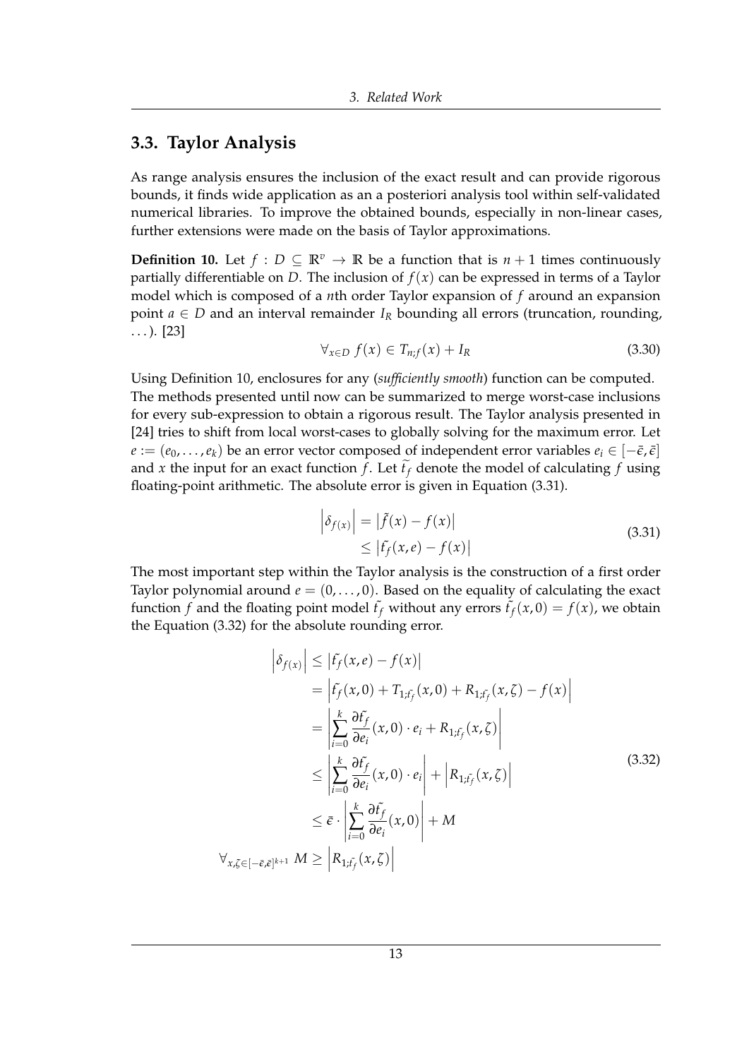## 3.3. Taylor Analysis

As range analysis ensures the inclusion of the exact result and can provide rigorous bounds, it finds wide application as an a posteriori analysis tool within self-validated numerical libraries. To improve the obtained bounds, especially in non-linear cases, further extensions were made on the basis of Taylor approximations.

**Definition 10.** Let $f : D \subseteq \mathbb{R}^v \to \mathbb{R}$ be a function that is $n+1$ times continuously partially differentiable on $D$. The inclusion of $f(x)$ can be expressed in terms of a Taylor model which is composed of a $n$th order Taylor expansion of $f$ around an expansion point $a \in D$ and an interval remainder $I_R$ bounding all errors (truncation, rounding, ...). [23]

$$\forall_{x \in D}\; f(x) \in T_{n;f}(x) + I_R \tag{3.30}$$

Using Definition 10, enclosures for any (*sufficiently smooth*) function can be computed. The methods presented until now can be summarized to merge worst-case inclusions for every sub-expression to obtain a rigorous result. The Taylor analysis presented in [24] tries to shift from local worst-cases to globally solving for the maximum error. Let $e := (e_0, \ldots, e_k)$ be an error vector composed of independent error variables $e_i \in [-\bar{\epsilon}, \bar{\epsilon}]$ and $x$ the input for an exact function $f$. Let $\tilde{t_f}$ denote the model of calculating $f$ using floating-point arithmetic. The absolute error is given in Equation (3.31).

$$\begin{aligned} \left|\delta_{f(x)}\right| &= \left|\tilde{f}(x) - f(x)\right| \\ &\leq \left|\tilde{t_f}(x,e) - f(x)\right| \end{aligned} \tag{3.31}$$

The most important step within the Taylor analysis is the construction of a first order Taylor polynomial around $e = (0, \ldots, 0)$. Based on the equality of calculating the exact function $f$ and the floating point model $\tilde{t_f}$ without any errors $\tilde{t_f}(x,0) = f(x)$, we obtain the Equation (3.32) for the absolute rounding error.

$$\begin{aligned} \left|\delta_{f(x)}\right| &\leq \left|\tilde{t_f}(x,e) - f(x)\right| \\ &= \left|\tilde{t_f}(x,0) + T_{1;\tilde{t_f}}(x,0) + R_{1;\tilde{t_f}}(x,\zeta) - f(x)\right| \\ &= \left|\sum_{i=0}^{k} \frac{\partial \tilde{t_f}}{\partial e_i}(x,0) \cdot e_i + R_{1;\tilde{t_f}}(x,\zeta)\right| \\ &\leq \left|\sum_{i=0}^{k} \frac{\partial \tilde{t_f}}{\partial e_i}(x,0) \cdot e_i\right| + \left|R_{1;\tilde{t_f}}(x,\zeta)\right| \\ &\leq \bar{\epsilon} \cdot \left|\sum_{i=0}^{k} \frac{\partial \tilde{t_f}}{\partial e_i}(x,0)\right| + M \\ \forall_{x,\zeta \in [-\bar{\epsilon},\bar{\epsilon}]^{k+1}}\; M &\geq \left|R_{1;\tilde{t_f}}(x,\zeta)\right| \end{aligned} \tag{3.32}$$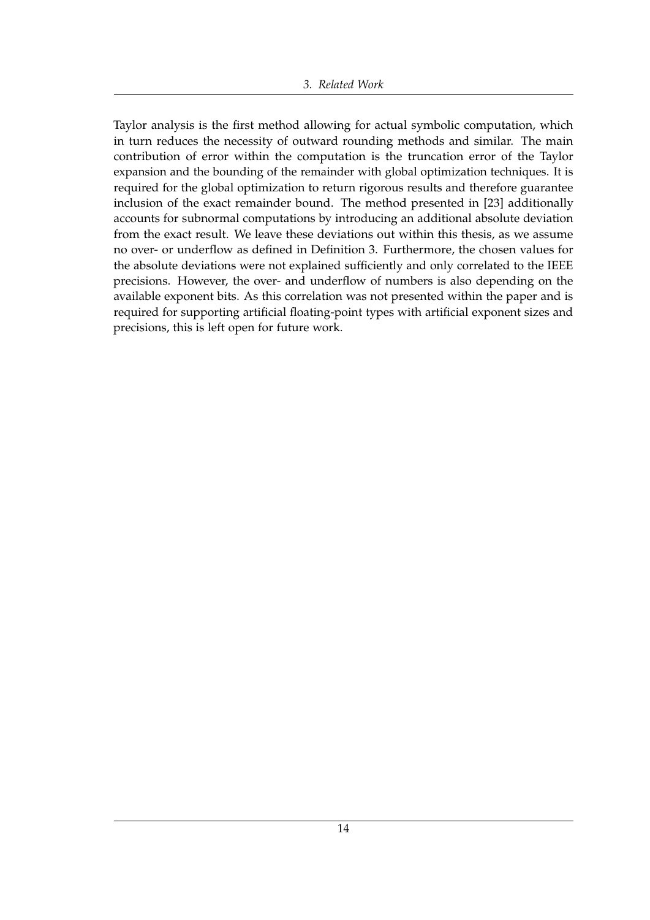Taylor analysis is the first method allowing for actual symbolic computation, which in turn reduces the necessity of outward rounding methods and similar. The main contribution of error within the computation is the truncation error of the Taylor expansion and the bounding of the remainder with global optimization techniques. It is required for the global optimization to return rigorous results and therefore guarantee inclusion of the exact remainder bound. The method presented in [23] additionally accounts for subnormal computations by introducing an additional absolute deviation from the exact result. We leave these deviations out within this thesis, as we assume no over- or underflow as defined in Definition 3. Furthermore, the chosen values for the absolute deviations were not explained sufficiently and only correlated to the IEEE precisions. However, the over- and underflow of numbers is also depending on the available exponent bits. As this correlation was not presented within the paper and is required for supporting artificial floating-point types with artificial exponent sizes and precisions, this is left open for future work.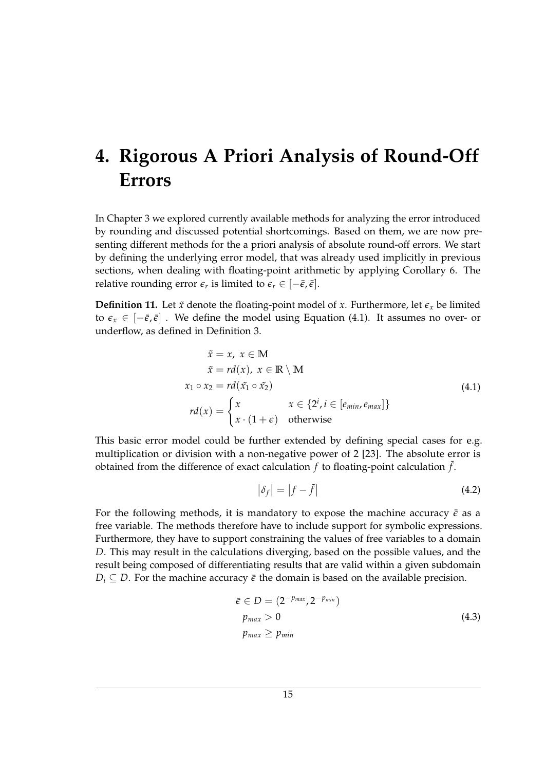# 4. Rigorous A Priori Analysis of Round-Off Errors

In Chapter 3 we explored currently available methods for analyzing the error introduced by rounding and discussed potential shortcomings. Based on them, we are now presenting different methods for the a priori analysis of absolute round-off errors. We start by defining the underlying error model, that was already used implicitly in previous sections, when dealing with floating-point arithmetic by applying Corollary 6. The relative rounding error $\epsilon_r$ is limited to $\epsilon_r \in [-\bar{\epsilon}, \bar{\epsilon}]$.

**Definition 11.** Let $\tilde{x}$ denote the floating-point model of $x$. Furthermore, let $\epsilon_x$ be limited to $\epsilon_x \in [-\bar{\epsilon}, \bar{\epsilon}]$ . We define the model using Equation (4.1). It assumes no over- or underflow, as defined in Definition 3.

$$
\begin{aligned}
\tilde{x} &= x,\ x \in \mathbb{M} \\
\tilde{x} &= rd(x),\ x \in \mathbb{R} \setminus \mathbb{M} \\
x_1 \circ x_2 &= rd(\tilde{x_1} \circ \tilde{x_2}) \\
rd(x) &= \begin{cases} x & x \in \{2^i, i \in [e_{min}, e_{max}]\} \\ x \cdot (1 + \epsilon) & \text{otherwise} \end{cases}
\end{aligned}
\tag{4.1}
$$

This basic error model could be further extended by defining special cases for e.g. multiplication or division with a non-negative power of 2 [23]. The absolute error is obtained from the difference of exact calculation $f$ to floating-point calculation $\tilde{f}$.

$$
\left|\delta_f\right| = \left|f - \tilde{f}\right| \tag{4.2}
$$

For the following methods, it is mandatory to expose the machine accuracy $\bar{\epsilon}$ as a free variable. The methods therefore have to include support for symbolic expressions. Furthermore, they have to support constraining the values of free variables to a domain $D$. This may result in the calculations diverging, based on the possible values, and the result being composed of differentiating results that are valid within a given subdomain $D_i \subseteq D$. For the machine accuracy $\bar{\epsilon}$ the domain is based on the available precision.

$$
\begin{aligned}
\bar{\epsilon} &\in D = (2^{-p_{max}}, 2^{-p_{min}}) \\
p_{max} &> 0 \\
p_{max} &\geq p_{min}
\end{aligned}
\tag{4.3}
$$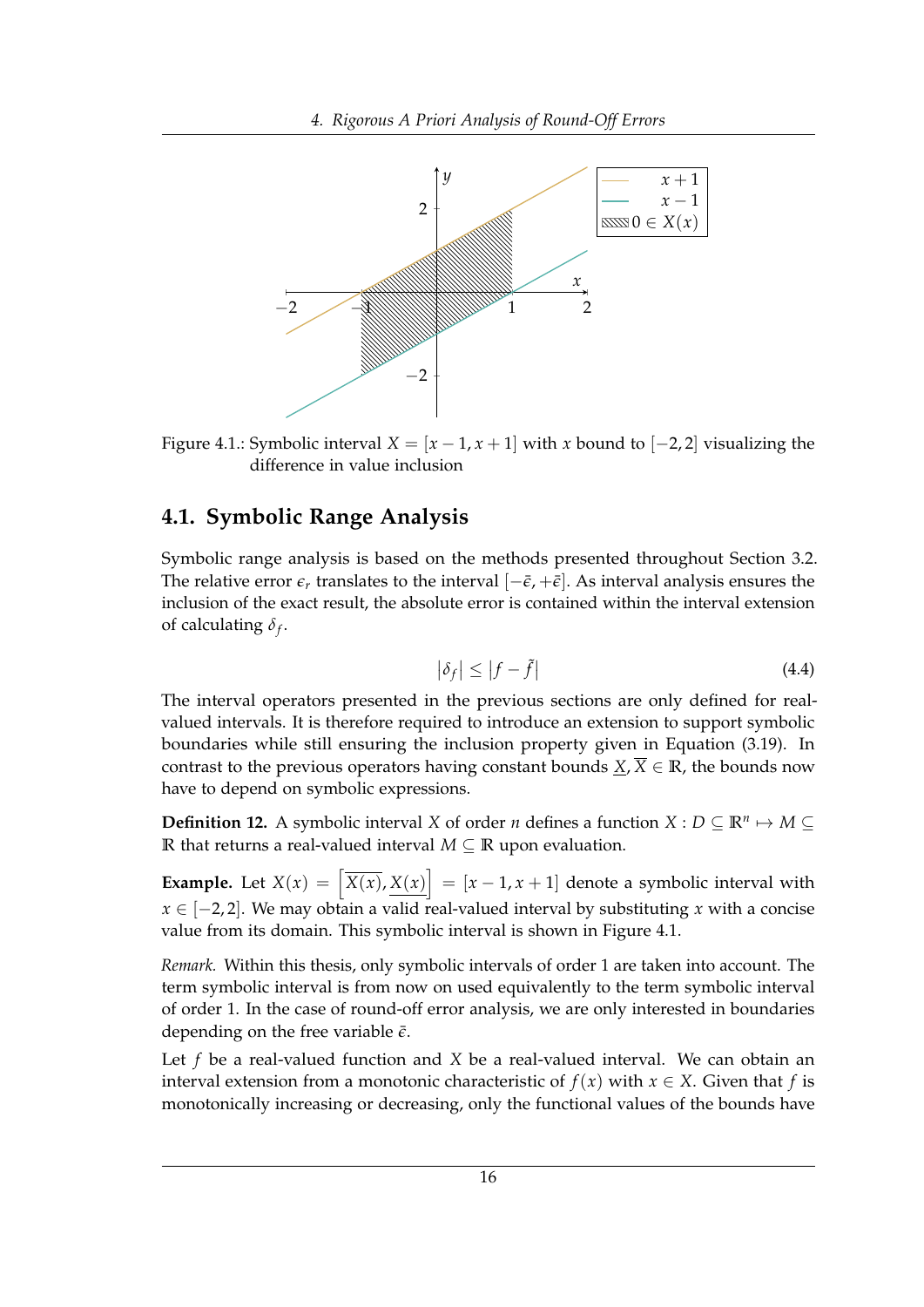Figure 4.1.: Symbolic interval $X = [x-1, x+1]$ with $x$ bound to $[-2, 2]$ visualizing the difference in value inclusion

## 4.1. Symbolic Range Analysis

Symbolic range analysis is based on the methods presented throughout Section 3.2. The relative error $\epsilon_r$ translates to the interval $[-\bar{\epsilon}, +\bar{\epsilon}]$. As interval analysis ensures the inclusion of the exact result, the absolute error is contained within the interval extension of calculating $\delta_f$.

$$|\delta_f| \leq |f - \tilde{f}| \tag{4.4}$$

The interval operators presented in the previous sections are only defined for real-valued intervals. It is therefore required to introduce an extension to support symbolic boundaries while still ensuring the inclusion property given in Equation (3.19). In contrast to the previous operators having constant bounds $\underline{X}, \overline{X} \in \mathbb{R}$, the bounds now have to depend on symbolic expressions.

**Definition 12.** A symbolic interval $X$ of order $n$ defines a function $X : D \subseteq \mathbb{R}^n \mapsto M \subseteq \mathbb{R}$ that returns a real-valued interval $M \subseteq \mathbb{R}$ upon evaluation.

**Example.** Let $X(x) = \left[\overline{X(x)}, \underline{X(x)}\right] = [x-1, x+1]$ denote a symbolic interval with $x \in [-2, 2]$. We may obtain a valid real-valued interval by substituting $x$ with a concise value from its domain. This symbolic interval is shown in Figure 4.1.

*Remark.* Within this thesis, only symbolic intervals of order 1 are taken into account. The term symbolic interval is from now on used equivalently to the term symbolic interval of order 1. In the case of round-off error analysis, we are only interested in boundaries depending on the free variable $\bar{\epsilon}$.

Let $f$ be a real-valued function and $X$ be a real-valued interval. We can obtain an interval extension from a monotonic characteristic of $f(x)$ with $x \in X$. Given that $f$ is monotonically increasing or decreasing, only the functional values of the bounds have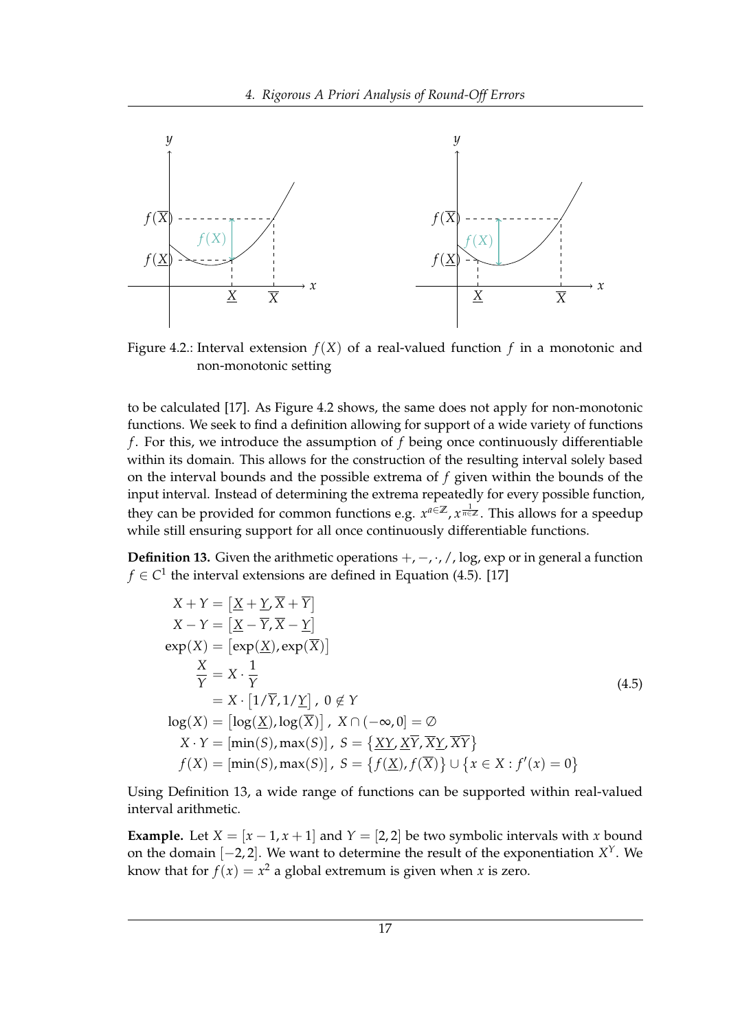Figure 4.2.: Interval extension $f(X)$ of a real-valued function $f$ in a monotonic and non-monotonic setting

to be calculated [17]. As Figure 4.2 shows, the same does not apply for non-monotonic functions. We seek to find a definition allowing for support of a wide variety of functions $f$. For this, we introduce the assumption of $f$ being once continuously differentiable within its domain. This allows for the construction of the resulting interval solely based on the interval bounds and the possible extrema of $f$ given within the bounds of the input interval. Instead of determining the extrema repeatedly for every possible function, they can be provided for common functions e.g. $x^{a \in \mathbb{Z}}, x^{\frac{1}{n \in \mathbb{Z}}}$. This allows for a speedup while still ensuring support for all once continuously differentiable functions.

**Definition 13.** Given the arithmetic operations $+, -, \cdot, /$, log, exp or in general a function $f \in C^1$ the interval extensions are defined in Equation (4.5). [17]

$$
\begin{aligned}
X + Y &= \left[\underline{X} + \underline{Y}, \overline{X} + \overline{Y}\right] \\
X - Y &= \left[\underline{X} - \overline{Y}, \overline{X} - \underline{Y}\right] \\
\exp(X) &= \left[\exp(\underline{X}), \exp(\overline{X})\right] \\
\frac{X}{Y} &= X \cdot \frac{1}{Y} \\
&= X \cdot \left[1/\overline{Y}, 1/\underline{Y}\right],\ 0 \notin Y \\
\log(X) &= \left[\log(\underline{X}), \log(\overline{X})\right],\ X \cap (-\infty, 0] = \emptyset \\
X \cdot Y &= [\min(S), \max(S)],\ S = \left\{\underline{X}\underline{Y}, \underline{X}\overline{Y}, \overline{X}\underline{Y}, \overline{X}\overline{Y}\right\} \\
f(X) &= [\min(S), \max(S)],\ S = \left\{f(\underline{X}), f(\overline{X})\right\} \cup \left\{x \in X : f'(x) = 0\right\}
\end{aligned}
\tag{4.5}
$$

Using Definition 13, a wide range of functions can be supported within real-valued interval arithmetic.

**Example.** Let $X = [x - 1, x + 1]$ and $Y = [2, 2]$ be two symbolic intervals with $x$ bound on the domain $[-2, 2]$. We want to determine the result of the exponentiation $X^Y$. We know that for $f(x) = x^2$ a global extremum is given when $x$ is zero.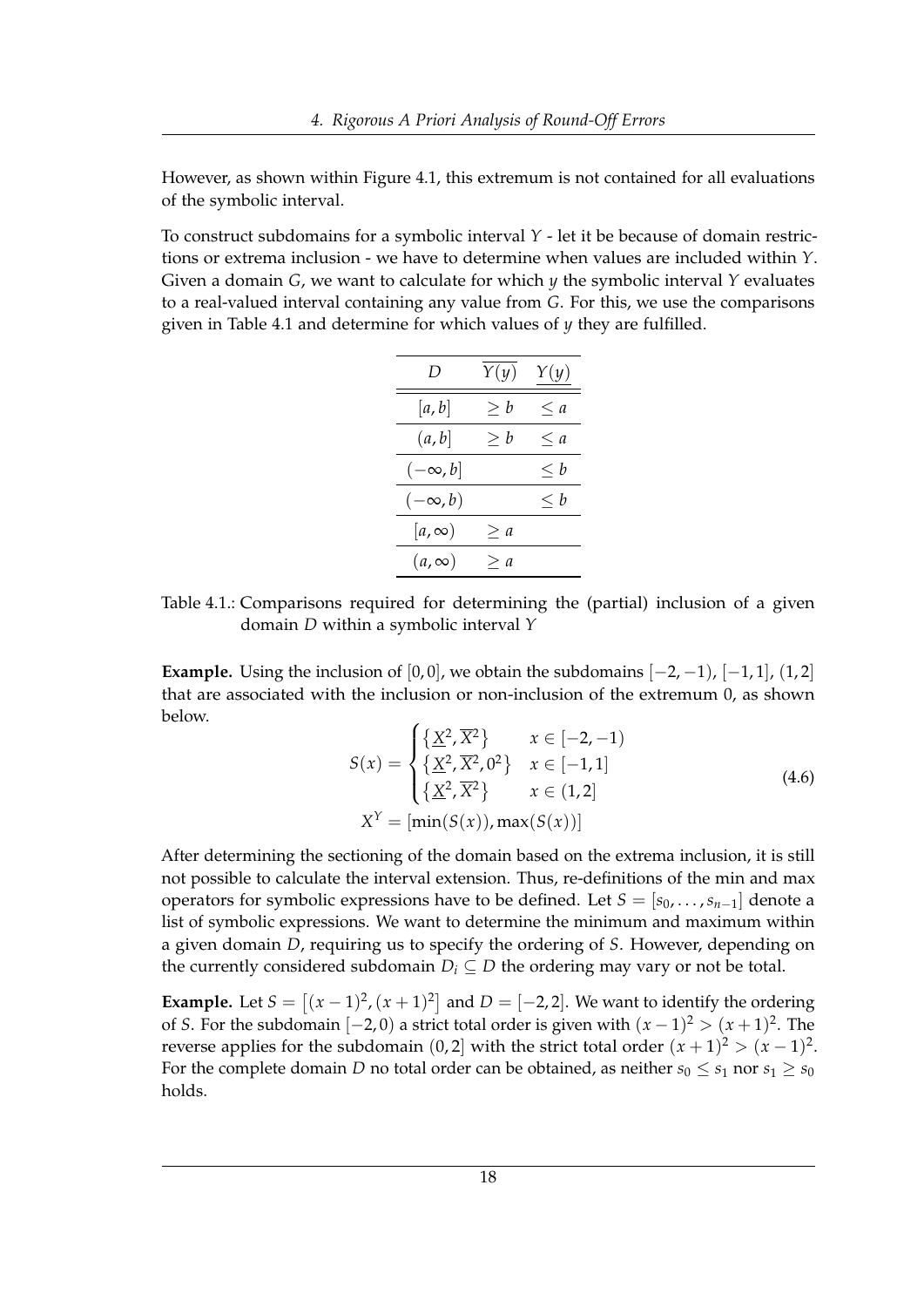However, as shown within Figure 4.1, this extremum is not contained for all evaluations of the symbolic interval.

To construct subdomains for a symbolic interval $Y$ - let it be because of domain restrictions or extrema inclusion - we have to determine when values are included within $Y$. Given a domain $G$, we want to calculate for which $y$ the symbolic interval $Y$ evaluates to a real-valued interval containing any value from $G$. For this, we use the comparisons given in Table 4.1 and determine for which values of $y$ they are fulfilled.

| $D$ | $\overline{Y(y)}$ | $\underline{Y(y)}$ |
|---|---|---|
| $[a, b]$ | $\geq b$ | $\leq a$ |
| $(a, b]$ | $\geq b$ | $\leq a$ |
| $(-\infty, b]$ | | $\leq b$ |
| $(-\infty, b)$ | | $\leq b$ |
| $[a, \infty)$ | $\geq a$ | |
| $(a, \infty)$ | $\geq a$ | |

Table 4.1.: Comparisons required for determining the (partial) inclusion of a given domain $D$ within a symbolic interval $Y$

**Example.** Using the inclusion of $[0, 0]$, we obtain the subdomains $[-2, -1)$, $[-1, 1]$, $(1, 2]$ that are associated with the inclusion or non-inclusion of the extremum 0, as shown below.

$$
\begin{aligned}
S(x) &= \begin{cases} \{\underline{X}^2, \overline{X}^2\} & x \in [-2, -1) \\ \{\underline{X}^2, \overline{X}^2, 0^2\} & x \in [-1, 1] \\ \{\underline{X}^2, \overline{X}^2\} & x \in (1, 2] \end{cases} \\
X^Y &= [\min(S(x)), \max(S(x))]
\end{aligned}
\tag{4.6}
$$

After determining the sectioning of the domain based on the extrema inclusion, it is still not possible to calculate the interval extension. Thus, re-definitions of the min and max operators for symbolic expressions have to be defined. Let $S = [s_0, \ldots, s_{n-1}]$ denote a list of symbolic expressions. We want to determine the minimum and maximum within a given domain $D$, requiring us to specify the ordering of $S$. However, depending on the currently considered subdomain $D_i \subseteq D$ the ordering may vary or not be total.

**Example.** Let $S = \left[(x-1)^2, (x+1)^2\right]$ and $D = [-2, 2]$. We want to identify the ordering of $S$. For the subdomain $[-2, 0)$ a strict total order is given with $(x-1)^2 > (x+1)^2$. The reverse applies for the subdomain $(0, 2]$ with the strict total order $(x+1)^2 > (x-1)^2$. For the complete domain $D$ no total order can be obtained, as neither $s_0 \leq s_1$ nor $s_1 \geq s_0$ holds.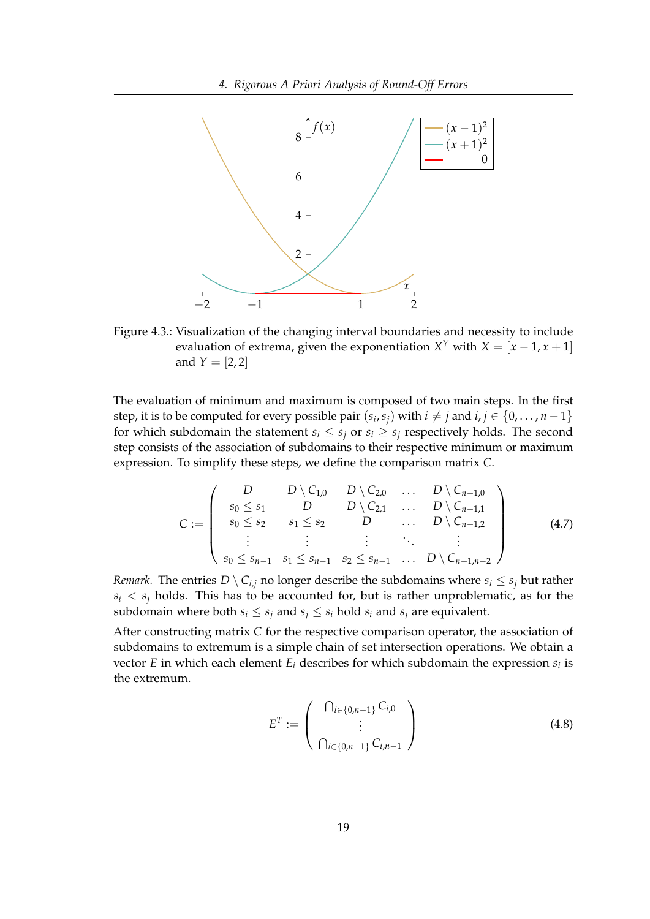Figure 4.3.: Visualization of the changing interval boundaries and necessity to include evaluation of extrema, given the exponentiation $X^Y$ with $X = [x-1, x+1]$ and $Y = [2, 2]$

The evaluation of minimum and maximum is composed of two main steps. In the first step, it is to be computed for every possible pair $(s_i, s_j)$ with $i \neq j$ and $i, j \in \{0, \ldots, n-1\}$ for which subdomain the statement $s_i \leq s_j$ or $s_i \geq s_j$ respectively holds. The second step consists of the association of subdomains to their respective minimum or maximum expression. To simplify these steps, we define the comparison matrix $C$.

$$C := \begin{pmatrix} D & D \setminus C_{1,0} & D \setminus C_{2,0} & \ldots & D \setminus C_{n-1,0} \\ s_0 \leq s_1 & D & D \setminus C_{2,1} & \ldots & D \setminus C_{n-1,1} \\ s_0 \leq s_2 & s_1 \leq s_2 & D & \ldots & D \setminus C_{n-1,2} \\ \vdots & \vdots & \vdots & \ddots & \vdots \\ s_0 \leq s_{n-1} & s_1 \leq s_{n-1} & s_2 \leq s_{n-1} & \ldots & D \setminus C_{n-1,n-2} \end{pmatrix} \tag{4.7}$$

*Remark.* The entries $D \setminus C_{i,j}$ no longer describe the subdomains where $s_i \leq s_j$ but rather $s_i < s_j$ holds. This has to be accounted for, but is rather unproblematic, as for the subdomain where both $s_i \leq s_j$ and $s_j \leq s_i$ hold $s_i$ and $s_j$ are equivalent.

After constructing matrix $C$ for the respective comparison operator, the association of subdomains to extremum is a simple chain of set intersection operations. We obtain a vector $E$ in which each element $E_i$ describes for which subdomain the expression $s_i$ is the extremum.

$$E^T := \begin{pmatrix} \bigcap_{i \in \{0, n-1\}} C_{i,0} \\ \vdots \\ \bigcap_{i \in \{0, n-1\}} C_{i,n-1} \end{pmatrix} \tag{4.8}$$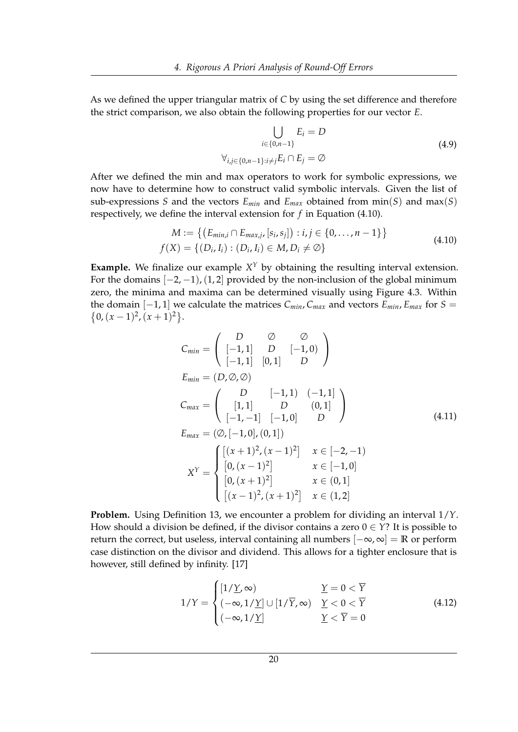As we defined the upper triangular matrix of $C$ by using the set difference and therefore the strict comparison, we also obtain the following properties for our vector $E$.

$$
\begin{gathered}
\bigcup_{i \in \{0, n-1\}} E_i = D \\
\forall_{i,j \in \{0,n-1\}: i \neq j} E_i \cap E_j = \emptyset
\end{gathered}
\tag{4.9}
$$

After we defined the min and max operators to work for symbolic expressions, we now have to determine how to construct valid symbolic intervals. Given the list of sub-expressions $S$ and the vectors $E_{min}$ and $E_{max}$ obtained from $\min(S)$ and $\max(S)$ respectively, we define the interval extension for $f$ in Equation (4.10).

$$
\begin{aligned}
M &:= \left\{ \left( E_{min,i} \cap E_{max,j}, [s_i, s_j] \right) : i, j \in \{0, \ldots, n-1\} \right\} \\
f(X) &= \{ (D_i, I_i) : (D_i, I_i) \in M, D_i \neq \emptyset \}
\end{aligned}
\tag{4.10}
$$

**Example.** We finalize our example $X^Y$ by obtaining the resulting interval extension. For the domains $[-2, -1)$, $(1, 2]$ provided by the non-inclusion of the global minimum zero, the minima and maxima can be determined visually using Figure 4.3. Within the domain $[-1, 1]$ we calculate the matrices $C_{min}, C_{max}$ and vectors $E_{min}, E_{max}$ for $S = \{0, (x-1)^2, (x+1)^2\}$.

$$
\begin{aligned}
C_{min} &= \begin{pmatrix} D & \emptyset & \emptyset \\ [-1,1] & D & [-1,0) \\ [-1,1] & [0,1] & D \end{pmatrix} \\
E_{min} &= (D, \emptyset, \emptyset) \\
C_{max} &= \begin{pmatrix} D & [-1,1) & (-1,1] \\ [1,1] & D & (0,1] \\ [-1,-1] & [-1,0] & D \end{pmatrix} \\
E_{max} &= (\emptyset, [-1,0], (0,1]) \\
X^Y &= \begin{cases} \left[(x+1)^2, (x-1)^2\right] & x \in [-2,-1) \\ \left[0, (x-1)^2\right] & x \in [-1,0] \\ \left[0, (x+1)^2\right] & x \in (0,1] \\ \left[(x-1)^2, (x+1)^2\right] & x \in (1,2] \end{cases}
\end{aligned}
\tag{4.11}
$$

**Problem.** Using Definition 13, we encounter a problem for dividing an interval $1/Y$. How should a division be defined, if the divisor contains a zero $0 \in Y$? It is possible to return the correct, but useless, interval containing all numbers $[-\infty, \infty] = \mathbb{R}$ or perform case distinction on the divisor and dividend. This allows for a tighter enclosure that is however, still defined by infinity. [17]

$$
1/Y = \begin{cases} [1/\underline{Y}, \infty) & \underline{Y} = 0 < \overline{Y} \\ (-\infty, 1/\underline{Y}] \cup [1/\overline{Y}, \infty) & \underline{Y} < 0 < \overline{Y} \\ (-\infty, 1/\underline{Y}] & \underline{Y} < \overline{Y} = 0 \end{cases}
\tag{4.12}
$$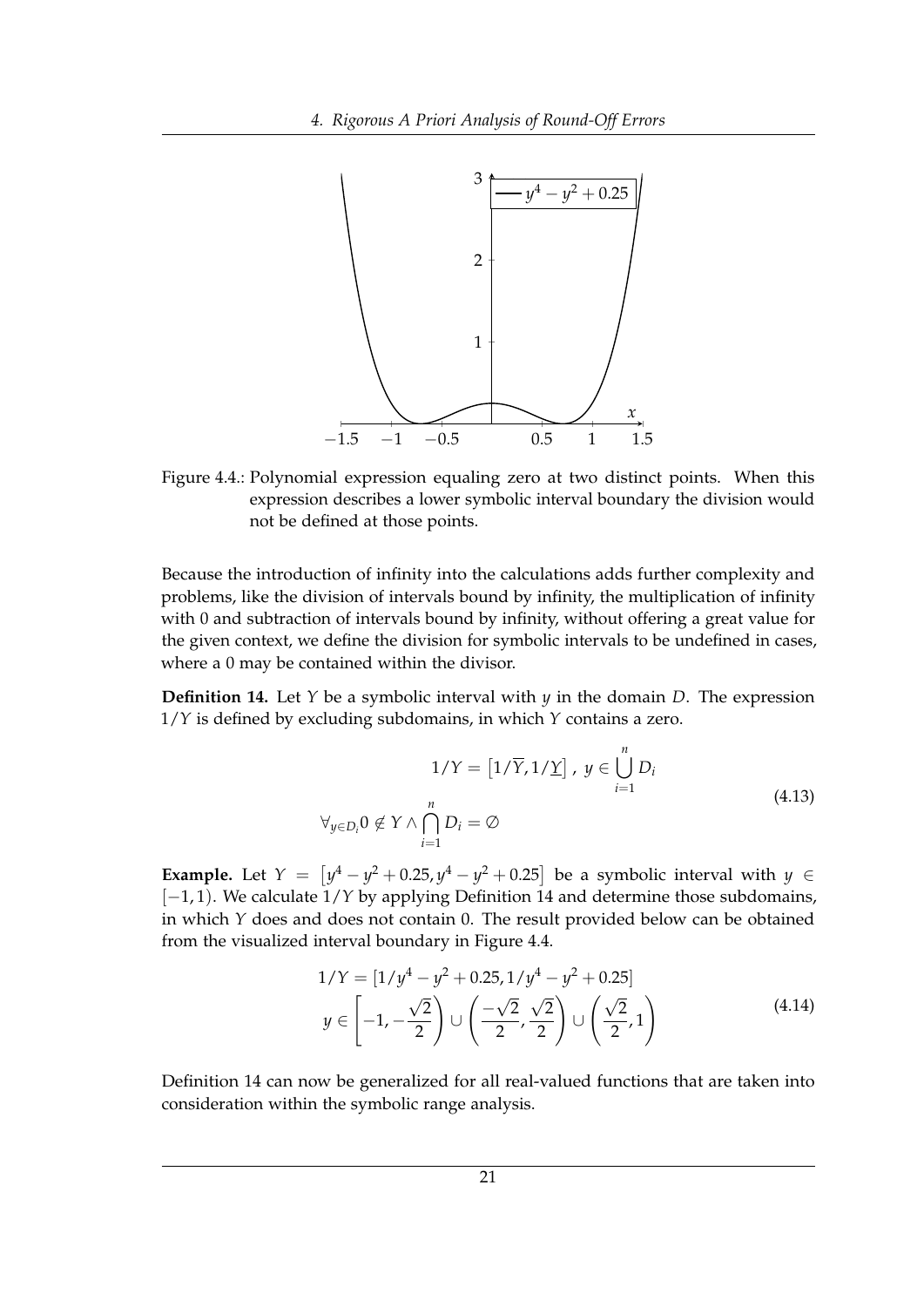Figure 4.4.: Polynomial expression equaling zero at two distinct points. When this expression describes a lower symbolic interval boundary the division would not be defined at those points.

Because the introduction of infinity into the calculations adds further complexity and problems, like the division of intervals bound by infinity, the multiplication of infinity with 0 and subtraction of intervals bound by infinity, without offering a great value for the given context, we define the division for symbolic intervals to be undefined in cases, where a 0 may be contained within the divisor.

**Definition 14.** Let $Y$ be a symbolic interval with $y$ in the domain $D$. The expression $1/Y$ is defined by excluding subdomains, in which $Y$ contains a zero.

$$
\begin{aligned}
1/Y = \left[1/\overline{Y}, 1/\underline{Y}\right],\ y \in \bigcup_{i=1}^{n} D_i \\
\forall_{y \in D_i} 0 \notin Y \wedge \bigcap_{i=1}^{n} D_i = \emptyset
\end{aligned}
\tag{4.13}
$$

**Example.** Let $Y = \left[y^4 - y^2 + 0.25, y^4 - y^2 + 0.25\right]$ be a symbolic interval with $y \in [-1, 1)$. We calculate $1/Y$ by applying Definition 14 and determine those subdomains, in which $Y$ does and does not contain 0. The result provided below can be obtained from the visualized interval boundary in Figure 4.4.

$$
\begin{aligned}
1/Y = [1/y^4 - y^2 + 0.25, 1/y^4 - y^2 + 0.25] \\
y \in \left[-1, -\frac{\sqrt{2}}{2}\right) \cup \left(\frac{-\sqrt{2}}{2}, \frac{\sqrt{2}}{2}\right) \cup \left(\frac{\sqrt{2}}{2}, 1\right)
\end{aligned}
\tag{4.14}
$$

Definition 14 can now be generalized for all real-valued functions that are taken into consideration within the symbolic range analysis.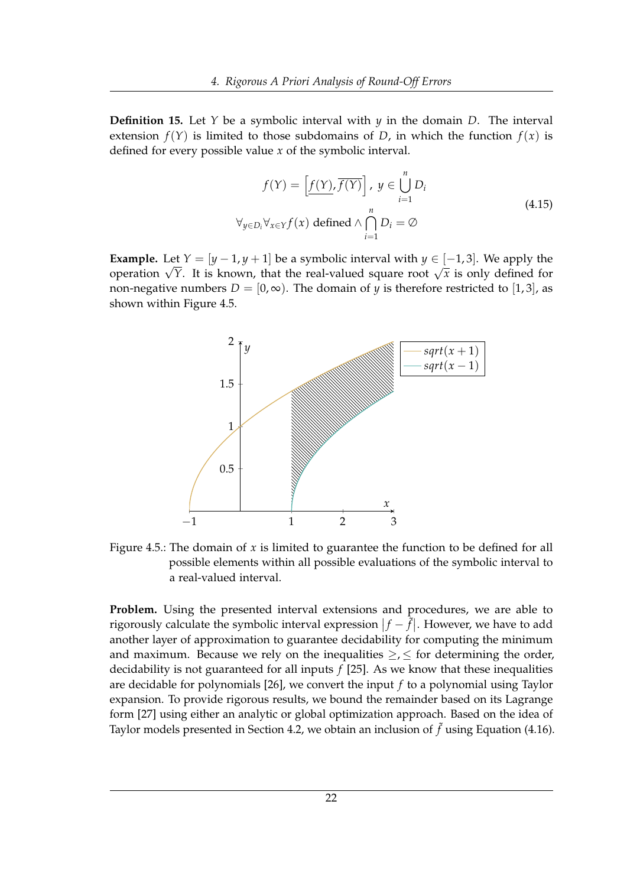**Definition 15.** Let $Y$ be a symbolic interval with $y$ in the domain $D$. The interval extension $f(Y)$ is limited to those subdomains of $D$, in which the function $f(x)$ is defined for every possible value $x$ of the symbolic interval.

$$
\begin{gathered}
f(Y) = \left[\underline{f(Y)}, \overline{f(Y)}\right], \ y \in \bigcup_{i=1}^{n} D_i \\
\forall_{y \in D_i} \forall_{x \in Y} f(x) \text{ defined} \wedge \bigcap_{i=1}^{n} D_i = \emptyset
\end{gathered}
\tag{4.15}
$$

**Example.** Let $Y = [y-1, y+1]$ be a symbolic interval with $y \in [-1, 3]$. We apply the operation $\sqrt{Y}$. It is known, that the real-valued square root $\sqrt{x}$ is only defined for non-negative numbers $D = [0, \infty)$. The domain of $y$ is therefore restricted to $[1, 3]$, as shown within Figure 4.5.

Figure 4.5.: The domain of $x$ is limited to guarantee the function to be defined for all possible elements within all possible evaluations of the symbolic interval to a real-valued interval.

**Problem.** Using the presented interval extensions and procedures, we are able to rigorously calculate the symbolic interval expression $|f - \tilde{f}|$. However, we have to add another layer of approximation to guarantee decidability for computing the minimum and maximum. Because we rely on the inequalities $\geq, \leq$ for determining the order, decidability is not guaranteed for all inputs $f$ [25]. As we know that these inequalities are decidable for polynomials [26], we convert the input $f$ to a polynomial using Taylor expansion. To provide rigorous results, we bound the remainder based on its Lagrange form [27] using either an analytic or global optimization approach. Based on the idea of Taylor models presented in Section 4.2, we obtain an inclusion of $\tilde{f}$ using Equation (4.16).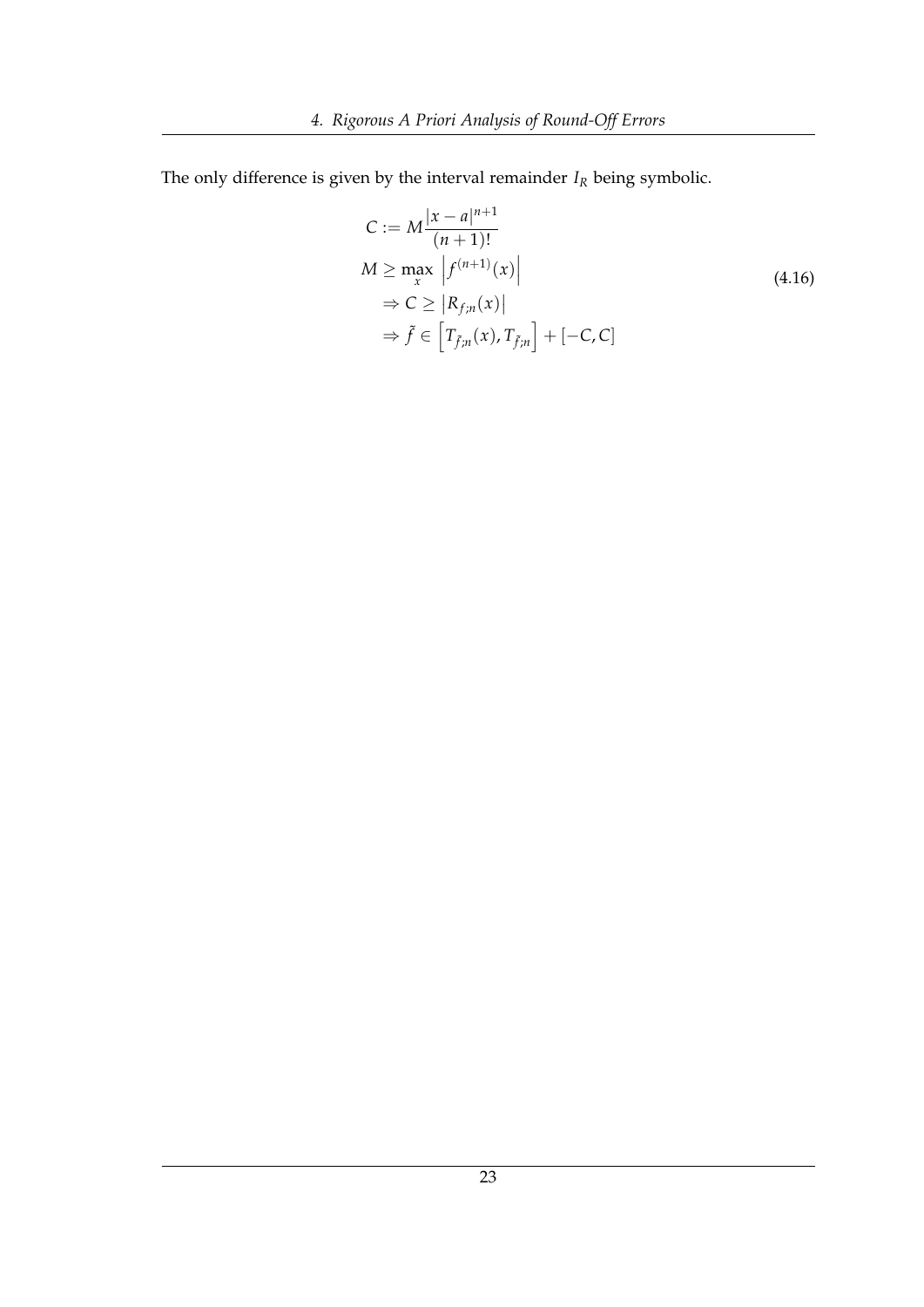The only difference is given by the interval remainder $I_R$ being symbolic.

$$
\begin{aligned}
C &:= M\frac{|x-a|^{n+1}}{(n+1)!} \\
M &\geq \max_{x} \left|f^{(n+1)}(x)\right| \\
&\Rightarrow C \geq \left|R_{f;n}(x)\right| \\
&\Rightarrow \tilde{f} \in \left[T_{\tilde{f};n}(x), T_{\tilde{f};n}\right] + [-C, C]
\end{aligned}
\tag{4.16}
$$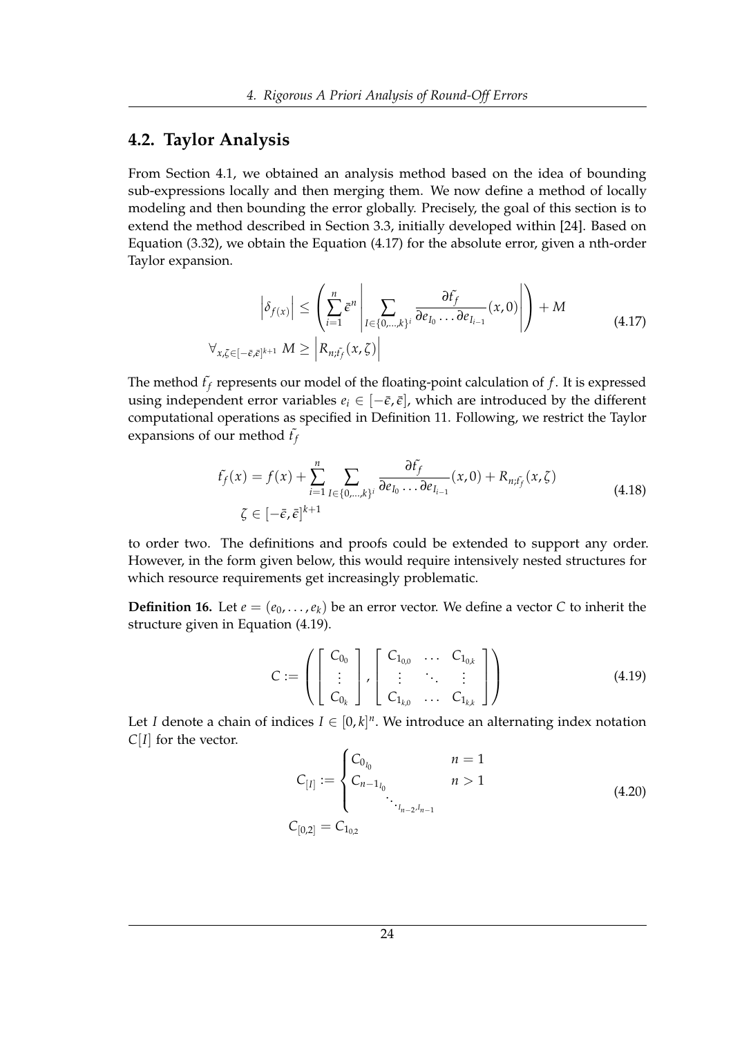## 4.2. Taylor Analysis

From Section 4.1, we obtained an analysis method based on the idea of bounding sub-expressions locally and then merging them. We now define a method of locally modeling and then bounding the error globally. Precisely, the goal of this section is to extend the method described in Section 3.3, initially developed within [24]. Based on Equation (3.32), we obtain the Equation (4.17) for the absolute error, given a nth-order Taylor expansion.

$$
\begin{aligned}
\left|\delta_{f(x)}\right| &\leq \left(\sum_{i=1}^{n} \bar{\epsilon}^{n} \left|\sum_{I \in \{0,\ldots,k\}^{i}} \frac{\partial \tilde{t_f}}{\partial e_{I_0} \ldots \partial e_{I_{i-1}}}(x,0)\right|\right) + M \\
\forall_{x,\zeta \in [-\bar{\epsilon},\bar{\epsilon}]^{k+1}}\ M &\geq \left|R_{n;\tilde{t_f}}(x,\zeta)\right|
\end{aligned}
\tag{4.17}
$$

The method $\tilde{t_f}$ represents our model of the floating-point calculation of $f$. It is expressed using independent error variables $e_i \in [-\bar{\epsilon}, \bar{\epsilon}]$, which are introduced by the different computational operations as specified in Definition 11. Following, we restrict the Taylor expansions of our method $\tilde{t_f}$

$$
\begin{aligned}
\tilde{t_f}(x) &= f(x) + \sum_{i=1}^{n} \sum_{I \in \{0,\ldots,k\}^{i}} \frac{\partial \tilde{t_f}}{\partial e_{I_0} \ldots \partial e_{I_{i-1}}}(x,0) + R_{n;\tilde{t_f}}(x,\zeta) \\
\zeta &\in [-\bar{\epsilon},\bar{\epsilon}]^{k+1}
\end{aligned}
\tag{4.18}
$$

to order two. The definitions and proofs could be extended to support any order. However, in the form given below, this would require intensively nested structures for which resource requirements get increasingly problematic.

**Definition 16.** Let $e = (e_0, \ldots, e_k)$ be an error vector. We define a vector $C$ to inherit the structure given in Equation (4.19).

$$
C := \left( \begin{bmatrix} C_{0_0} \\ \vdots \\ C_{0_k} \end{bmatrix}, \begin{bmatrix} C_{1_{0,0}} & \ldots & C_{1_{0,k}} \\ \vdots & \ddots & \vdots \\ C_{1_{k,0}} & \ldots & C_{1_{k,k}} \end{bmatrix} \right)
\tag{4.19}
$$

Let $I$ denote a chain of indices $I \in [0,k]^n$. We introduce an alternating index notation $C[I]$ for the vector.

$$
\begin{aligned}
C_{[I]} &:= \begin{cases} C_{0_{I_0}} & n = 1 \\ C_{n-1_{I_0} \ddots_{I_{n-2},I_{n-1}}} & n > 1 \end{cases} \\
C_{[0,2]} &= C_{1_{0,2}}
\end{aligned}
\tag{4.20}
$$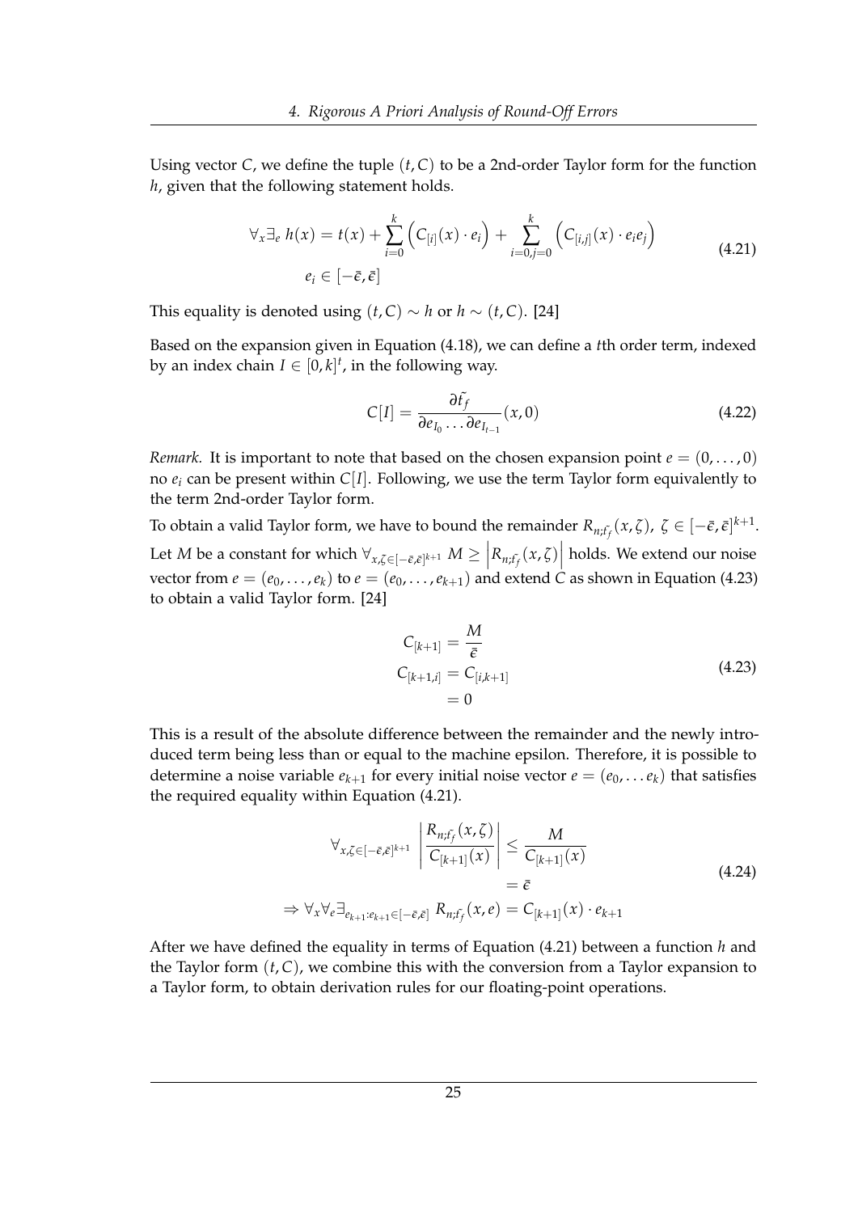Using vector $C$, we define the tuple $(t, C)$ to be a 2nd-order Taylor form for the function $h$, given that the following statement holds.

$$
\forall_x \exists_e \; h(x) = t(x) + \sum_{i=0}^{k} \Big( C_{[i]}(x) \cdot e_i \Big) + \sum_{i=0,j=0}^{k} \Big( C_{[i,j]}(x) \cdot e_i e_j \Big) \qquad (4.21)
$$
$$
e_i \in [-\bar{\epsilon}, \bar{\epsilon}]
$$

This equality is denoted using $(t, C) \sim h$ or $h \sim (t, C)$. [24]

Based on the expansion given in Equation (4.18), we can define a $t$th order term, indexed by an index chain $I \in [0, k]^t$, in the following way.

$$
C[I] = \frac{\partial \tilde{t_f}}{\partial e_{I_0} \dots \partial e_{I_{t-1}}}(x, 0) \qquad (4.22)
$$

*Remark.* It is important to note that based on the chosen expansion point $e = (0, \dots, 0)$ no $e_i$ can be present within $C[I]$. Following, we use the term Taylor form equivalently to the term 2nd-order Taylor form.

To obtain a valid Taylor form, we have to bound the remainder $R_{n;\tilde{t_f}}(x, \zeta)$, $\zeta \in [-\bar{\epsilon}, \bar{\epsilon}]^{k+1}$. Let $M$ be a constant for which $\forall_{x,\zeta \in [-\bar{\epsilon},\bar{\epsilon}]^{k+1}} \; M \geq \left| R_{n;\tilde{t_f}}(x, \zeta) \right|$ holds. We extend our noise vector from $e = (e_0, \dots, e_k)$ to $e = (e_0, \dots, e_{k+1})$ and extend $C$ as shown in Equation (4.23) to obtain a valid Taylor form. [24]

$$
\begin{aligned}
C_{[k+1]} &= \frac{M}{\bar{\epsilon}} \\
C_{[k+1,i]} &= C_{[i,k+1]} \\
&= 0
\end{aligned} \qquad (4.23)
$$

This is a result of the absolute difference between the remainder and the newly introduced term being less than or equal to the machine epsilon. Therefore, it is possible to determine a noise variable $e_{k+1}$ for every initial noise vector $e = (e_0, \dots e_k)$ that satisfies the required equality within Equation (4.21).

$$
\begin{aligned}
\forall_{x,\zeta \in [-\bar{\epsilon},\bar{\epsilon}]^{k+1}} \; \left| \frac{R_{n;\tilde{t_f}}(x, \zeta)}{C_{[k+1]}(x)} \right| &\leq \frac{M}{C_{[k+1]}(x)} \\
&= \bar{\epsilon} \\
\Rightarrow \forall_x \forall_e \exists_{e_{k+1}: e_{k+1} \in [-\bar{\epsilon},\bar{\epsilon}]} \; R_{n;\tilde{t_f}}(x, e) &= C_{[k+1]}(x) \cdot e_{k+1}
\end{aligned} \qquad (4.24)
$$

After we have defined the equality in terms of Equation (4.21) between a function $h$ and the Taylor form $(t, C)$, we combine this with the conversion from a Taylor expansion to a Taylor form, to obtain derivation rules for our floating-point operations.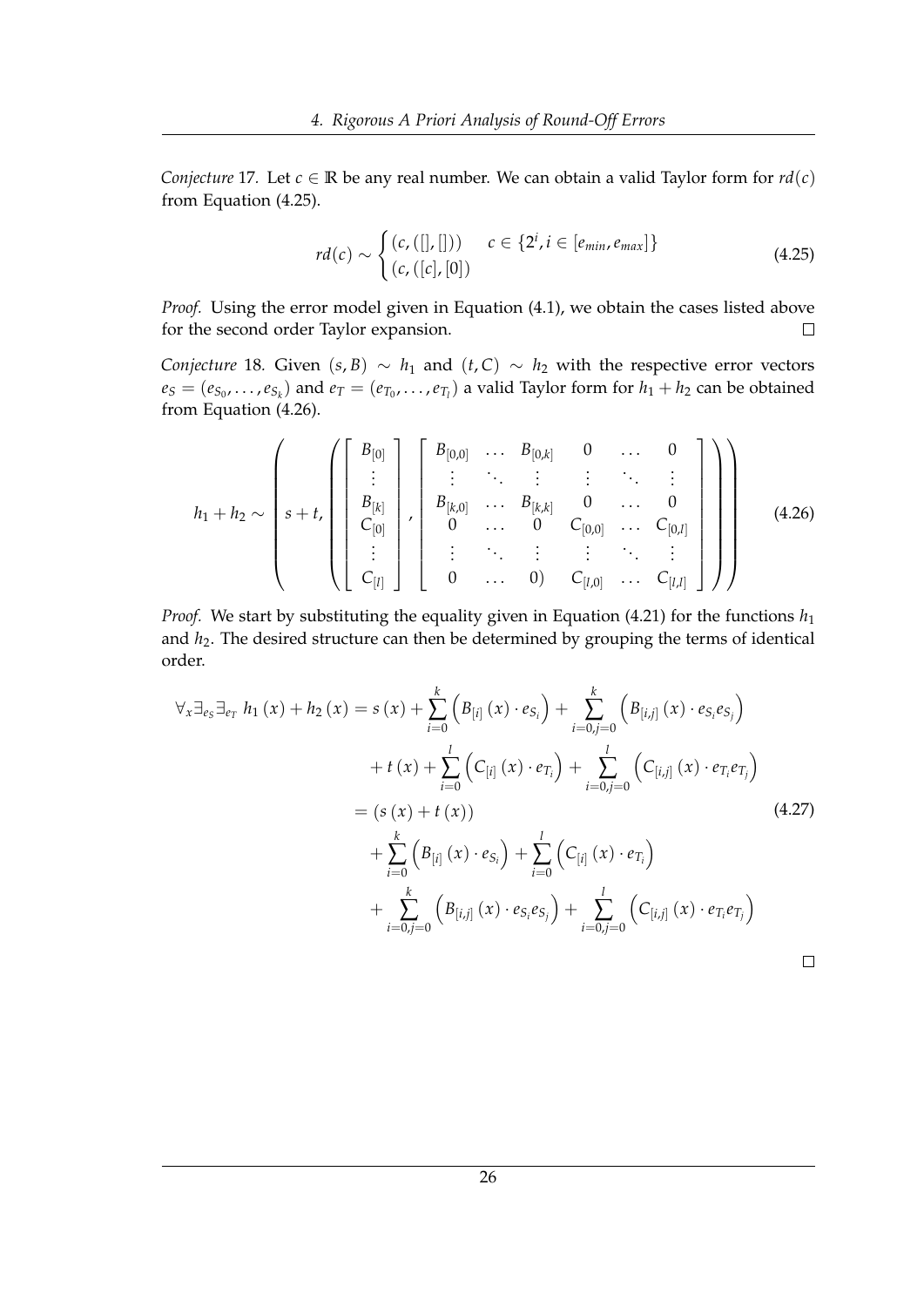*Conjecture* 17. Let $c \in \mathbb{R}$ be any real number. We can obtain a valid Taylor form for $rd(c)$ from Equation (4.25).

$$rd(c) \sim \begin{cases} (c, ([], [])) & c \in \{2^i, i \in [e_{min}, e_{max}]\} \\ (c, ([c], [0]) & \end{cases} \tag{4.25}$$

*Proof.* Using the error model given in Equation (4.1), we obtain the cases listed above for the second order Taylor expansion. □

*Conjecture* 18. Given $(s, B) \sim h_1$ and $(t, C) \sim h_2$ with the respective error vectors $e_S = (e_{S_0}, \ldots, e_{S_k})$ and $e_T = (e_{T_0}, \ldots, e_{T_l})$ a valid Taylor form for $h_1 + h_2$ can be obtained from Equation (4.26).

$$h_1 + h_2 \sim \left( s + t, \left( \begin{bmatrix} B_{[0]} \\ \vdots \\ B_{[k]} \\ C_{[0]} \\ \vdots \\ C_{[l]} \end{bmatrix}, \begin{bmatrix} B_{[0,0]} & \ldots & B_{[0,k]} & 0 & \ldots & 0 \\ \vdots & \ddots & \vdots & \vdots & \ddots & \vdots \\ B_{[k,0]} & \ldots & B_{[k,k]} & 0 & \ldots & 0 \\ 0 & \ldots & 0 & C_{[0,0]} & \ldots & C_{[0,l]} \\ \vdots & \ddots & \vdots & \vdots & \ddots & \vdots \\ 0 & \ldots & 0) & C_{[l,0]} & \ldots & C_{[l,l]} \end{bmatrix} \right) \right) \tag{4.26}$$

*Proof.* We start by substituting the equality given in Equation (4.21) for the functions $h_1$ and $h_2$. The desired structure can then be determined by grouping the terms of identical order.

$$\begin{aligned}
\forall_x \exists_{e_S} \exists_{e_T} \; h_1(x) + h_2(x) &= s(x) + \sum_{i=0}^{k} \left( B_{[i]}(x) \cdot e_{S_i} \right) + \sum_{i=0, j=0}^{k} \left( B_{[i,j]}(x) \cdot e_{S_i} e_{S_j} \right) \\
&\quad + t(x) + \sum_{i=0}^{l} \left( C_{[i]}(x) \cdot e_{T_i} \right) + \sum_{i=0, j=0}^{l} \left( C_{[i,j]}(x) \cdot e_{T_i} e_{T_j} \right) \\
&= (s(x) + t(x)) \\
&\quad + \sum_{i=0}^{k} \left( B_{[i]}(x) \cdot e_{S_i} \right) + \sum_{i=0}^{l} \left( C_{[i]}(x) \cdot e_{T_i} \right) \\
&\quad + \sum_{i=0, j=0}^{k} \left( B_{[i,j]}(x) \cdot e_{S_i} e_{S_j} \right) + \sum_{i=0, j=0}^{l} \left( C_{[i,j]}(x) \cdot e_{T_i} e_{T_j} \right)
\end{aligned} \tag{4.27}$$

□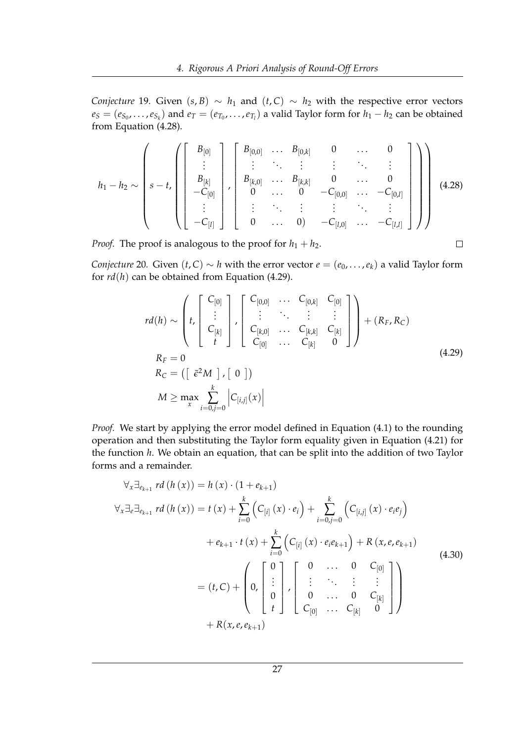*Conjecture* 19. Given $(s, B) \sim h_1$ and $(t, C) \sim h_2$ with the respective error vectors $e_S = (e_{S_0}, \ldots, e_{S_k})$ and $e_T = (e_{T_0}, \ldots, e_{T_l})$ a valid Taylor form for $h_1 - h_2$ can be obtained from Equation (4.28).

$$h_1 - h_2 \sim \left( s - t, \left( \begin{bmatrix} B_{[0]} \\ \vdots \\ B_{[k]} \\ -C_{[0]} \\ \vdots \\ -C_{[l]} \end{bmatrix}, \begin{bmatrix} B_{[0,0]} & \ldots & B_{[0,k]} & 0 & \ldots & 0 \\ \vdots & \ddots & \vdots & \vdots & \ddots & \vdots \\ B_{[k,0]} & \ldots & B_{[k,k]} & 0 & \ldots & 0 \\ 0 & \ldots & 0 & -C_{[0,0]} & \ldots & -C_{[0,l]} \\ \vdots & \ddots & \vdots & \vdots & \ddots & \vdots \\ 0 & \ldots & 0) & -C_{[l,0]} & \ldots & -C_{[l,l]} \end{bmatrix} \right) \right) \tag{4.28}$$

*Proof.* The proof is analogous to the proof for $h_1 + h_2$. □

*Conjecture* 20. Given $(t, C) \sim h$ with the error vector $e = (e_0, \ldots, e_k)$ a valid Taylor form for $rd(h)$ can be obtained from Equation (4.29).

$$\begin{aligned} rd(h) &\sim \left( t, \begin{bmatrix} C_{[0]} \\ \vdots \\ C_{[k]} \\ t \end{bmatrix}, \begin{bmatrix} C_{[0,0]} & \ldots & C_{[0,k]} & C_{[0]} \\ \vdots & \ddots & \vdots & \vdots \\ C_{[k,0]} & \ldots & C_{[k,k]} & C_{[k]} \\ C_{[0]} & \ldots & C_{[k]} & 0 \end{bmatrix} \right) + (R_F, R_C) \\ R_F &= 0 \\ R_C &= \left( \left[ \ \bar{\epsilon}^2 M \ \right], \left[ \ 0 \ \right] \right) \\ M &\geq \max_x \sum_{i=0, j=0}^{k} \left| C_{[i,j]}(x) \right| \end{aligned} \tag{4.29}$$

*Proof.* We start by applying the error model defined in Equation (4.1) to the rounding operation and then substituting the Taylor form equality given in Equation (4.21) for the function $h$. We obtain an equation, that can be split into the addition of two Taylor forms and a remainder.

$$\begin{aligned} \forall_x \exists_{e_{k+1}} \ rd\left(h\left(x\right)\right) &= h\left(x\right) \cdot \left(1 + e_{k+1}\right) \\ \forall_x \exists_e \exists_{e_{k+1}} \ rd\left(h\left(x\right)\right) &= t\left(x\right) + \sum_{i=0}^{k} \left( C_{[i]}\left(x\right) \cdot e_i \right) + \sum_{i=0, j=0}^{k} \left( C_{[i,j]}\left(x\right) \cdot e_i e_j \right) \\ &\quad + e_{k+1} \cdot t\left(x\right) + \sum_{i=0}^{k} \left( C_{[i]}\left(x\right) \cdot e_i e_{k+1} \right) + R\left(x, e, e_{k+1}\right) \\ &= (t, C) + \left( 0, \begin{bmatrix} 0 \\ \vdots \\ 0 \\ t \end{bmatrix}, \begin{bmatrix} 0 & \ldots & 0 & C_{[0]} \\ \vdots & \ddots & \vdots & \vdots \\ 0 & \ldots & 0 & C_{[k]} \\ C_{[0]} & \ldots & C_{[k]} & 0 \end{bmatrix} \right) \\ &\quad + R(x, e, e_{k+1}) \end{aligned} \tag{4.30}$$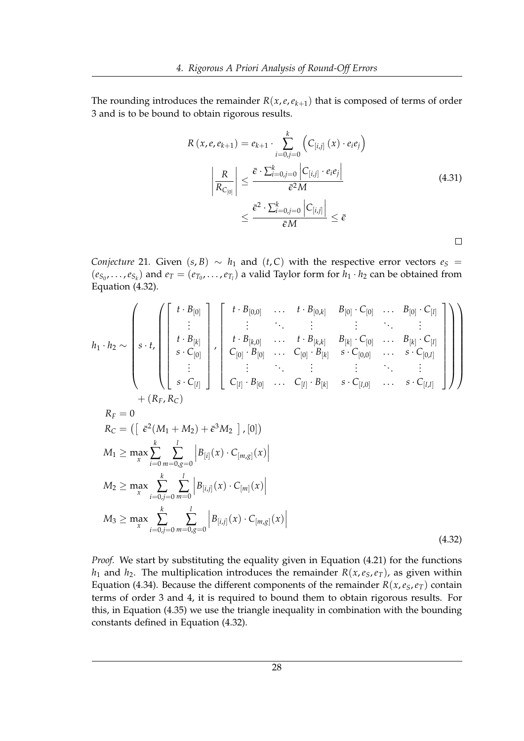The rounding introduces the remainder $R(x, e, e_{k+1})$ that is composed of terms of order 3 and is to be bound to obtain rigorous results.

$$
\begin{aligned}
R\left(x, e, e_{k+1}\right) &= e_{k+1} \cdot \sum_{i=0, j=0}^{k} \left( C_{[i,j]}\left(x\right) \cdot e_i e_j \right) \\
\left| \frac{R}{R_{C_{[0]}}} \right| &\leq \frac{\bar{\epsilon} \cdot \sum_{i=0,j=0}^{k} \left| C_{[i,j]} \cdot e_i e_j \right|}{\bar{\epsilon}^2 M} \\
&\leq \frac{\bar{\epsilon}^2 \cdot \sum_{i=0,j=0}^{k} \left| C_{[i,j]} \right|}{\bar{\epsilon} M} \leq \bar{\epsilon}
\end{aligned}
\tag{4.31}
$$

□

*Conjecture* 21. Given $(s, B) \sim h_1$ and $(t, C)$ with the respective error vectors $e_S = (e_{S_0}, \ldots, e_{S_k})$ and $e_T = (e_{T_0}, \ldots, e_{T_l})$ a valid Taylor form for $h_1 \cdot h_2$ can be obtained from Equation (4.32).

$$
\begin{aligned}
h_1 \cdot h_2 \sim & \left( s \cdot t, \left( \begin{bmatrix} t \cdot B_{[0]} \\ \vdots \\ t \cdot B_{[k]} \\ s \cdot C_{[0]} \\ \vdots \\ s \cdot C_{[l]} \end{bmatrix}, \begin{bmatrix} t \cdot B_{[0,0]} & \ldots & t \cdot B_{[0,k]} & B_{[0]} \cdot C_{[0]} & \ldots & B_{[0]} \cdot C_{[l]} \\ \vdots & \ddots & \vdots & \vdots & \ddots & \vdots \\ t \cdot B_{[k,0]} & \ldots & t \cdot B_{[k,k]} & B_{[k]} \cdot C_{[0]} & \ldots & B_{[k]} \cdot C_{[l]} \\ C_{[0]} \cdot B_{[0]} & \ldots & C_{[0]} \cdot B_{[k]} & s \cdot C_{[0,0]} & \ldots & s \cdot C_{[0,l]} \\ \vdots & \ddots & \vdots & \vdots & \ddots & \vdots \\ C_{[l]} \cdot B_{[0]} & \ldots & C_{[l]} \cdot B_{[k]} & s \cdot C_{[l,0]} & \ldots & s \cdot C_{[l,l]} \end{bmatrix} \right) \right) \\
& + (R_F, R_C) \\
R_F &= 0 \\
R_C &= \left( \left[ \ \bar{\epsilon}^2 (M_1 + M_2) + \bar{\epsilon}^3 M_2 \ \right], [0] \right) \\
M_1 &\geq \max_x \sum_{i=0}^{k} \sum_{m=0, g=0}^{l} \left| B_{[i]}(x) \cdot C_{[m,g]}(x) \right| \\
M_2 &\geq \max_x \sum_{i=0, j=0}^{k} \sum_{m=0}^{l} \left| B_{[i,j]}(x) \cdot C_{[m]}(x) \right| \\
M_3 &\geq \max_x \sum_{i=0, j=0}^{k} \sum_{m=0, g=0}^{l} \left| B_{[i,j]}(x) \cdot C_{[m,g]}(x) \right|
\end{aligned}
\tag{4.32}
$$

*Proof.* We start by substituting the equality given in Equation (4.21) for the functions $h_1$ and $h_2$. The multiplication introduces the remainder $R(x, e_S, e_T)$, as given within Equation (4.34). Because the different components of the remainder $R(x, e_S, e_T)$ contain terms of order 3 and 4, it is required to bound them to obtain rigorous results. For this, in Equation (4.35) we use the triangle inequality in combination with the bounding constants defined in Equation (4.32).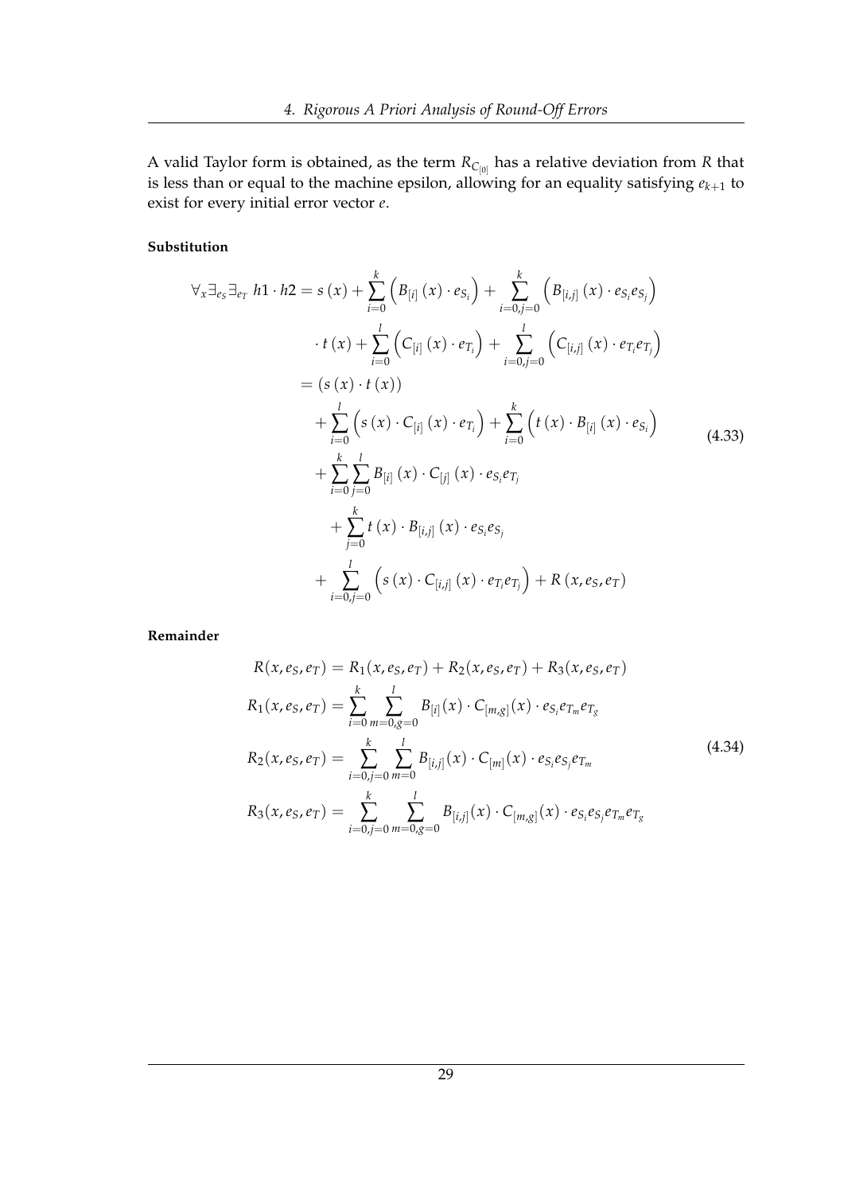A valid Taylor form is obtained, as the term $R_{C_{[0]}}$ has a relative deviation from $R$ that is less than or equal to the machine epsilon, allowing for an equality satisfying $e_{k+1}$ to exist for every initial error vector $e$.

**Substitution**

$$
\begin{aligned}
\forall_x \exists_{e_S} \exists_{e_T}\ h1 \cdot h2 = {} & s\left(x\right) + \sum_{i=0}^{k} \left(B_{[i]}\left(x\right) \cdot e_{S_i}\right) + \sum_{i=0,j=0}^{k} \left(B_{[i,j]}\left(x\right) \cdot e_{S_i} e_{S_j}\right) \\
& \cdot t\left(x\right) + \sum_{i=0}^{l} \left(C_{[i]}\left(x\right) \cdot e_{T_i}\right) + \sum_{i=0,j=0}^{l} \left(C_{[i,j]}\left(x\right) \cdot e_{T_i} e_{T_j}\right) \\
= {} & \left(s\left(x\right) \cdot t\left(x\right)\right) \\
& + \sum_{i=0}^{l} \left(s\left(x\right) \cdot C_{[i]}\left(x\right) \cdot e_{T_i}\right) + \sum_{i=0}^{k} \left(t\left(x\right) \cdot B_{[i]}\left(x\right) \cdot e_{S_i}\right) \\
& + \sum_{i=0}^{k} \sum_{j=0}^{l} B_{[i]}\left(x\right) \cdot C_{[j]}\left(x\right) \cdot e_{S_i} e_{T_j} \\
& \quad + \sum_{j=0}^{k} t\left(x\right) \cdot B_{[i,j]}\left(x\right) \cdot e_{S_i} e_{S_j} \\
& + \sum_{i=0,j=0}^{l} \left(s\left(x\right) \cdot C_{[i,j]}\left(x\right) \cdot e_{T_i} e_{T_j}\right) + R\left(x, e_S, e_T\right)
\end{aligned}
\tag{4.33}
$$

**Remainder**

$$
\begin{aligned}
R(x, e_S, e_T) &= R_1(x, e_S, e_T) + R_2(x, e_S, e_T) + R_3(x, e_S, e_T) \\
R_1(x, e_S, e_T) &= \sum_{i=0}^{k} \sum_{m=0,g=0}^{l} B_{[i]}(x) \cdot C_{[m,g]}(x) \cdot e_{S_i} e_{T_m} e_{T_g} \\
R_2(x, e_S, e_T) &= \sum_{i=0,j=0}^{k} \sum_{m=0}^{l} B_{[i,j]}(x) \cdot C_{[m]}(x) \cdot e_{S_i} e_{S_j} e_{T_m} \\
R_3(x, e_S, e_T) &= \sum_{i=0,j=0}^{k} \sum_{m=0,g=0}^{l} B_{[i,j]}(x) \cdot C_{[m,g]}(x) \cdot e_{S_i} e_{S_j} e_{T_m} e_{T_g}
\end{aligned}
\tag{4.34}
$$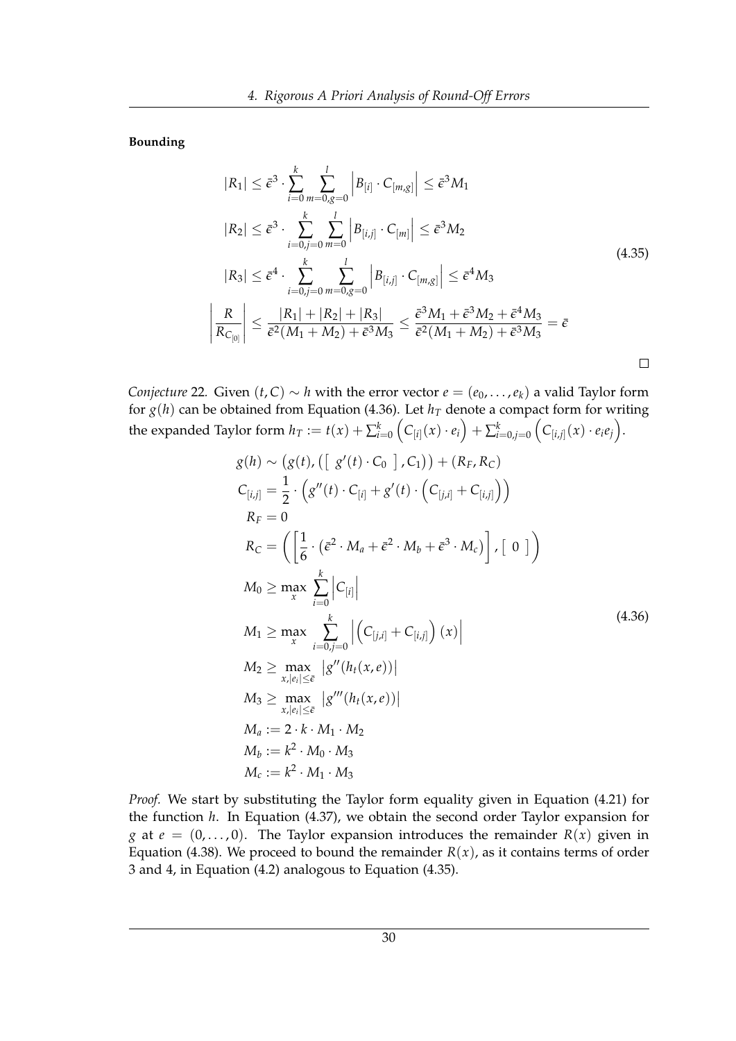**Bounding**

$$
\begin{aligned}
|R_1| &\leq \bar{\epsilon}^3 \cdot \sum_{i=0}^{k} \sum_{m=0,g=0}^{l} \left| B_{[i]} \cdot C_{[m,g]} \right| \leq \bar{\epsilon}^3 M_1 \\
|R_2| &\leq \bar{\epsilon}^3 \cdot \sum_{i=0,j=0}^{k} \sum_{m=0}^{l} \left| B_{[i,j]} \cdot C_{[m]} \right| \leq \bar{\epsilon}^3 M_2 \\
|R_3| &\leq \bar{\epsilon}^4 \cdot \sum_{i=0,j=0}^{k} \sum_{m=0,g=0}^{l} \left| B_{[i,j]} \cdot C_{[m,g]} \right| \leq \bar{\epsilon}^4 M_3 \\
\left| \frac{R}{R_{C_{[0]}}} \right| &\leq \frac{|R_1| + |R_2| + |R_3|}{\bar{\epsilon}^2 (M_1 + M_2) + \bar{\epsilon}^3 M_3} \leq \frac{\bar{\epsilon}^3 M_1 + \bar{\epsilon}^3 M_2 + \bar{\epsilon}^4 M_3}{\bar{\epsilon}^2 (M_1 + M_2) + \bar{\epsilon}^3 M_3} = \bar{\epsilon}
\end{aligned}
\tag{4.35}
$$

□

*Conjecture* 22. Given $(t, C) \sim h$ with the error vector $e = (e_0, \ldots, e_k)$ a valid Taylor form for $g(h)$ can be obtained from Equation (4.36). Let $h_T$ denote a compact form for writing the expanded Taylor form $h_T := t(x) + \sum_{i=0}^{k} \left( C_{[i]}(x) \cdot e_i \right) + \sum_{i=0,j=0}^{k} \left( C_{[i,j]}(x) \cdot e_i e_j \right)$.

$$
\begin{aligned}
g(h) &\sim \left( g(t), \left( \left[\ g'(t) \cdot C_0\ \right], C_1 \right) \right) + (R_F, R_C) \\
C_{[i,j]} &= \frac{1}{2} \cdot \left( g''(t) \cdot C_{[i]} + g'(t) \cdot \left( C_{[j,i]} + C_{[i,j]} \right) \right) \\
R_F &= 0 \\
R_C &= \left( \left[ \frac{1}{6} \cdot \left( \bar{\epsilon}^2 \cdot M_a + \bar{\epsilon}^2 \cdot M_b + \bar{\epsilon}^3 \cdot M_c \right) \right], \left[\ 0\ \right] \right) \\
M_0 &\geq \max_{x} \ \sum_{i=0}^{k} \left| C_{[i]} \right| \\
M_1 &\geq \max_{x} \ \sum_{i=0,j=0}^{k} \left| \left( C_{[j,i]} + C_{[i,j]} \right)(x) \right| \\
M_2 &\geq \max_{x, |e_i| \leq \bar{\epsilon}} \left| g''(h_t(x, e)) \right| \\
M_3 &\geq \max_{x, |e_i| \leq \bar{\epsilon}} \left| g'''(h_t(x, e)) \right| \\
M_a &:= 2 \cdot k \cdot M_1 \cdot M_2 \\
M_b &:= k^2 \cdot M_0 \cdot M_3 \\
M_c &:= k^2 \cdot M_1 \cdot M_3
\end{aligned}
\tag{4.36}
$$

*Proof.* We start by substituting the Taylor form equality given in Equation (4.21) for the function $h$. In Equation (4.37), we obtain the second order Taylor expansion for $g$ at $e = (0, \ldots, 0)$. The Taylor expansion introduces the remainder $R(x)$ given in Equation (4.38). We proceed to bound the remainder $R(x)$, as it contains terms of order 3 and 4, in Equation (4.2) analogous to Equation (4.35).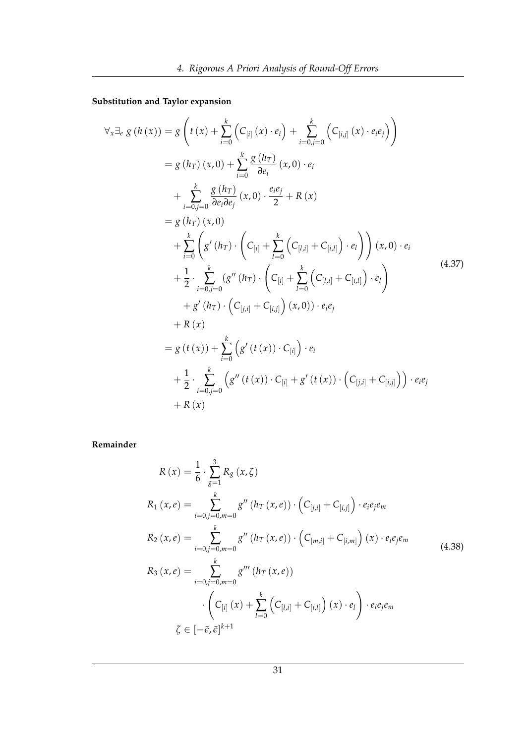**Substitution and Taylor expansion**

$$
\begin{aligned}
\forall_x \exists_e \; g\left(h\left(x\right)\right) &= g\left(t\left(x\right) + \sum_{i=0}^{k}\left(C_{[i]}\left(x\right)\cdot e_i\right) + \sum_{i=0,j=0}^{k}\left(C_{[i,j]}\left(x\right)\cdot e_i e_j\right)\right) \\
&= g\left(h_T\right)\left(x,0\right) + \sum_{i=0}^{k}\frac{g\left(h_T\right)}{\partial e_i}\left(x,0\right)\cdot e_i \\
&\quad + \sum_{i=0,j=0}^{k}\frac{g\left(h_T\right)}{\partial e_i \partial e_j}\left(x,0\right)\cdot\frac{e_i e_j}{2} + R\left(x\right) \\
&= g\left(h_T\right)\left(x,0\right) \\
&\quad + \sum_{i=0}^{k}\left(g'\left(h_T\right)\cdot\left(C_{[i]} + \sum_{l=0}^{k}\left(C_{[l,i]} + C_{[i,l]}\right)\cdot e_l\right)\right)\left(x,0\right)\cdot e_i \\
&\quad + \frac{1}{2}\cdot\sum_{i=0,j=0}^{k}\left(g''\left(h_T\right)\cdot\left(C_{[i]} + \sum_{l=0}^{k}\left(C_{[l,i]} + C_{[i,l]}\right)\cdot e_l\right)\right. \\
&\quad\quad \left. + g'\left(h_T\right)\cdot\left(C_{[j,i]} + C_{[i,j]}\right)\left(x,0\right)\right)\cdot e_i e_j \\
&\quad + R\left(x\right) \\
&= g\left(t\left(x\right)\right) + \sum_{i=0}^{k}\left(g'\left(t\left(x\right)\right)\cdot C_{[i]}\right)\cdot e_i \\
&\quad + \frac{1}{2}\cdot\sum_{i=0,j=0}^{k}\left(g''\left(t\left(x\right)\right)\cdot C_{[i]} + g'\left(t\left(x\right)\right)\cdot\left(C_{[j,i]} + C_{[i,j]}\right)\right)\cdot e_i e_j \\
&\quad + R\left(x\right)
\end{aligned}
\tag{4.37}
$$

**Remainder**

$$
\begin{aligned}
R\left(x\right) &= \frac{1}{6}\cdot\sum_{g=1}^{3} R_g\left(x,\zeta\right) \\
R_1\left(x,e\right) &= \sum_{i=0,j=0,m=0}^{k} g''\left(h_T\left(x,e\right)\right)\cdot\left(C_{[j,i]} + C_{[i,j]}\right)\cdot e_i e_j e_m \\
R_2\left(x,e\right) &= \sum_{i=0,j=0,m=0}^{k} g''\left(h_T\left(x,e\right)\right)\cdot\left(C_{[m,i]} + C_{[i,m]}\right)\left(x\right)\cdot e_i e_j e_m \\
R_3\left(x,e\right) &= \sum_{i=0,j=0,m=0}^{k} g'''\left(h_T\left(x,e\right)\right) \\
&\quad \cdot\left(C_{[i]}\left(x\right) + \sum_{l=0}^{k}\left(C_{[l,i]} + C_{[i,l]}\right)\left(x\right)\cdot e_l\right)\cdot e_i e_j e_m \\
\zeta &\in \left[-\bar{\epsilon},\bar{\epsilon}\right]^{k+1}
\end{aligned}
\tag{4.38}
$$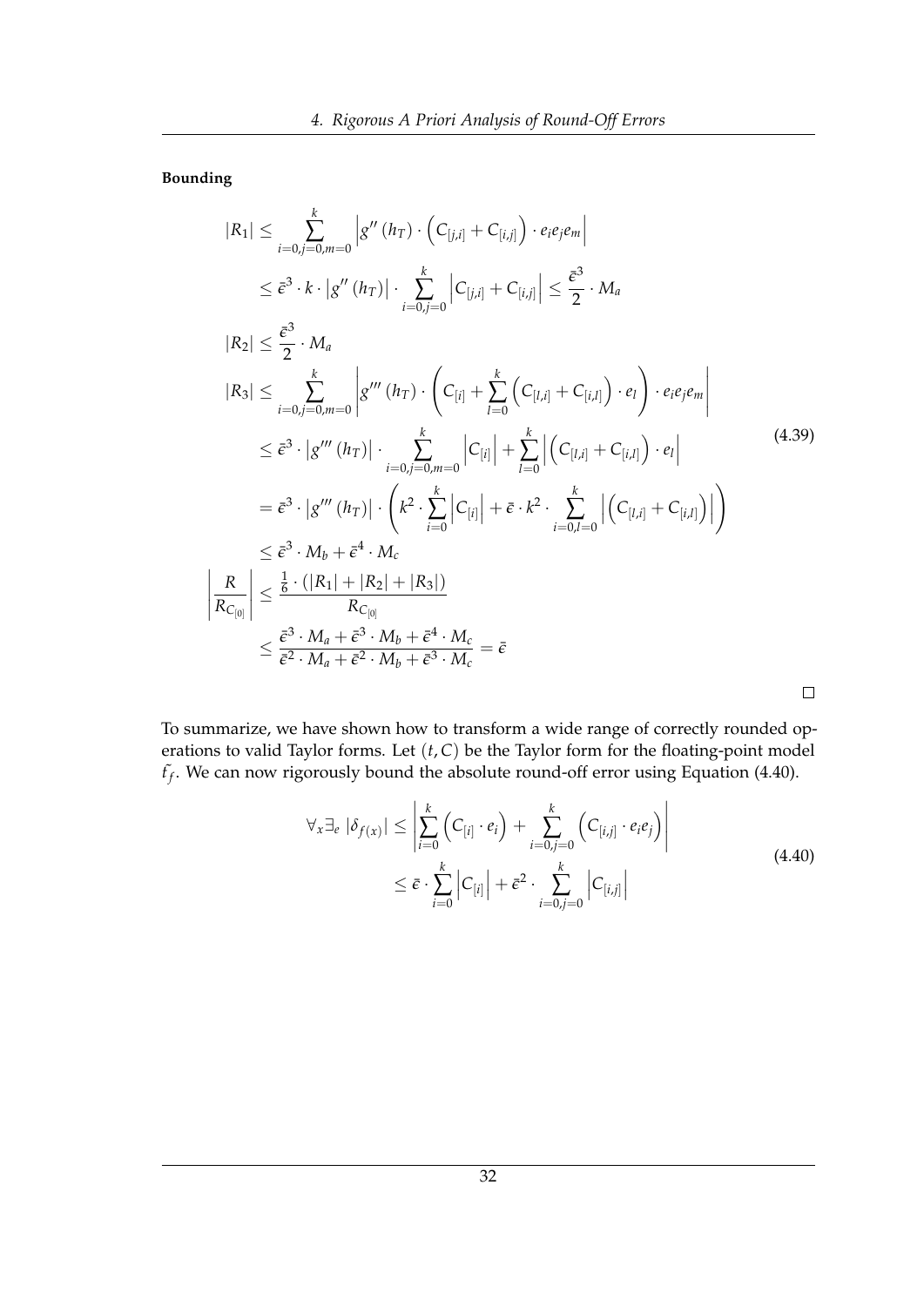**Bounding**

$$
\begin{aligned}
|R_1| &\leq \sum_{i=0,j=0,m=0}^{k} \left| g''(h_T) \cdot \left( C_{[j,i]} + C_{[i,j]} \right) \cdot e_i e_j e_m \right| \\
&\leq \bar{\epsilon}^3 \cdot k \cdot \left| g''(h_T) \right| \cdot \sum_{i=0,j=0}^{k} \left| C_{[j,i]} + C_{[i,j]} \right| \leq \frac{\bar{\epsilon}^3}{2} \cdot M_a \\
|R_2| &\leq \frac{\bar{\epsilon}^3}{2} \cdot M_a \\
|R_3| &\leq \sum_{i=0,j=0,m=0}^{k} \left| g'''(h_T) \cdot \left( C_{[i]} + \sum_{l=0}^{k} \left( C_{[l,i]} + C_{[i,l]} \right) \cdot e_l \right) \cdot e_i e_j e_m \right| \\
&\leq \bar{\epsilon}^3 \cdot \left| g'''(h_T) \right| \cdot \sum_{i=0,j=0,m=0}^{k} \left| C_{[i]} \right| + \sum_{l=0}^{k} \left| \left( C_{[l,i]} + C_{[i,l]} \right) \cdot e_l \right| \\
&= \bar{\epsilon}^3 \cdot \left| g'''(h_T) \right| \cdot \left( k^2 \cdot \sum_{i=0}^{k} \left| C_{[i]} \right| + \bar{\epsilon} \cdot k^2 \cdot \sum_{i=0,l=0}^{k} \left| \left( C_{[l,i]} + C_{[i,l]} \right) \right| \right) \\
&\leq \bar{\epsilon}^3 \cdot M_b + \bar{\epsilon}^4 \cdot M_c \\
\left| \frac{R}{R_{C_{[0]}}} \right| &\leq \frac{\frac{1}{6} \cdot \left( |R_1| + |R_2| + |R_3| \right)}{R_{C_{[0]}}} \\
&\leq \frac{\bar{\epsilon}^3 \cdot M_a + \bar{\epsilon}^3 \cdot M_b + \bar{\epsilon}^4 \cdot M_c}{\bar{\epsilon}^2 \cdot M_a + \bar{\epsilon}^2 \cdot M_b + \bar{\epsilon}^3 \cdot M_c} = \bar{\epsilon}
\end{aligned}
\tag{4.39}
$$

□

To summarize, we have shown how to transform a wide range of correctly rounded operations to valid Taylor forms. Let $(t, C)$ be the Taylor form for the floating-point model $\tilde{f}_f$. We can now rigorously bound the absolute round-off error using Equation (4.40).

$$
\begin{aligned}
\forall_x \exists_e \ |\delta_{f(x)}| &\leq \left| \sum_{i=0}^{k} \left( C_{[i]} \cdot e_i \right) + \sum_{i=0,j=0}^{k} \left( C_{[i,j]} \cdot e_i e_j \right) \right| \\
&\leq \bar{\epsilon} \cdot \sum_{i=0}^{k} \left| C_{[i]} \right| + \bar{\epsilon}^2 \cdot \sum_{i=0,j=0}^{k} \left| C_{[i,j]} \right|
\end{aligned}
\tag{4.40}
$$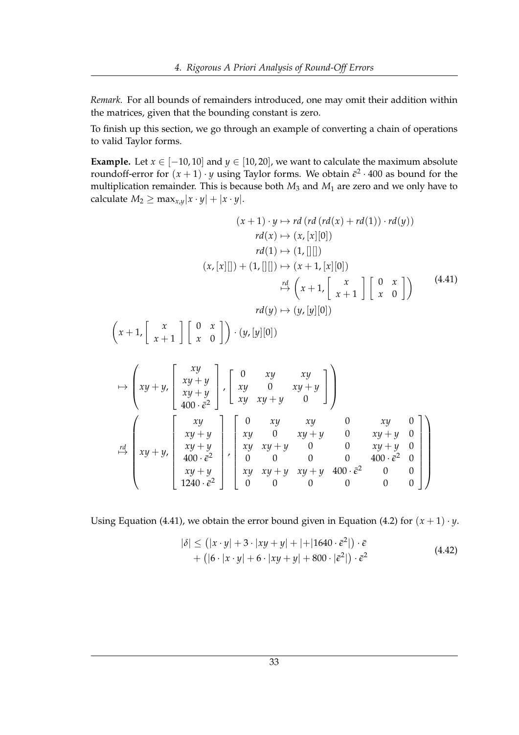*Remark.* For all bounds of remainders introduced, one may omit their addition within the matrices, given that the bounding constant is zero.

To finish up this section, we go through an example of converting a chain of operations to valid Taylor forms.

**Example.** Let $x \in [-10, 10]$ and $y \in [10, 20]$, we want to calculate the maximum absolute roundoff-error for $(x+1) \cdot y$ using Taylor forms. We obtain $\bar{\epsilon}^2 \cdot 400$ as bound for the multiplication remainder. This is because both $M_3$ and $M_1$ are zero and we only have to calculate $M_2 \geq \max_{x,y} |x \cdot y| + |x \cdot y|$.

$$
\begin{aligned}
(x+1) \cdot y &\mapsto rd\left(rd\left(rd(x) + rd(1)\right) \cdot rd(y)\right) \\
rd(x) &\mapsto (x, [x][0]) \\
rd(1) &\mapsto (1, [][]) \\
(x, [x][]) + (1, [][]) &\mapsto (x+1, [x][0]) \\
&\overset{rd}{\mapsto} \left(x+1, \begin{bmatrix} x \\ x+1 \end{bmatrix} \begin{bmatrix} 0 & x \\ x & 0 \end{bmatrix}\right) \\
rd(y) &\mapsto (y, [y][0])
\end{aligned}
\tag{4.41}
$$

$$
\left(x+1, \begin{bmatrix} x \\ x+1 \end{bmatrix} \begin{bmatrix} 0 & x \\ x & 0 \end{bmatrix}\right) \cdot (y, [y][0])
$$

$$
\mapsto \left( xy+y, \begin{bmatrix} xy \\ xy+y \\ xy+y \\ 400 \cdot \bar{\epsilon}^2 \end{bmatrix}, \begin{bmatrix} 0 & xy & xy \\ xy & 0 & xy+y \\ xy & xy+y & 0 \end{bmatrix} \right)
$$

$$
\overset{rd}{\mapsto} \left( xy+y, \begin{bmatrix} xy \\ xy+y \\ xy+y \\ 400 \cdot \bar{\epsilon}^2 \\ xy+y \\ 1240 \cdot \bar{\epsilon}^2 \end{bmatrix}, \begin{bmatrix} 0 & xy & xy & 0 & xy & 0 \\ xy & 0 & xy+y & 0 & xy+y & 0 \\ xy & xy+y & 0 & 0 & xy+y & 0 \\ 0 & 0 & 0 & 0 & 400 \cdot \bar{\epsilon}^2 & 0 \\ xy & xy+y & xy+y & 400 \cdot \bar{\epsilon}^2 & 0 & 0 \\ 0 & 0 & 0 & 0 & 0 & 0 \end{bmatrix} \right)
$$

Using Equation (4.41), we obtain the error bound given in Equation (4.2) for $(x+1) \cdot y$.

$$
\begin{aligned}
|\delta| \leq &\left(|x \cdot y| + 3 \cdot |xy + y| + |+|1640 \cdot \bar{\epsilon}^2|\right) \cdot \bar{\epsilon} \\
&+ \left(|6 \cdot |x \cdot y| + 6 \cdot |xy + y| + 800 \cdot |\bar{\epsilon}^2|\right) \cdot \bar{\epsilon}^2
\end{aligned}
\tag{4.42}
$$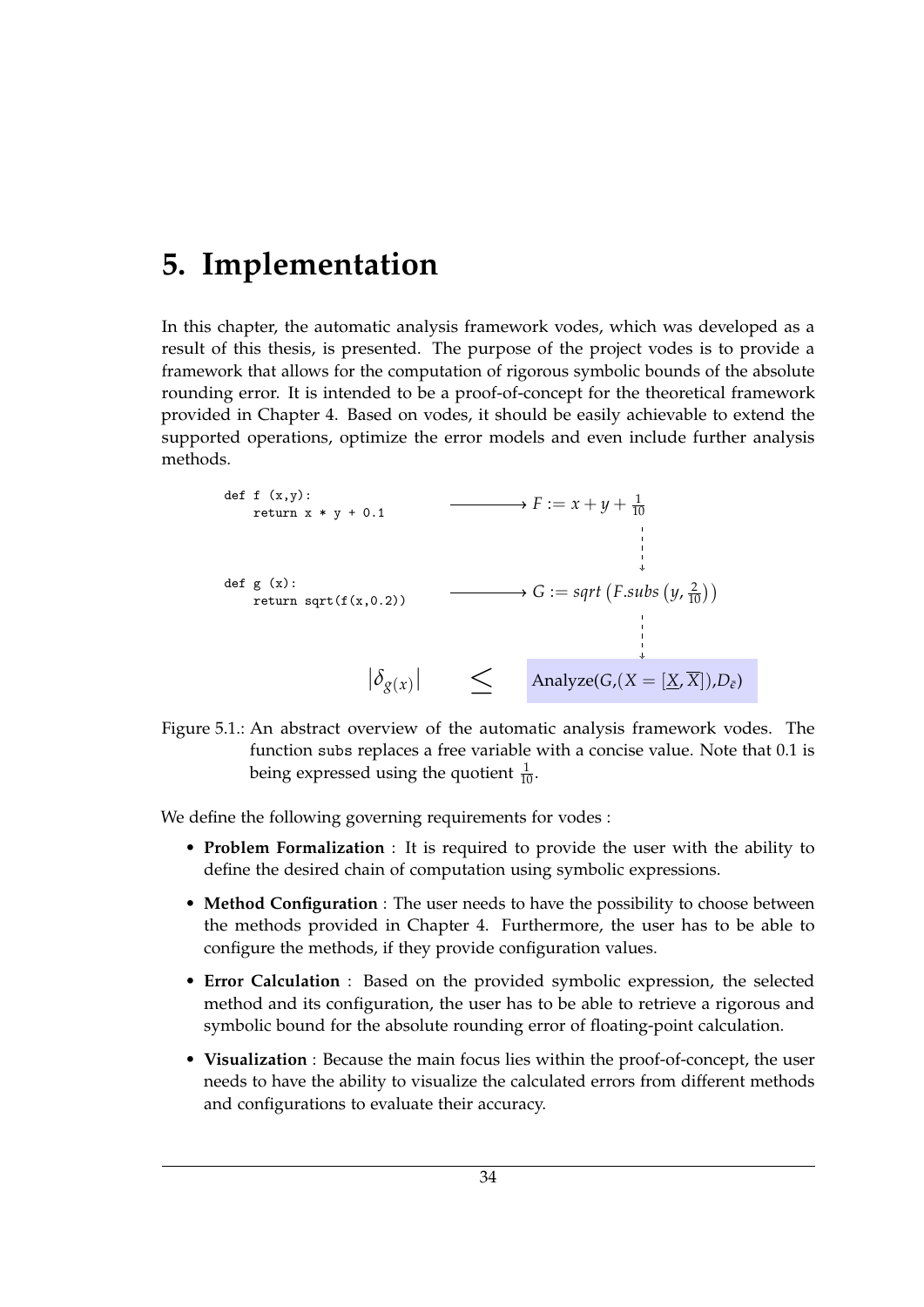# 5. Implementation

In this chapter, the automatic analysis framework vodes, which was developed as a result of this thesis, is presented. The purpose of the project vodes is to provide a framework that allows for the computation of rigorous symbolic bounds of the absolute rounding error. It is intended to be a proof-of-concept for the theoretical framework provided in Chapter 4. Based on vodes, it should be easily achievable to extend the supported operations, optimize the error models and even include further analysis methods.

```
def f (x,y):
    return x * y + 0.1
```

$\longrightarrow F := x + y + \frac{1}{10}$

```
def g (x):
    return sqrt(f(x,0.2))
```

$\longrightarrow G := sqrt\left(F.subs\left(y, \frac{2}{10}\right)\right)$

$$|\delta_{g(x)}| \leq \text{Analyze}(G, (X = [\underline{X}, \overline{X}]), D_{\tilde{\epsilon}})$$

Figure 5.1.: An abstract overview of the automatic analysis framework vodes. The function subs replaces a free variable with a concise value. Note that 0.1 is being expressed using the quotient $\frac{1}{10}$.

We define the following governing requirements for vodes :

- **Problem Formalization** : It is required to provide the user with the ability to define the desired chain of computation using symbolic expressions.
- **Method Configuration** : The user needs to have the possibility to choose between the methods provided in Chapter 4. Furthermore, the user has to be able to configure the methods, if they provide configuration values.
- **Error Calculation** : Based on the provided symbolic expression, the selected method and its configuration, the user has to be able to retrieve a rigorous and symbolic bound for the absolute rounding error of floating-point calculation.
- **Visualization** : Because the main focus lies within the proof-of-concept, the user needs to have the ability to visualize the calculated errors from different methods and configurations to evaluate their accuracy.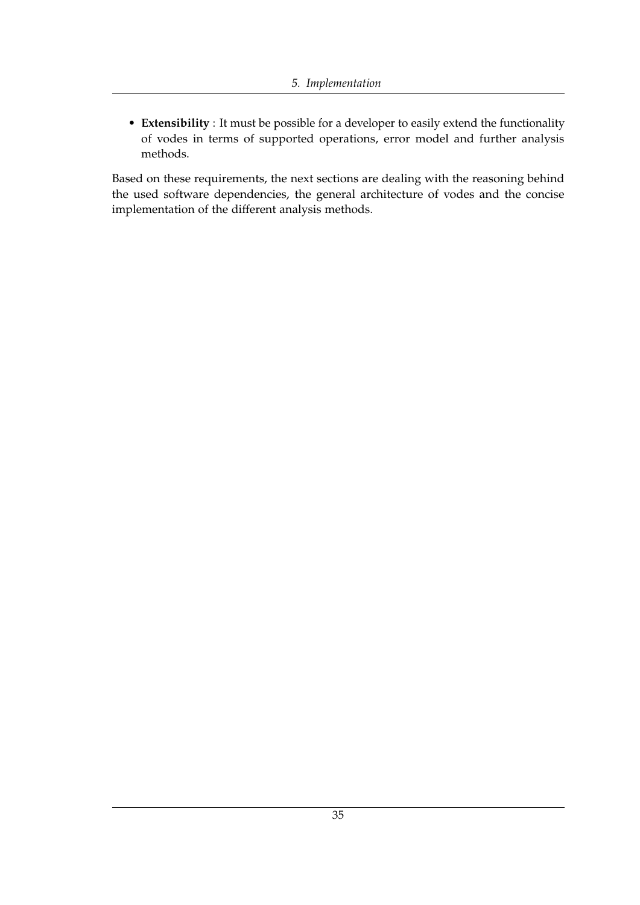- **Extensibility** : It must be possible for a developer to easily extend the functionality of vodes in terms of supported operations, error model and further analysis methods.

Based on these requirements, the next sections are dealing with the reasoning behind the used software dependencies, the general architecture of vodes and the concise implementation of the different analysis methods.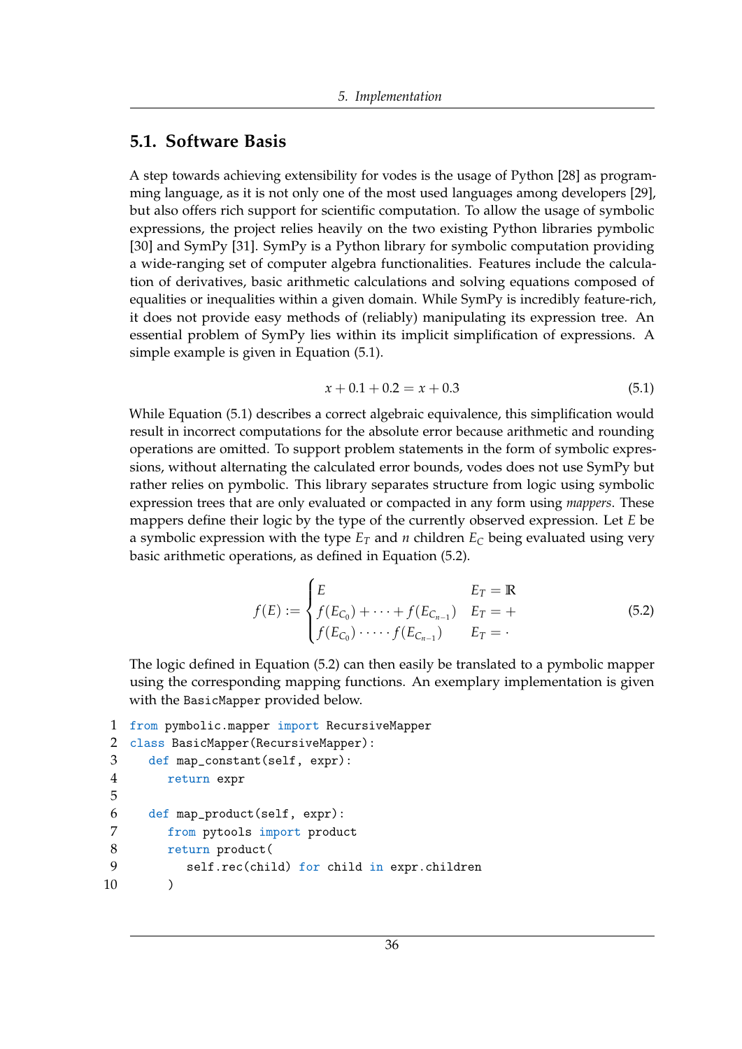## 5.1. Software Basis

A step towards achieving extensibility for vodes is the usage of Python [28] as programming language, as it is not only one of the most used languages among developers [29], but also offers rich support for scientific computation. To allow the usage of symbolic expressions, the project relies heavily on the two existing Python libraries pymbolic [30] and SymPy [31]. SymPy is a Python library for symbolic computation providing a wide-ranging set of computer algebra functionalities. Features include the calculation of derivatives, basic arithmetic calculations and solving equations composed of equalities or inequalities within a given domain. While SymPy is incredibly feature-rich, it does not provide easy methods of (reliably) manipulating its expression tree. An essential problem of SymPy lies within its implicit simplification of expressions. A simple example is given in Equation (5.1).

$$x + 0.1 + 0.2 = x + 0.3 \tag{5.1}$$

While Equation (5.1) describes a correct algebraic equivalence, this simplification would result in incorrect computations for the absolute error because arithmetic and rounding operations are omitted. To support problem statements in the form of symbolic expressions, without alternating the calculated error bounds, vodes does not use SymPy but rather relies on pymbolic. This library separates structure from logic using symbolic expression trees that are only evaluated or compacted in any form using *mappers*. These mappers define their logic by the type of the currently observed expression. Let $E$ be a symbolic expression with the type $E_T$ and $n$ children $E_C$ being evaluated using very basic arithmetic operations, as defined in Equation (5.2).

$$f(E) := \begin{cases} E & E_T = \mathbb{R} \\ f(E_{C_0}) + \cdots + f(E_{C_{n-1}}) & E_T = + \\ f(E_{C_0}) \cdot \cdots \cdot f(E_{C_{n-1}}) & E_T = \cdot \end{cases} \tag{5.2}$$

The logic defined in Equation (5.2) can then easily be translated to a pymbolic mapper using the corresponding mapping functions. An exemplary implementation is given with the `BasicMapper` provided below.

```
1  from pymbolic.mapper import RecursiveMapper
2  class BasicMapper(RecursiveMapper):
3      def map_constant(self, expr):
4          return expr
5
6      def map_product(self, expr):
7          from pytools import product
8          return product(
9              self.rec(child) for child in expr.children
10         )
```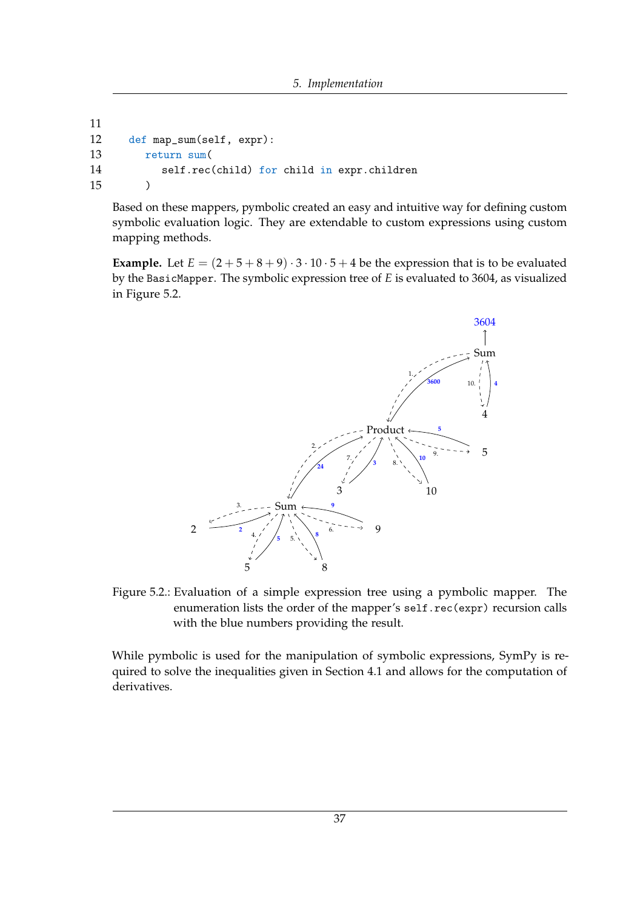```
11
12    def map_sum(self, expr):
13        return sum(
14            self.rec(child) for child in expr.children
15        )
```

Based on these mappers, pymbolic created an easy and intuitive way for defining custom symbolic evaluation logic. They are extendable to custom expressions using custom mapping methods.

**Example.** Let $E = (2+5+8+9) \cdot 3 \cdot 10 \cdot 5 + 4$ be the expression that is to be evaluated by the `BasicMapper`. The symbolic expression tree of $E$ is evaluated to 3604, as visualized in Figure 5.2.

Figure 5.2.: Evaluation of a simple expression tree using a pymbolic mapper. The enumeration lists the order of the mapper's `self.rec(expr)` recursion calls with the blue numbers providing the result.

While pymbolic is used for the manipulation of symbolic expressions, SymPy is required to solve the inequalities given in Section 4.1 and allows for the computation of derivatives.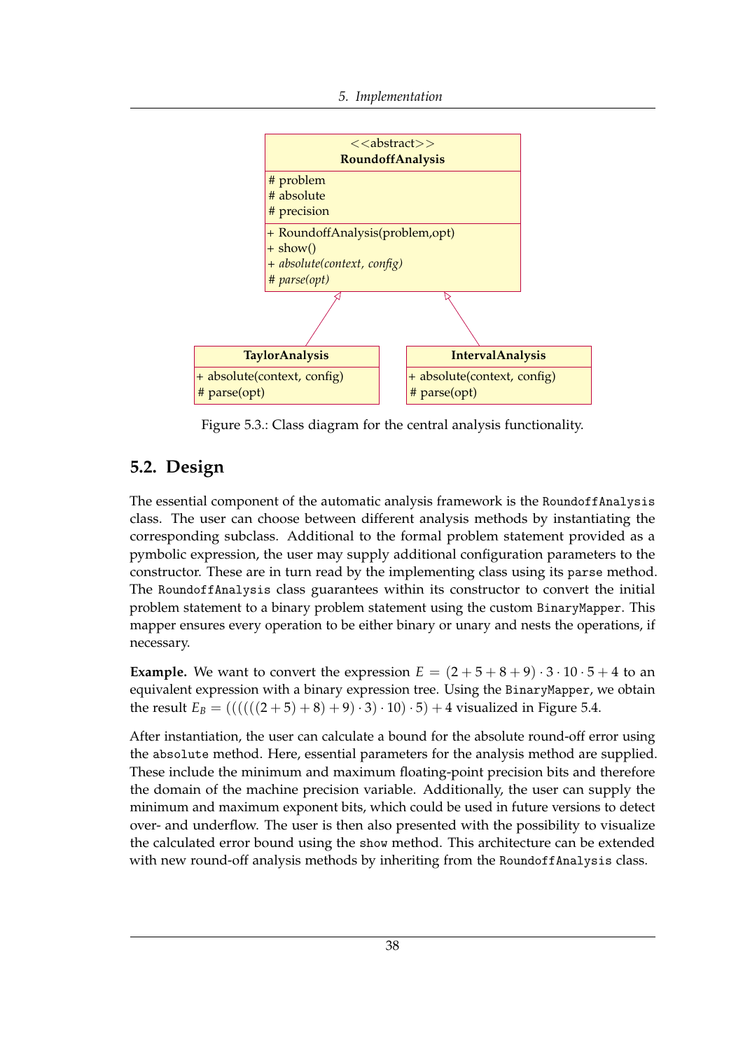| <<abstract>> **RoundoffAnalysis** |
| --- |
| # problem<br># absolute<br># precision |
| + RoundoffAnalysis(problem,opt)<br>+ show()<br>+ *absolute(context, config)*<br># *parse(opt)* |

| **TaylorAnalysis** |
| --- |
| + absolute(context, config)<br># parse(opt) |

| **IntervalAnalysis** |
| --- |
| + absolute(context, config)<br># parse(opt) |

Figure 5.3.: Class diagram for the central analysis functionality.

## 5.2. Design

The essential component of the automatic analysis framework is the `RoundoffAnalysis` class. The user can choose between different analysis methods by instantiating the corresponding subclass. Additional to the formal problem statement provided as a pymbolic expression, the user may supply additional configuration parameters to the constructor. These are in turn read by the implementing class using its `parse` method. The `RoundoffAnalysis` class guarantees within its constructor to convert the initial problem statement to a binary problem statement using the custom `BinaryMapper`. This mapper ensures every operation to be either binary or unary and nests the operations, if necessary.

**Example.** We want to convert the expression $E = (2 + 5 + 8 + 9) \cdot 3 \cdot 10 \cdot 5 + 4$ to an equivalent expression with a binary expression tree. Using the `BinaryMapper`, we obtain the result $E_B = ((((((2 + 5) + 8) + 9) \cdot 3) \cdot 10) \cdot 5) + 4$ visualized in Figure 5.4.

After instantiation, the user can calculate a bound for the absolute round-off error using the `absolute` method. Here, essential parameters for the analysis method are supplied. These include the minimum and maximum floating-point precision bits and therefore the domain of the machine precision variable. Additionally, the user can supply the minimum and maximum exponent bits, which could be used in future versions to detect over- and underflow. The user is then also presented with the possibility to visualize the calculated error bound using the `show` method. This architecture can be extended with new round-off analysis methods by inheriting from the `RoundoffAnalysis` class.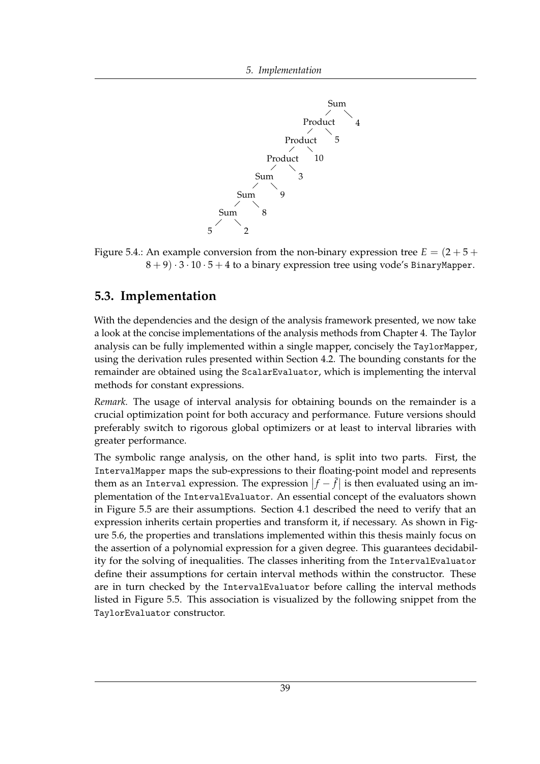Sum
Product 4
Product 5
Product 10
Sum 3
Sum 9
Sum 8
5 2

Figure 5.4.: An example conversion from the non-binary expression tree $E = (2 + 5 + 8 + 9) \cdot 3 \cdot 10 \cdot 5 + 4$ to a binary expression tree using vode's `BinaryMapper`.

## 5.3. Implementation

With the dependencies and the design of the analysis framework presented, we now take a look at the concise implementations of the analysis methods from Chapter 4. The Taylor analysis can be fully implemented within a single mapper, concisely the `TaylorMapper`, using the derivation rules presented within Section 4.2. The bounding constants for the remainder are obtained using the `ScalarEvaluator`, which is implementing the interval methods for constant expressions.

*Remark.* The usage of interval analysis for obtaining bounds on the remainder is a crucial optimization point for both accuracy and performance. Future versions should preferably switch to rigorous global optimizers or at least to interval libraries with greater performance.

The symbolic range analysis, on the other hand, is split into two parts. First, the `IntervalMapper` maps the sub-expressions to their floating-point model and represents them as an `Interval` expression. The expression $|f - \tilde{f}|$ is then evaluated using an implementation of the `IntervalEvaluator`. An essential concept of the evaluators shown in Figure 5.5 are their assumptions. Section 4.1 described the need to verify that an expression inherits certain properties and transform it, if necessary. As shown in Figure 5.6, the properties and translations implemented within this thesis mainly focus on the assertion of a polynomial expression for a given degree. This guarantees decidability for the solving of inequalities. The classes inheriting from the `IntervalEvaluator` define their assumptions for certain interval methods within the constructor. These are in turn checked by the `IntervalEvaluator` before calling the interval methods listed in Figure 5.5. This association is visualized by the following snippet from the `TaylorEvaluator` constructor.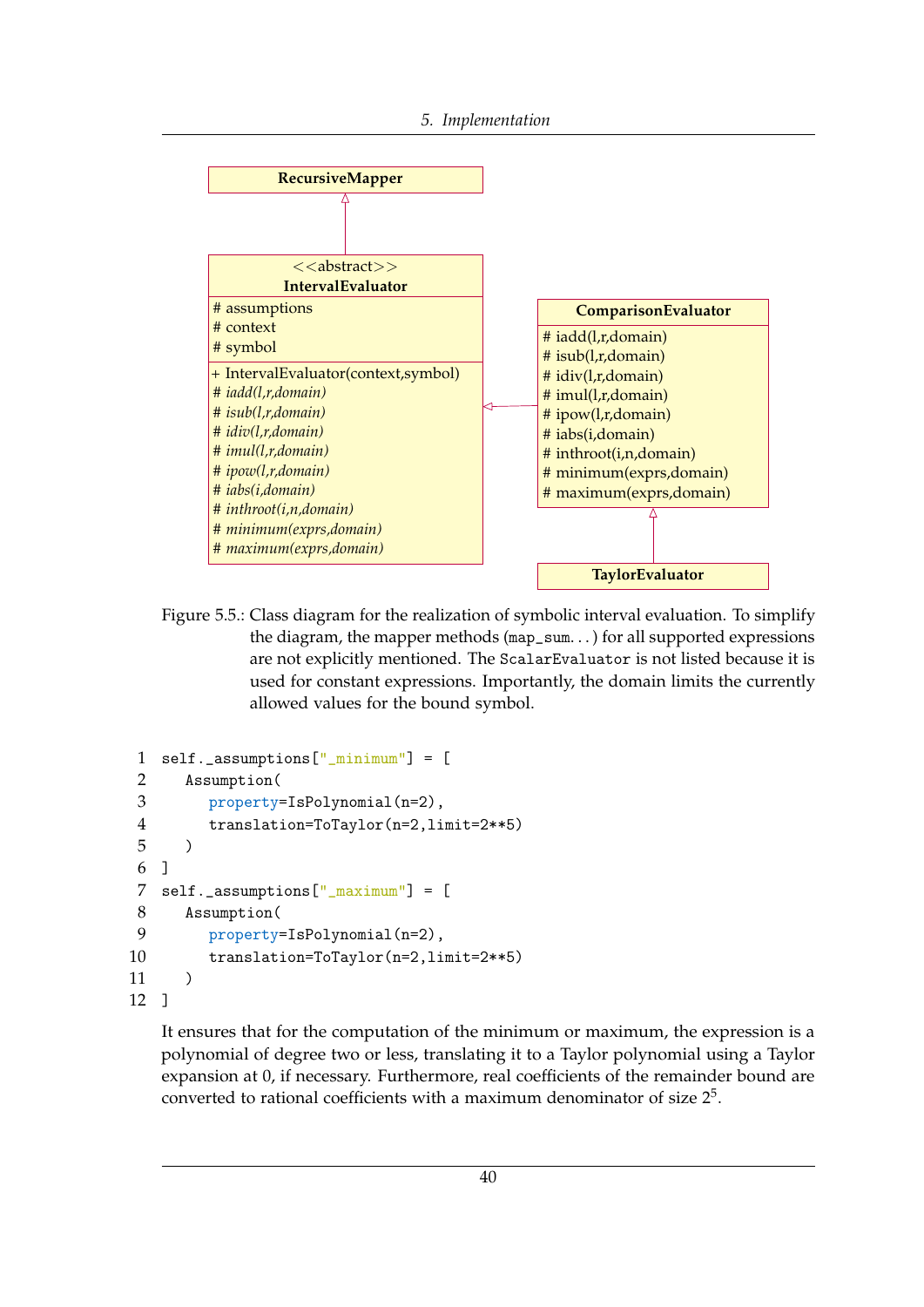**RecursiveMapper**

<<abstract>>
**IntervalEvaluator**

- # assumptions
- # context
- # symbol

- + IntervalEvaluator(context,symbol)
- # *iadd(l,r,domain)*
- # *isub(l,r,domain)*
- # *idiv(l,r,domain)*
- # *imul(l,r,domain)*
- # *ipow(l,r,domain)*
- # *iabs(i,domain)*
- # *inthroot(i,n,domain)*
- # *minimum(exprs,domain)*
- # *maximum(exprs,domain)*

**ComparisonEvaluator**

- # iadd(l,r,domain)
- # isub(l,r,domain)
- # idiv(l,r,domain)
- # imul(l,r,domain)
- # ipow(l,r,domain)
- # iabs(i,domain)
- # inthroot(i,n,domain)
- # minimum(exprs,domain)
- # maximum(exprs,domain)

**TaylorEvaluator**

Figure 5.5.: Class diagram for the realization of symbolic interval evaluation. To simplify the diagram, the mapper methods (`map_sum`. . . ) for all supported expressions are not explicitly mentioned. The `ScalarEvaluator` is not listed because it is used for constant expressions. Importantly, the domain limits the currently allowed values for the bound symbol.

```
self._assumptions["_minimum"] = [
  Assumption(
    property=IsPolynomial(n=2),
    translation=ToTaylor(n=2,limit=2**5)
  )
]
self._assumptions["_maximum"] = [
  Assumption(
    property=IsPolynomial(n=2),
    translation=ToTaylor(n=2,limit=2**5)
  )
]
```

It ensures that for the computation of the minimum or maximum, the expression is a polynomial of degree two or less, translating it to a Taylor polynomial using a Taylor expansion at 0, if necessary. Furthermore, real coefficients of the remainder bound are converted to rational coefficients with a maximum denominator of size $2^5$.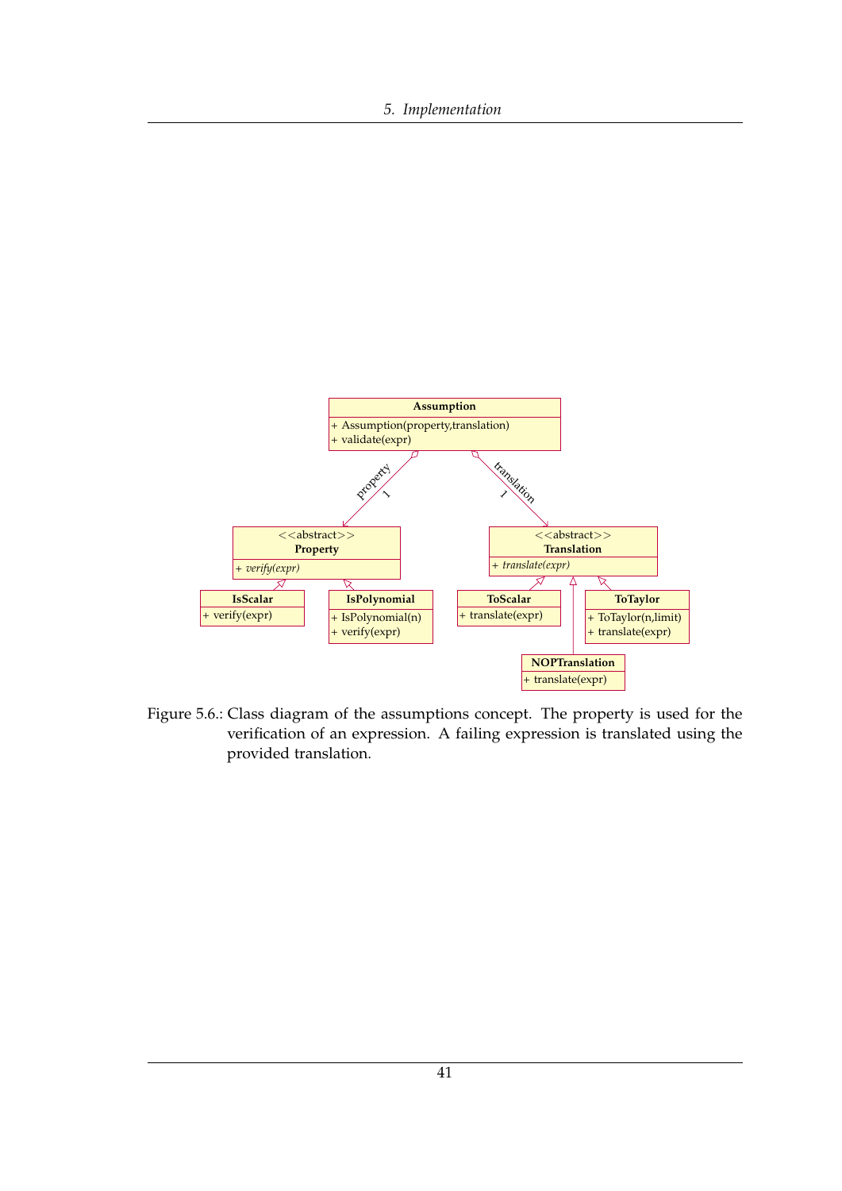Figure 5.6.: Class diagram of the assumptions concept. The property is used for the verification of an expression. A failing expression is translated using the provided translation.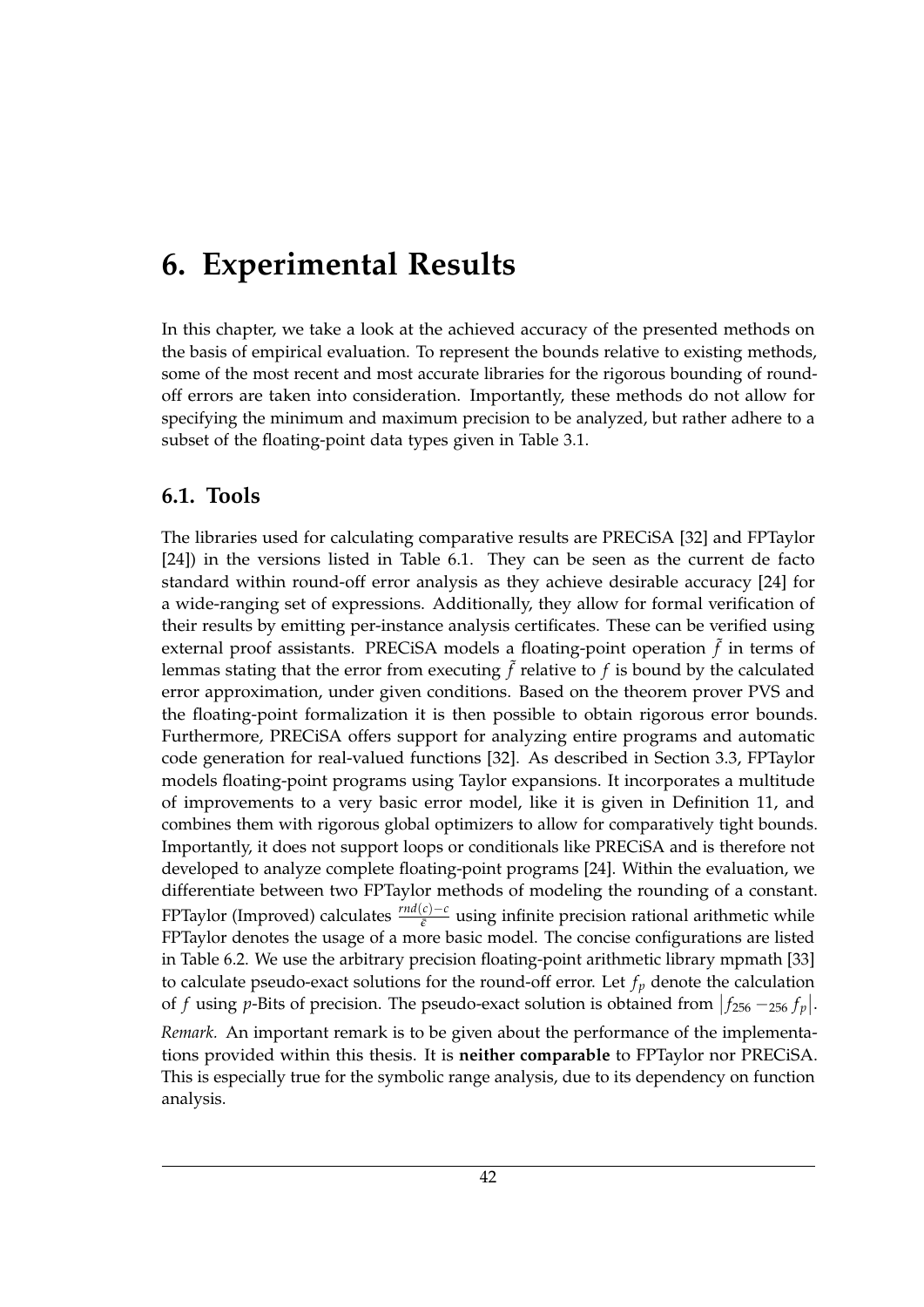# 6. Experimental Results

In this chapter, we take a look at the achieved accuracy of the presented methods on the basis of empirical evaluation. To represent the bounds relative to existing methods, some of the most recent and most accurate libraries for the rigorous bounding of round-off errors are taken into consideration. Importantly, these methods do not allow for specifying the minimum and maximum precision to be analyzed, but rather adhere to a subset of the floating-point data types given in Table 3.1.

## 6.1. Tools

The libraries used for calculating comparative results are PRECiSA [32] and FPTaylor [24]) in the versions listed in Table 6.1. They can be seen as the current de facto standard within round-off error analysis as they achieve desirable accuracy [24] for a wide-ranging set of expressions. Additionally, they allow for formal verification of their results by emitting per-instance analysis certificates. These can be verified using external proof assistants. PRECiSA models a floating-point operation $\tilde{f}$ in terms of lemmas stating that the error from executing $\tilde{f}$ relative to $f$ is bound by the calculated error approximation, under given conditions. Based on the theorem prover PVS and the floating-point formalization it is then possible to obtain rigorous error bounds. Furthermore, PRECiSA offers support for analyzing entire programs and automatic code generation for real-valued functions [32]. As described in Section 3.3, FPTaylor models floating-point programs using Taylor expansions. It incorporates a multitude of improvements to a very basic error model, like it is given in Definition 11, and combines them with rigorous global optimizers to allow for comparatively tight bounds. Importantly, it does not support loops or conditionals like PRECiSA and is therefore not developed to analyze complete floating-point programs [24]. Within the evaluation, we differentiate between two FPTaylor methods of modeling the rounding of a constant. FPTaylor (Improved) calculates $\frac{rnd(c)-c}{\tilde{\epsilon}}$ using infinite precision rational arithmetic while FPTaylor denotes the usage of a more basic model. The concise configurations are listed in Table 6.2. We use the arbitrary precision floating-point arithmetic library mpmath [33] to calculate pseudo-exact solutions for the round-off error. Let $f_p$ denote the calculation of $f$ using $p$-Bits of precision. The pseudo-exact solution is obtained from $\left|f_{256} -_{256} f_p\right|$.

*Remark.* An important remark is to be given about the performance of the implementations provided within this thesis. It is **neither comparable** to FPTaylor nor PRECiSA. This is especially true for the symbolic range analysis, due to its dependency on function analysis.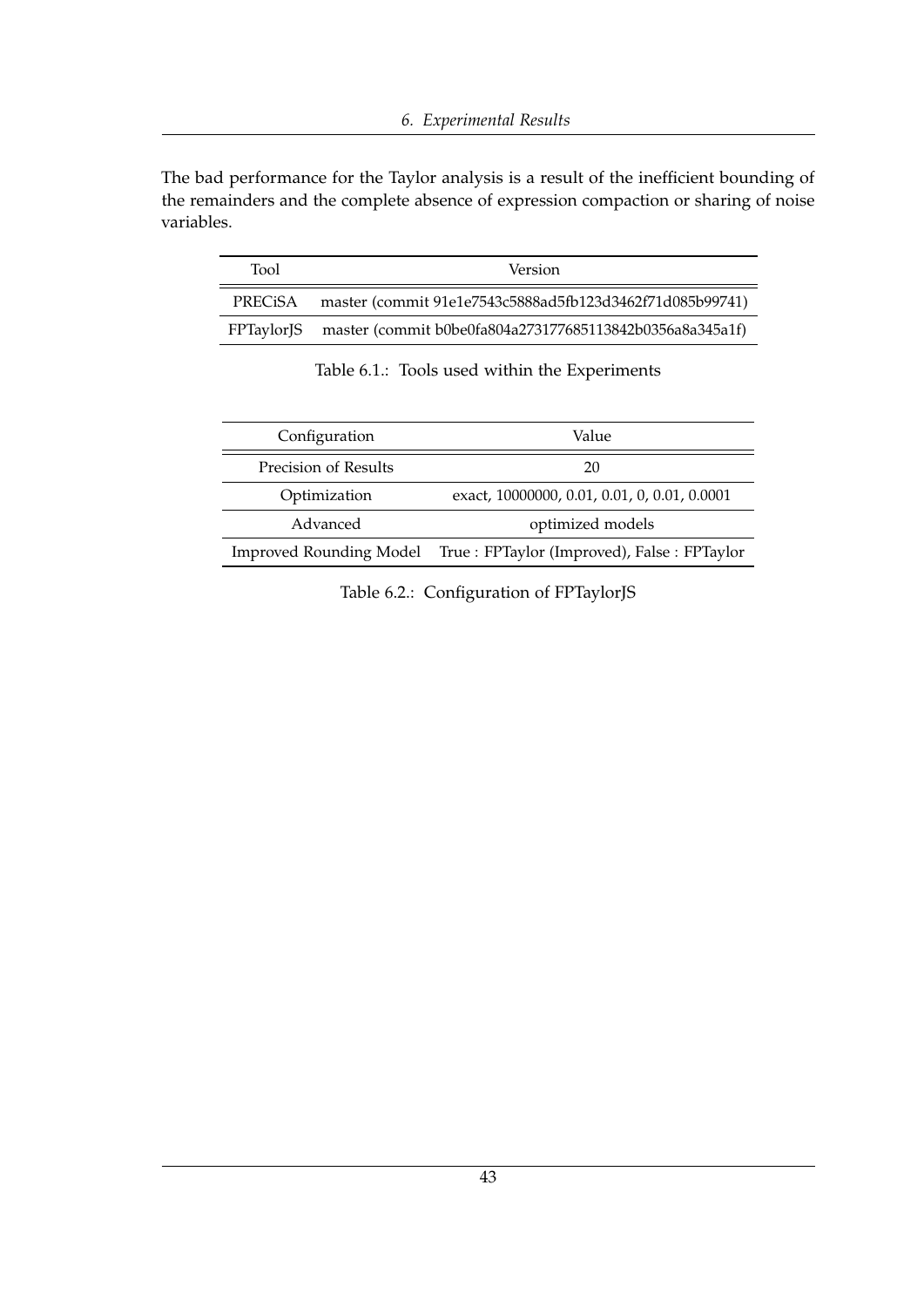The bad performance for the Taylor analysis is a result of the inefficient bounding of the remainders and the complete absence of expression compaction or sharing of noise variables.

| Tool | Version |
| --- | --- |
| PRECiSA | master (commit 91e1e7543c5888ad5fb123d3462f71d085b99741) |
| FPTaylorJS | master (commit b0be0fa804a273177685113842b0356a8a345a1f) |

Table 6.1.: Tools used within the Experiments

| Configuration | Value |
| --- | --- |
| Precision of Results | 20 |
| Optimization | exact, 10000000, 0.01, 0.01, 0, 0.01, 0.0001 |
| Advanced | optimized models |
| Improved Rounding Model | True : FPTaylor (Improved), False : FPTaylor |

Table 6.2.: Configuration of FPTaylorJS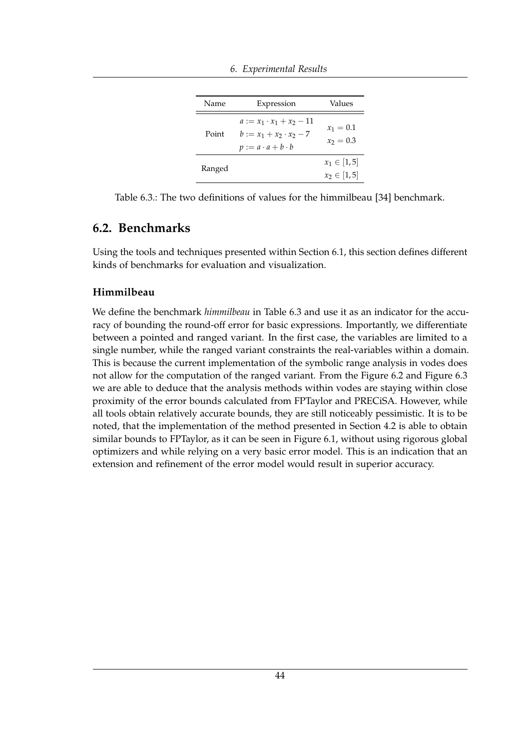| Name | Expression | Values |
|---|---|---|
| Point | $a := x_1 \cdot x_1 + x_2 - 11$<br>$b := x_1 + x_2 \cdot x_2 - 7$<br>$p := a \cdot a + b \cdot b$ | $x_1 = 0.1$<br>$x_2 = 0.3$ |
| Ranged | | $x_1 \in [1, 5]$<br>$x_2 \in [1, 5]$ |

Table 6.3.: The two definitions of values for the himmilbeau [34] benchmark.

## 6.2. Benchmarks

Using the tools and techniques presented within Section 6.1, this section defines different kinds of benchmarks for evaluation and visualization.

### Himmilbeau

We define the benchmark *himmilbeau* in Table 6.3 and use it as an indicator for the accuracy of bounding the round-off error for basic expressions. Importantly, we differentiate between a pointed and ranged variant. In the first case, the variables are limited to a single number, while the ranged variant constraints the real-variables within a domain. This is because the current implementation of the symbolic range analysis in vodes does not allow for the computation of the ranged variant. From the Figure 6.2 and Figure 6.3 we are able to deduce that the analysis methods within vodes are staying within close proximity of the error bounds calculated from FPTaylor and PRECiSA. However, while all tools obtain relatively accurate bounds, they are still noticeably pessimistic. It is to be noted, that the implementation of the method presented in Section 4.2 is able to obtain similar bounds to FPTaylor, as it can be seen in Figure 6.1, without using rigorous global optimizers and while relying on a very basic error model. This is an indication that an extension and refinement of the error model would result in superior accuracy.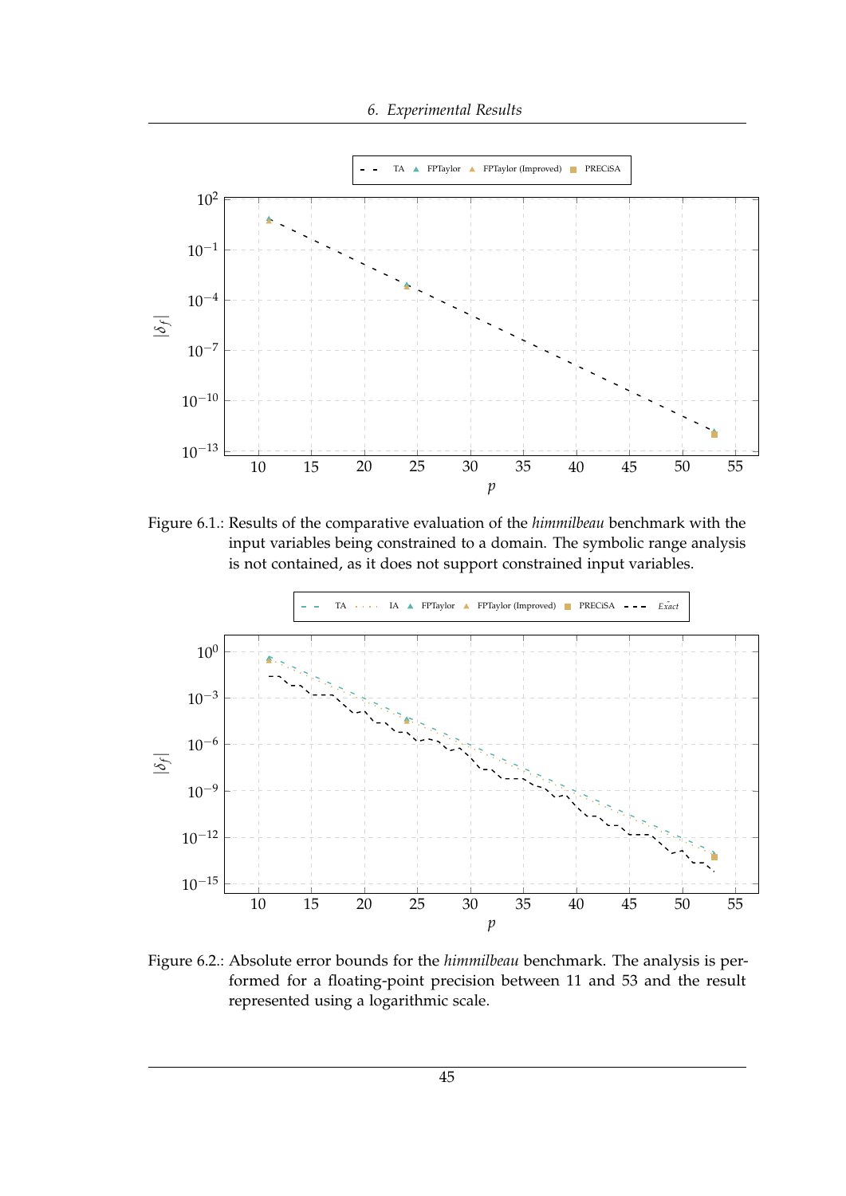Figure 6.1.: Results of the comparative evaluation of the *himmilbeau* benchmark with the input variables being constrained to a domain. The symbolic range analysis is not contained, as it does not support constrained input variables.

Figure 6.2.: Absolute error bounds for the *himmilbeau* benchmark. The analysis is performed for a floating-point precision between 11 and 53 and the result represented using a logarithmic scale.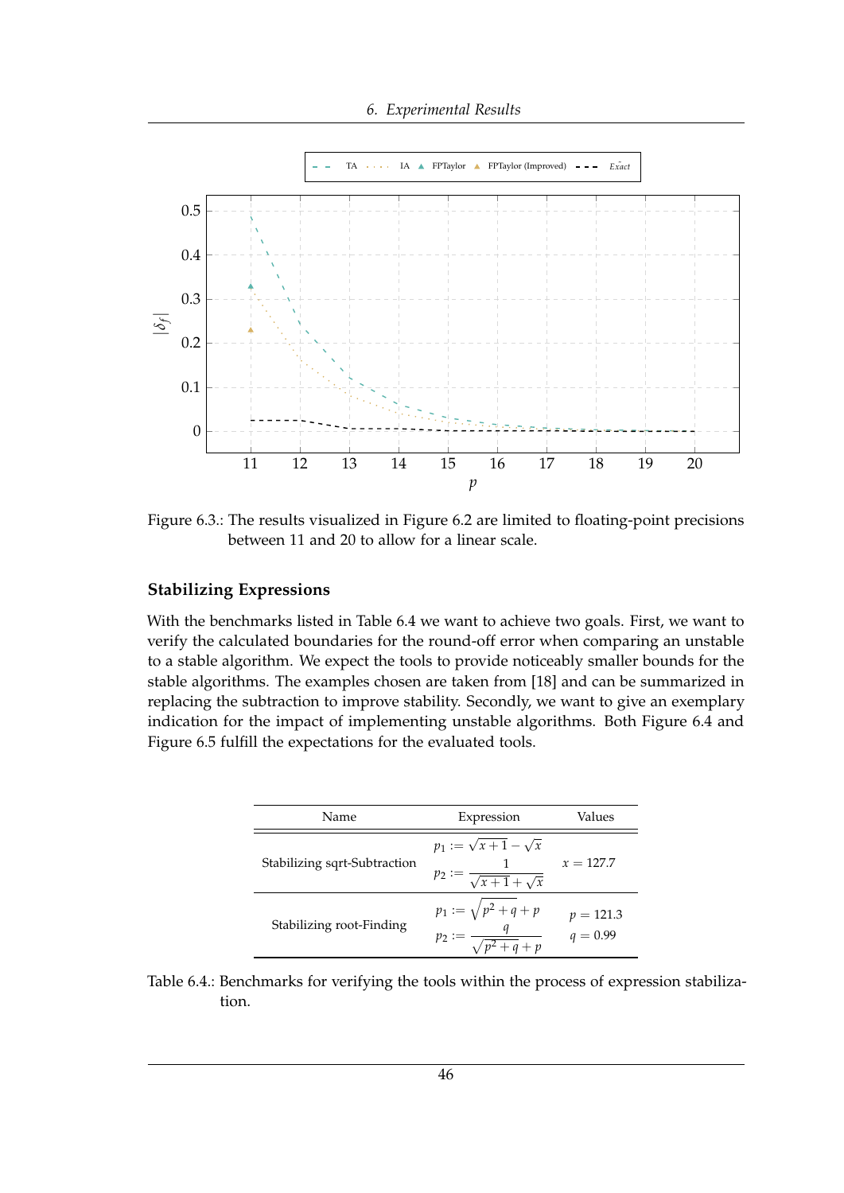Figure 6.3.: The results visualized in Figure 6.2 are limited to floating-point precisions between 11 and 20 to allow for a linear scale.

### Stabilizing Expressions

With the benchmarks listed in Table 6.4 we want to achieve two goals. First, we want to verify the calculated boundaries for the round-off error when comparing an unstable to a stable algorithm. We expect the tools to provide noticeably smaller bounds for the stable algorithms. The examples chosen are taken from [18] and can be summarized in replacing the subtraction to improve stability. Secondly, we want to give an exemplary indication for the impact of implementing unstable algorithms. Both Figure 6.4 and Figure 6.5 fulfill the expectations for the evaluated tools.

| Name | Expression | Values |
|---|---|---|
| Stabilizing sqrt-Subtraction | $p_1 := \sqrt{x+1} - \sqrt{x}$ <br> $p_2 := \dfrac{1}{\sqrt{x+1} + \sqrt{x}}$ | $x = 127.7$ |
| Stabilizing root-Finding | $p_1 := \sqrt{p^2 + q} + p$ <br> $p_2 := \dfrac{q}{\sqrt{p^2 + q} + p}$ | $p = 121.3$ <br> $q = 0.99$ |

Table 6.4.: Benchmarks for verifying the tools within the process of expression stabilization.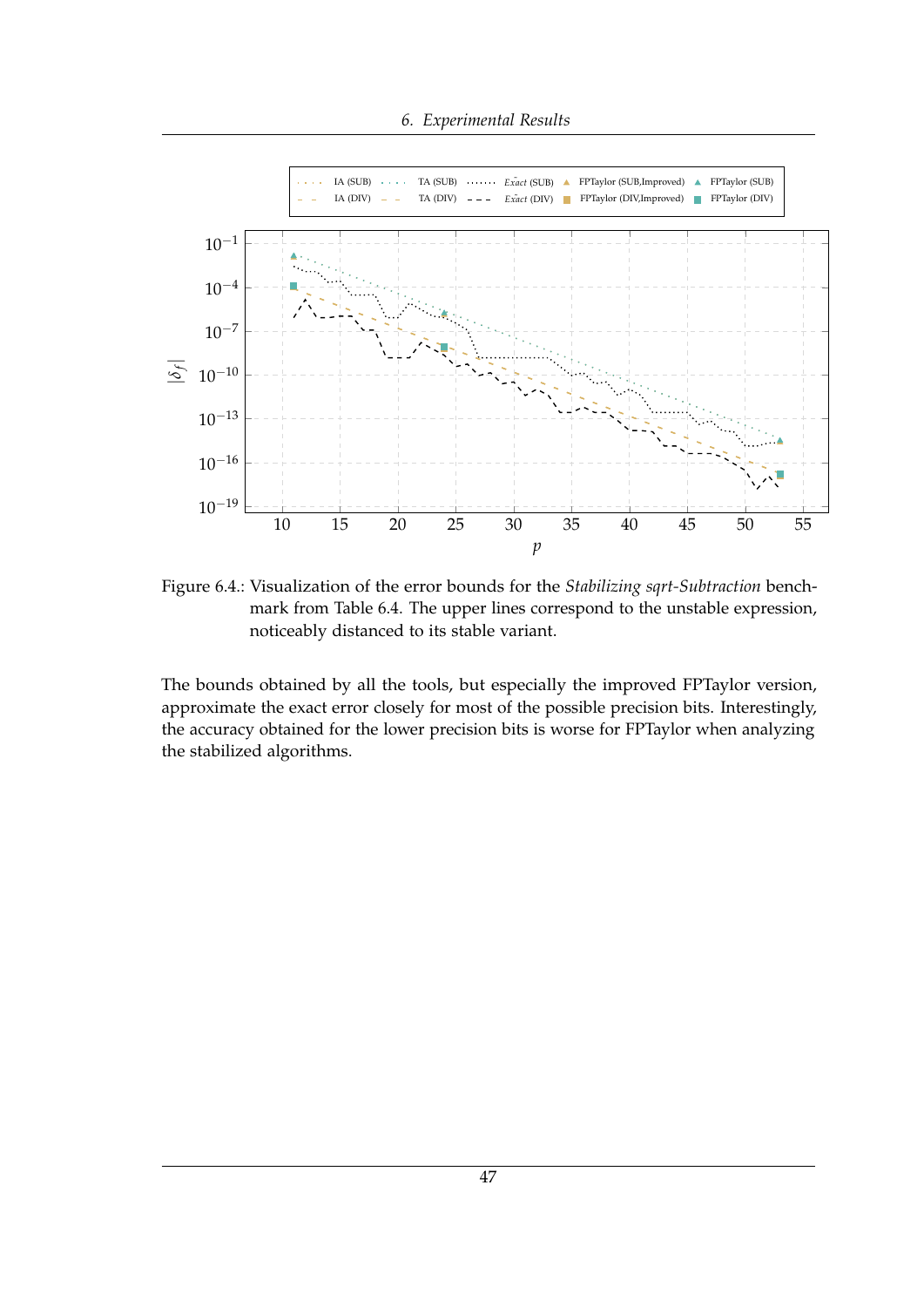Figure 6.4.: Visualization of the error bounds for the *Stabilizing sqrt-Subtraction* benchmark from Table 6.4. The upper lines correspond to the unstable expression, noticeably distanced to its stable variant.

The bounds obtained by all the tools, but especially the improved FPTaylor version, approximate the exact error closely for most of the possible precision bits. Interestingly, the accuracy obtained for the lower precision bits is worse for FPTaylor when analyzing the stabilized algorithms.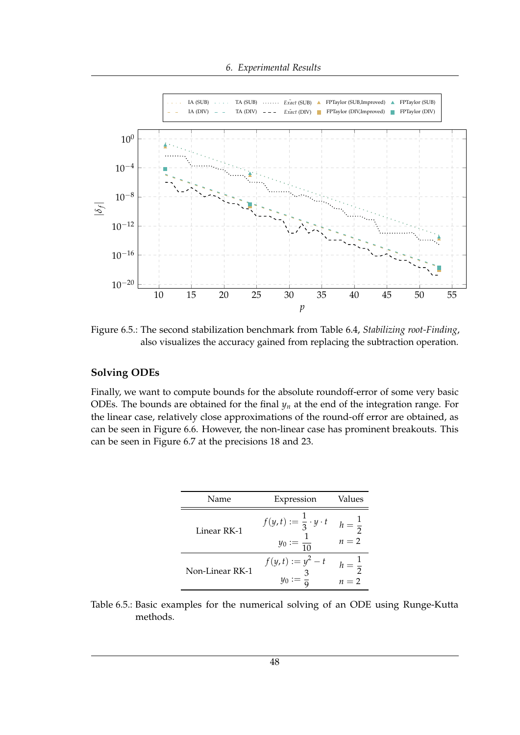Figure 6.5.: The second stabilization benchmark from Table 6.4, *Stabilizing root-Finding*, also visualizes the accuracy gained from replacing the subtraction operation.

### Solving ODEs

Finally, we want to compute bounds for the absolute roundoff-error of some very basic ODEs. The bounds are obtained for the final $y_n$ at the end of the integration range. For the linear case, relatively close approximations of the round-off error are obtained, as can be seen in Figure 6.6. However, the non-linear case has prominent breakouts. This can be seen in Figure 6.7 at the precisions 18 and 23.

| Name | Expression | Values |
|---|---|---|
| Linear RK-1 | $f(y,t) := \frac{1}{3} \cdot y \cdot t$<br>$y_0 := \frac{1}{10}$ | $h = \frac{1}{2}$<br>$n = 2$ |
| Non-Linear RK-1 | $f(y,t) := y^2 - t$<br>$y_0 := \frac{3}{9}$ | $h = \frac{1}{2}$<br>$n = 2$ |

Table 6.5.: Basic examples for the numerical solving of an ODE using Runge-Kutta methods.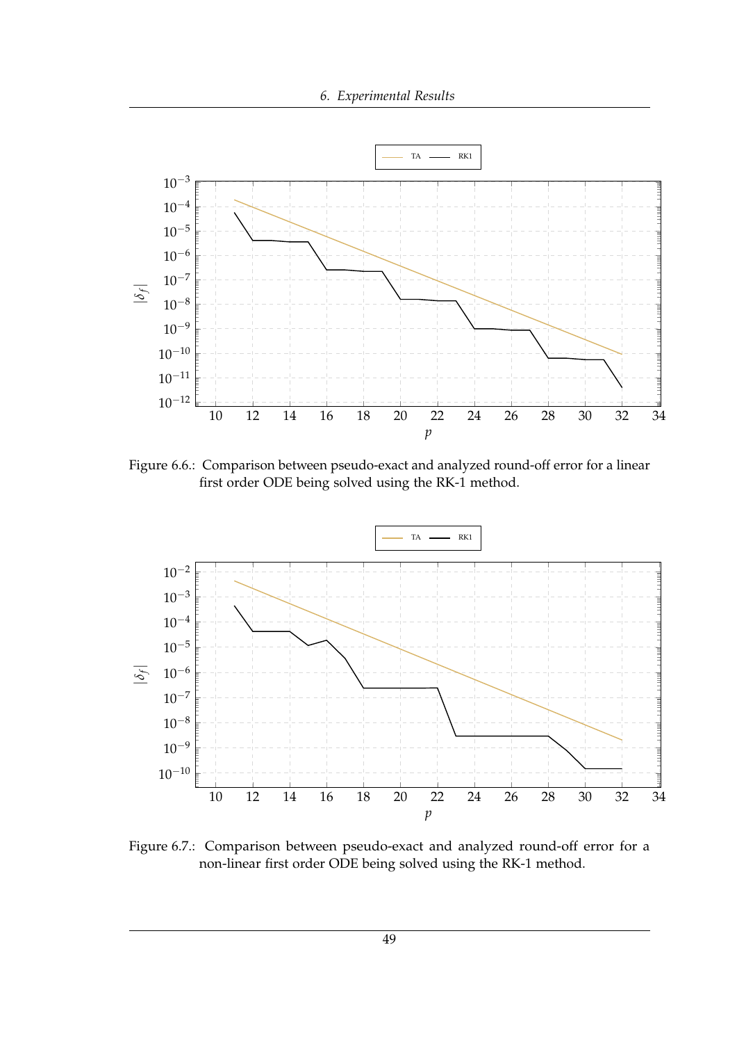Figure 6.6.: Comparison between pseudo-exact and analyzed round-off error for a linear first order ODE being solved using the RK-1 method.

Figure 6.7.: Comparison between pseudo-exact and analyzed round-off error for a non-linear first order ODE being solved using the RK-1 method.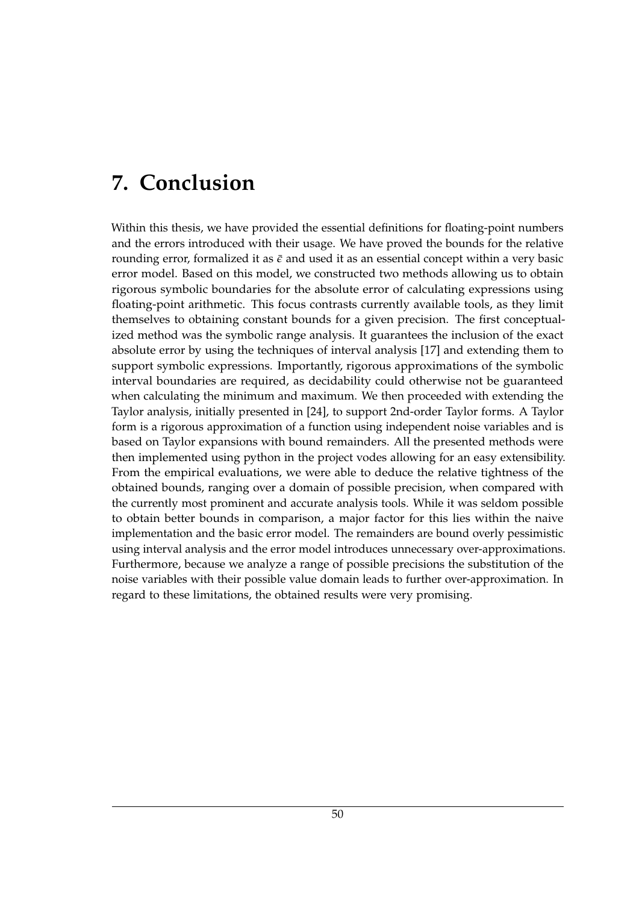# 7. Conclusion

Within this thesis, we have provided the essential definitions for floating-point numbers and the errors introduced with their usage. We have proved the bounds for the relative rounding error, formalized it as $\bar{\epsilon}$ and used it as an essential concept within a very basic error model. Based on this model, we constructed two methods allowing us to obtain rigorous symbolic boundaries for the absolute error of calculating expressions using floating-point arithmetic. This focus contrasts currently available tools, as they limit themselves to obtaining constant bounds for a given precision. The first conceptualized method was the symbolic range analysis. It guarantees the inclusion of the exact absolute error by using the techniques of interval analysis [17] and extending them to support symbolic expressions. Importantly, rigorous approximations of the symbolic interval boundaries are required, as decidability could otherwise not be guaranteed when calculating the minimum and maximum. We then proceeded with extending the Taylor analysis, initially presented in [24], to support 2nd-order Taylor forms. A Taylor form is a rigorous approximation of a function using independent noise variables and is based on Taylor expansions with bound remainders. All the presented methods were then implemented using python in the project vodes allowing for an easy extensibility. From the empirical evaluations, we were able to deduce the relative tightness of the obtained bounds, ranging over a domain of possible precision, when compared with the currently most prominent and accurate analysis tools. While it was seldom possible to obtain better bounds in comparison, a major factor for this lies within the naive implementation and the basic error model. The remainders are bound overly pessimistic using interval analysis and the error model introduces unnecessary over-approximations. Furthermore, because we analyze a range of possible precisions the substitution of the noise variables with their possible value domain leads to further over-approximation. In regard to these limitations, the obtained results were very promising.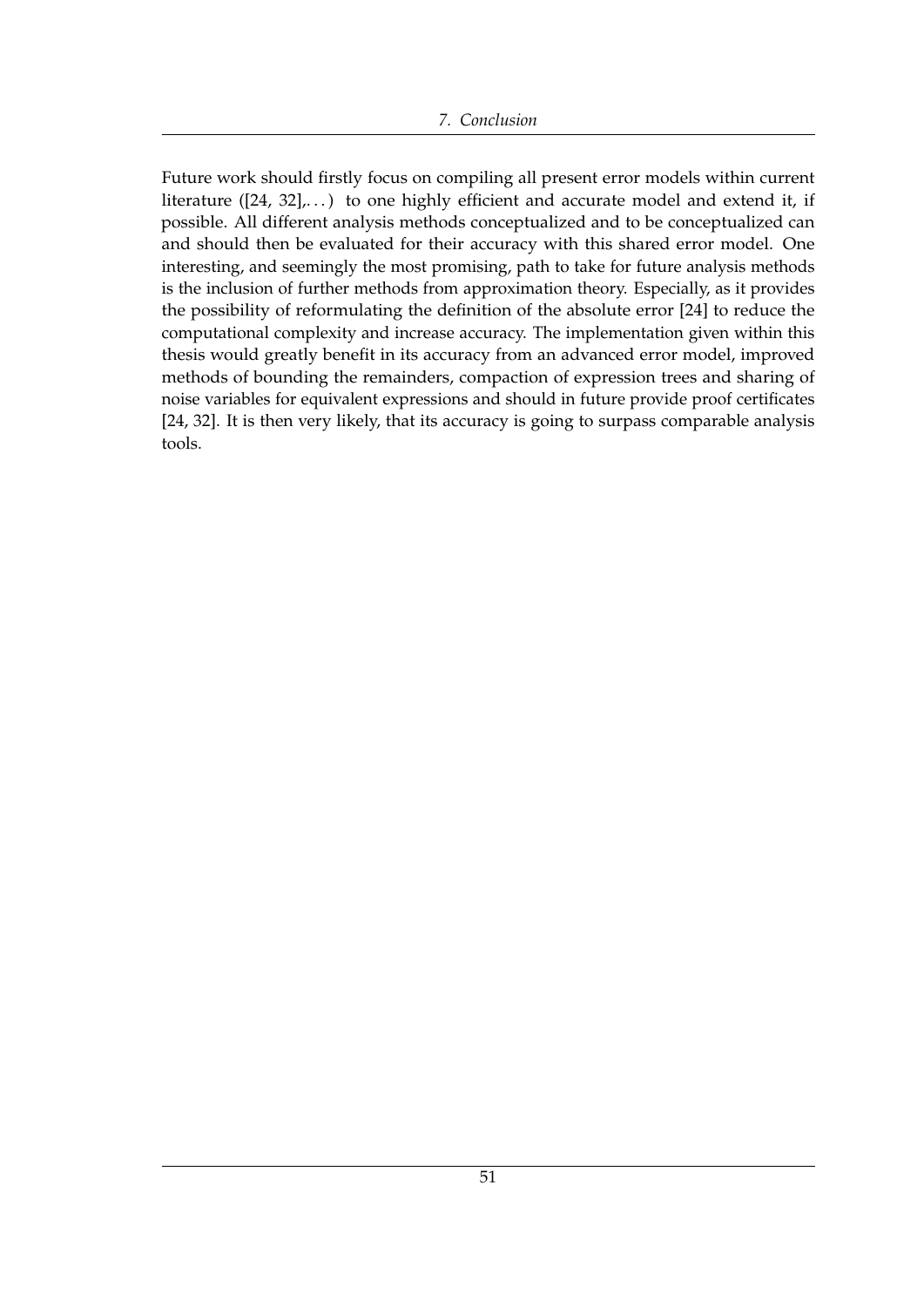Future work should firstly focus on compiling all present error models within current literature ([24, 32],...) to one highly efficient and accurate model and extend it, if possible. All different analysis methods conceptualized and to be conceptualized can and should then be evaluated for their accuracy with this shared error model. One interesting, and seemingly the most promising, path to take for future analysis methods is the inclusion of further methods from approximation theory. Especially, as it provides the possibility of reformulating the definition of the absolute error [24] to reduce the computational complexity and increase accuracy. The implementation given within this thesis would greatly benefit in its accuracy from an advanced error model, improved methods of bounding the remainders, compaction of expression trees and sharing of noise variables for equivalent expressions and should in future provide proof certificates [24, 32]. It is then very likely, that its accuracy is going to surpass comparable analysis tools.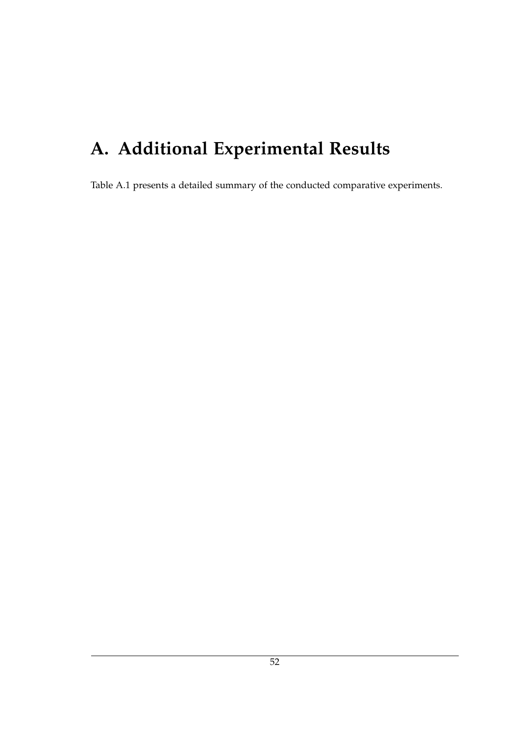# A. Additional Experimental Results

Table A.1 presents a detailed summary of the conducted comparative experiments.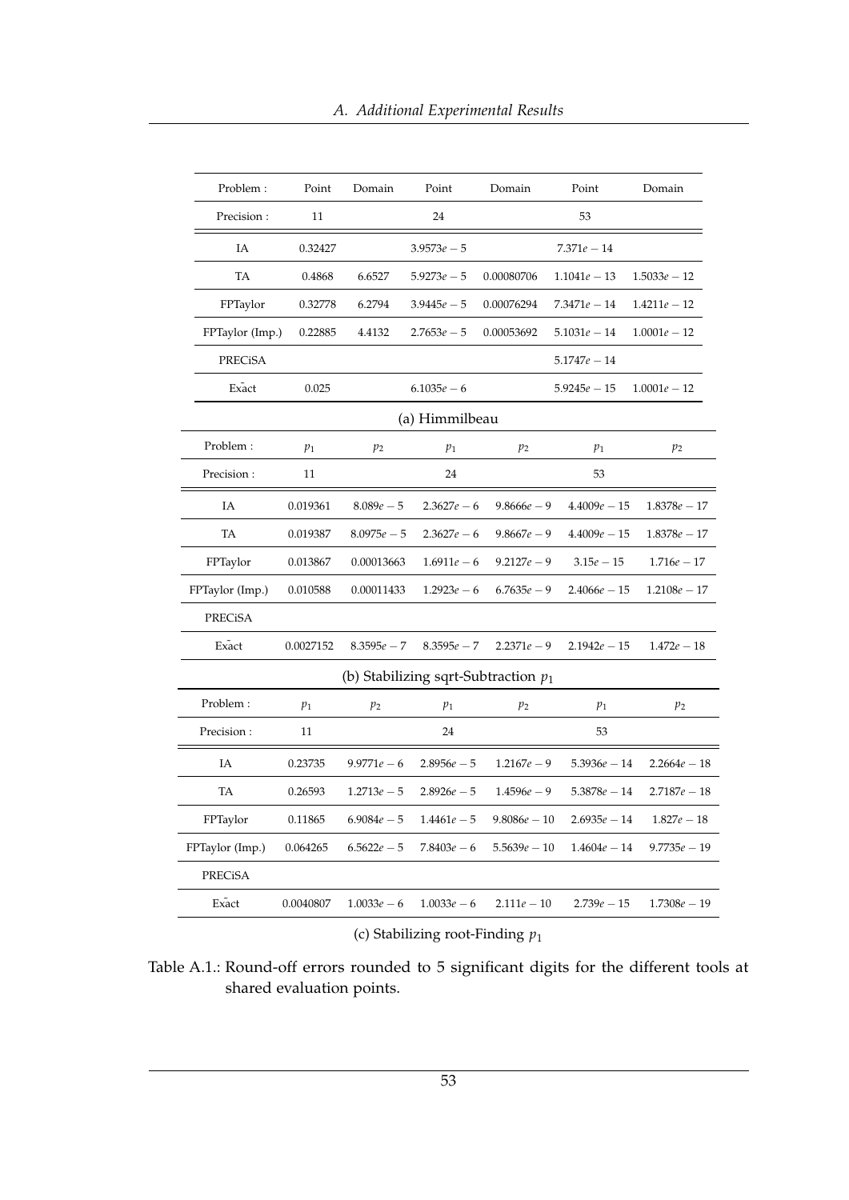| Problem : | Point | Domain | Point | Domain | Point | Domain |
|---|---|---|---|---|---|---|
| Precision : | 11 | | 24 | | 53 | |
| IA | 0.32427 | | $3.9573e-5$ | | $7.371e-14$ | |
| TA | 0.4868 | 6.6527 | $5.9273e-5$ | 0.00080706 | $1.1041e-13$ | $1.5033e-12$ |
| FPTaylor | 0.32778 | 6.2794 | $3.9445e-5$ | 0.00076294 | $7.3471e-14$ | $1.4211e-12$ |
| FPTaylor (Imp.) | 0.22885 | 4.4132 | $2.7653e-5$ | 0.00053692 | $5.1031e-14$ | $1.0001e-12$ |
| PRECiSA | | | | | $5.1747e-14$ | |
| Exact | 0.025 | | $6.1035e-6$ | | $5.9245e-15$ | $1.0001e-12$ |

(a) Himmilbeau

| Problem : | $p_1$ | $p_2$ | $p_1$ | $p_2$ | $p_1$ | $p_2$ |
|---|---|---|---|---|---|---|
| Precision : | 11 | | 24 | | 53 | |
| IA | 0.019361 | $8.089e-5$ | $2.3627e-6$ | $9.8666e-9$ | $4.4009e-15$ | $1.8378e-17$ |
| TA | 0.019387 | $8.0975e-5$ | $2.3627e-6$ | $9.8667e-9$ | $4.4009e-15$ | $1.8378e-17$ |
| FPTaylor | 0.013867 | 0.00013663 | $1.6911e-6$ | $9.2127e-9$ | $3.15e-15$ | $1.716e-17$ |
| FPTaylor (Imp.) | 0.010588 | 0.00011433 | $1.2923e-6$ | $6.7635e-9$ | $2.4066e-15$ | $1.2108e-17$ |
| PRECiSA | | | | | | |
| Exact | 0.0027152 | $8.3595e-7$ | $8.3595e-7$ | $2.2371e-9$ | $2.1942e-15$ | $1.472e-18$ |

(b) Stabilizing sqrt-Subtraction $p_1$

| Problem : | $p_1$ | $p_2$ | $p_1$ | $p_2$ | $p_1$ | $p_2$ |
|---|---|---|---|---|---|---|
| Precision : | 11 | | 24 | | 53 | |
| IA | 0.23735 | $9.9771e-6$ | $2.8956e-5$ | $1.2167e-9$ | $5.3936e-14$ | $2.2664e-18$ |
| TA | 0.26593 | $1.2713e-5$ | $2.8926e-5$ | $1.4596e-9$ | $5.3878e-14$ | $2.7187e-18$ |
| FPTaylor | 0.11865 | $6.9084e-5$ | $1.4461e-5$ | $9.8086e-10$ | $2.6935e-14$ | $1.827e-18$ |
| FPTaylor (Imp.) | 0.064265 | $6.5622e-5$ | $7.8403e-6$ | $5.5639e-10$ | $1.4604e-14$ | $9.7735e-19$ |
| PRECiSA | | | | | | |
| Exact | 0.0040807 | $1.0033e-6$ | $1.0033e-6$ | $2.111e-10$ | $2.739e-15$ | $1.7308e-19$ |

(c) Stabilizing root-Finding $p_1$

Table A.1.: Round-off errors rounded to 5 significant digits for the different tools at shared evaluation points.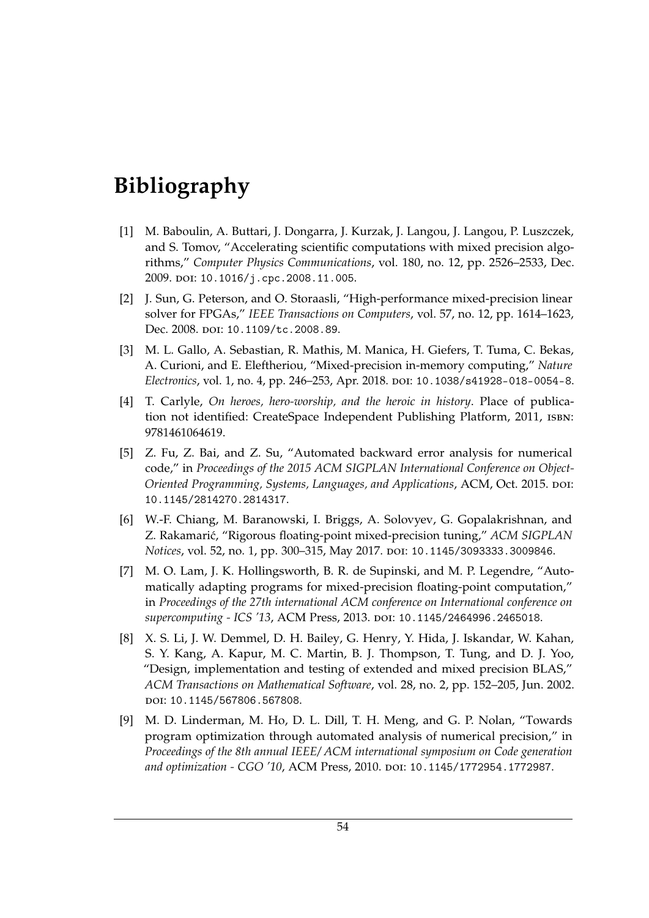# Bibliography

[1] M. Baboulin, A. Buttari, J. Dongarra, J. Kurzak, J. Langou, J. Langou, P. Luszczek, and S. Tomov, "Accelerating scientific computations with mixed precision algorithms," *Computer Physics Communications*, vol. 180, no. 12, pp. 2526–2533, Dec. 2009. doi: 10.1016/j.cpc.2008.11.005.

[2] J. Sun, G. Peterson, and O. Storaasli, "High-performance mixed-precision linear solver for FPGAs," *IEEE Transactions on Computers*, vol. 57, no. 12, pp. 1614–1623, Dec. 2008. doi: 10.1109/tc.2008.89.

[3] M. L. Gallo, A. Sebastian, R. Mathis, M. Manica, H. Giefers, T. Tuma, C. Bekas, A. Curioni, and E. Eleftheriou, "Mixed-precision in-memory computing," *Nature Electronics*, vol. 1, no. 4, pp. 246–253, Apr. 2018. doi: 10.1038/s41928-018-0054-8.

[4] T. Carlyle, *On heroes, hero-worship, and the heroic in history*. Place of publication not identified: CreateSpace Independent Publishing Platform, 2011, isbn: 9781461064619.

[5] Z. Fu, Z. Bai, and Z. Su, "Automated backward error analysis for numerical code," in *Proceedings of the 2015 ACM SIGPLAN International Conference on Object-Oriented Programming, Systems, Languages, and Applications*, ACM, Oct. 2015. doi: 10.1145/2814270.2814317.

[6] W.-F. Chiang, M. Baranowski, I. Briggs, A. Solovyev, G. Gopalakrishnan, and Z. Rakamarić, "Rigorous floating-point mixed-precision tuning," *ACM SIGPLAN Notices*, vol. 52, no. 1, pp. 300–315, May 2017. doi: 10.1145/3093333.3009846.

[7] M. O. Lam, J. K. Hollingsworth, B. R. de Supinski, and M. P. Legendre, "Automatically adapting programs for mixed-precision floating-point computation," in *Proceedings of the 27th international ACM conference on International conference on supercomputing - ICS '13*, ACM Press, 2013. doi: 10.1145/2464996.2465018.

[8] X. S. Li, J. W. Demmel, D. H. Bailey, G. Henry, Y. Hida, J. Iskandar, W. Kahan, S. Y. Kang, A. Kapur, M. C. Martin, B. J. Thompson, T. Tung, and D. J. Yoo, "Design, implementation and testing of extended and mixed precision BLAS," *ACM Transactions on Mathematical Software*, vol. 28, no. 2, pp. 152–205, Jun. 2002. doi: 10.1145/567806.567808.

[9] M. D. Linderman, M. Ho, D. L. Dill, T. H. Meng, and G. P. Nolan, "Towards program optimization through automated analysis of numerical precision," in *Proceedings of the 8th annual IEEE/ACM international symposium on Code generation and optimization - CGO '10*, ACM Press, 2010. doi: 10.1145/1772954.1772987.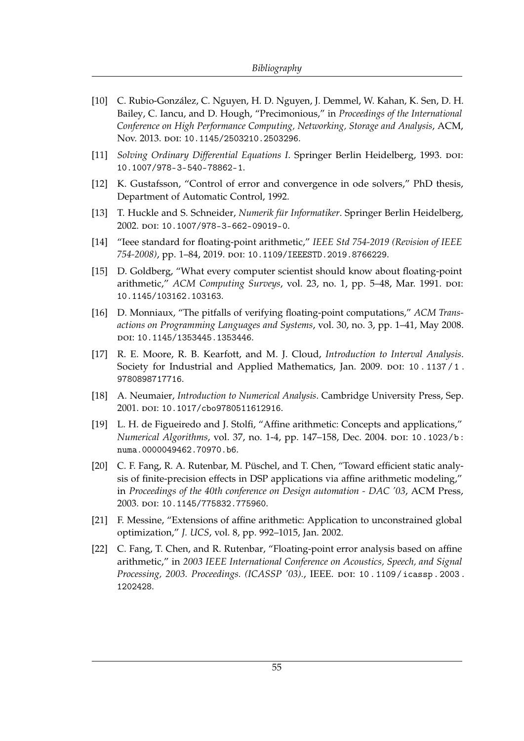[10] C. Rubio-González, C. Nguyen, H. D. Nguyen, J. Demmel, W. Kahan, K. Sen, D. H. Bailey, C. Iancu, and D. Hough, "Precimonious," in *Proceedings of the International Conference on High Performance Computing, Networking, Storage and Analysis*, ACM, Nov. 2013. DOI: 10.1145/2503210.2503296.

[11] *Solving Ordinary Differential Equations I*. Springer Berlin Heidelberg, 1993. DOI: 10.1007/978-3-540-78862-1.

[12] K. Gustafsson, "Control of error and convergence in ode solvers," PhD thesis, Department of Automatic Control, 1992.

[13] T. Huckle and S. Schneider, *Numerik für Informatiker*. Springer Berlin Heidelberg, 2002. DOI: 10.1007/978-3-662-09019-0.

[14] "Ieee standard for floating-point arithmetic," *IEEE Std 754-2019 (Revision of IEEE 754-2008)*, pp. 1–84, 2019. DOI: 10.1109/IEEESTD.2019.8766229.

[15] D. Goldberg, "What every computer scientist should know about floating-point arithmetic," *ACM Computing Surveys*, vol. 23, no. 1, pp. 5–48, Mar. 1991. DOI: 10.1145/103162.103163.

[16] D. Monniaux, "The pitfalls of verifying floating-point computations," *ACM Transactions on Programming Languages and Systems*, vol. 30, no. 3, pp. 1–41, May 2008. DOI: 10.1145/1353445.1353446.

[17] R. E. Moore, R. B. Kearfott, and M. J. Cloud, *Introduction to Interval Analysis*. Society for Industrial and Applied Mathematics, Jan. 2009. DOI: 10.1137/1.9780898717716.

[18] A. Neumaier, *Introduction to Numerical Analysis*. Cambridge University Press, Sep. 2001. DOI: 10.1017/cbo9780511612916.

[19] L. H. de Figueiredo and J. Stolfi, "Affine arithmetic: Concepts and applications," *Numerical Algorithms*, vol. 37, no. 1-4, pp. 147–158, Dec. 2004. DOI: 10.1023/b:numa.0000049462.70970.b6.

[20] C. F. Fang, R. A. Rutenbar, M. Püschel, and T. Chen, "Toward efficient static analysis of finite-precision effects in DSP applications via affine arithmetic modeling," in *Proceedings of the 40th conference on Design automation - DAC '03*, ACM Press, 2003. DOI: 10.1145/775832.775960.

[21] F. Messine, "Extensions of affine arithmetic: Application to unconstrained global optimization," *J. UCS*, vol. 8, pp. 992–1015, Jan. 2002.

[22] C. Fang, T. Chen, and R. Rutenbar, "Floating-point error analysis based on affine arithmetic," in *2003 IEEE International Conference on Acoustics, Speech, and Signal Processing, 2003. Proceedings. (ICASSP '03).*, IEEE. DOI: 10.1109/icassp.2003.1202428.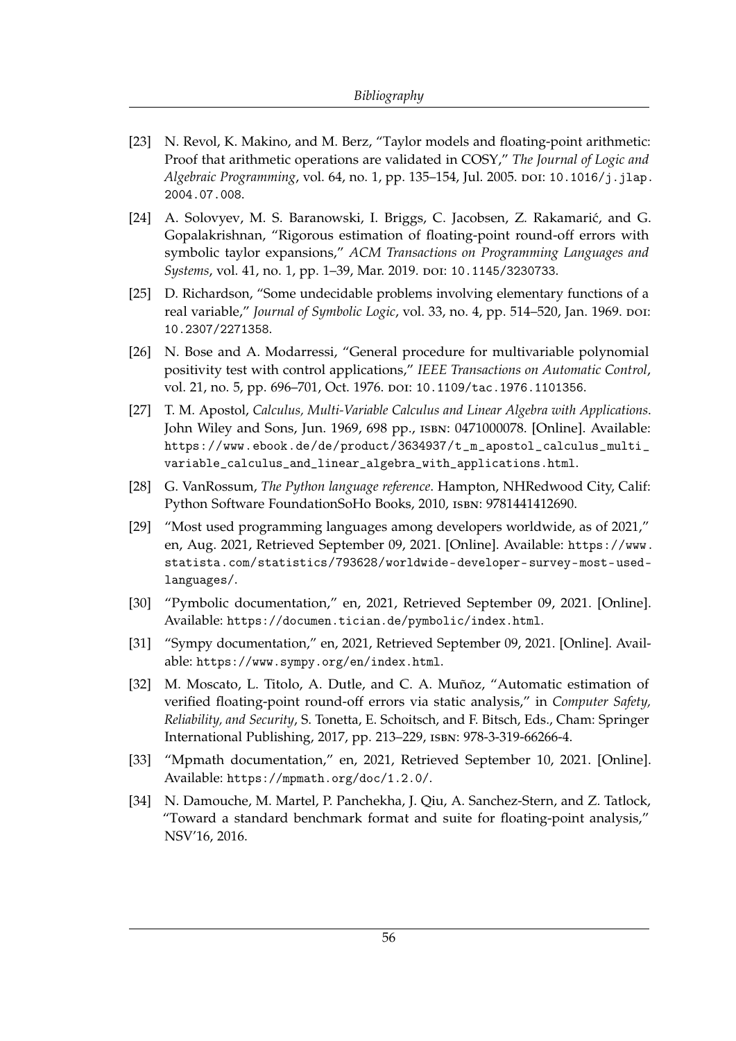[23] N. Revol, K. Makino, and M. Berz, “Taylor models and floating-point arithmetic: Proof that arithmetic operations are validated in COSY,” *The Journal of Logic and Algebraic Programming*, vol. 64, no. 1, pp. 135–154, Jul. 2005. DOI: 10.1016/j.jlap.2004.07.008.

[24] A. Solovyev, M. S. Baranowski, I. Briggs, C. Jacobsen, Z. Rakamarić, and G. Gopalakrishnan, “Rigorous estimation of floating-point round-off errors with symbolic taylor expansions,” *ACM Transactions on Programming Languages and Systems*, vol. 41, no. 1, pp. 1–39, Mar. 2019. DOI: 10.1145/3230733.

[25] D. Richardson, “Some undecidable problems involving elementary functions of a real variable,” *Journal of Symbolic Logic*, vol. 33, no. 4, pp. 514–520, Jan. 1969. DOI: 10.2307/2271358.

[26] N. Bose and A. Modarressi, “General procedure for multivariable polynomial positivity test with control applications,” *IEEE Transactions on Automatic Control*, vol. 21, no. 5, pp. 696–701, Oct. 1976. DOI: 10.1109/tac.1976.1101356.

[27] T. M. Apostol, *Calculus, Multi-Variable Calculus and Linear Algebra with Applications*. John Wiley and Sons, Jun. 1969, 698 pp., ISBN: 0471000078. [Online]. Available: https://www.ebook.de/de/product/3634937/t_m_apostol_calculus_multi_variable_calculus_and_linear_algebra_with_applications.html.

[28] G. VanRossum, *The Python language reference*. Hampton, NHRedwood City, Calif: Python Software FoundationSoHo Books, 2010, ISBN: 9781441412690.

[29] “Most used programming languages among developers worldwide, as of 2021,” en, Aug. 2021, Retrieved September 09, 2021. [Online]. Available: https://www.statista.com/statistics/793628/worldwide-developer-survey-most-used-languages/.

[30] “Pymbolic documentation,” en, 2021, Retrieved September 09, 2021. [Online]. Available: https://documen.tician.de/pymbolic/index.html.

[31] “Sympy documentation,” en, 2021, Retrieved September 09, 2021. [Online]. Available: https://www.sympy.org/en/index.html.

[32] M. Moscato, L. Titolo, A. Dutle, and C. A. Muñoz, “Automatic estimation of verified floating-point round-off errors via static analysis,” in *Computer Safety, Reliability, and Security*, S. Tonetta, E. Schoitsch, and F. Bitsch, Eds., Cham: Springer International Publishing, 2017, pp. 213–229, ISBN: 978-3-319-66266-4.

[33] “Mpmath documentation,” en, 2021, Retrieved September 10, 2021. [Online]. Available: https://mpmath.org/doc/1.2.0/.

[34] N. Damouche, M. Martel, P. Panchekha, J. Qiu, A. Sanchez-Stern, and Z. Tatlock, “Toward a standard benchmark format and suite for floating-point analysis,” NSV’16, 2016.